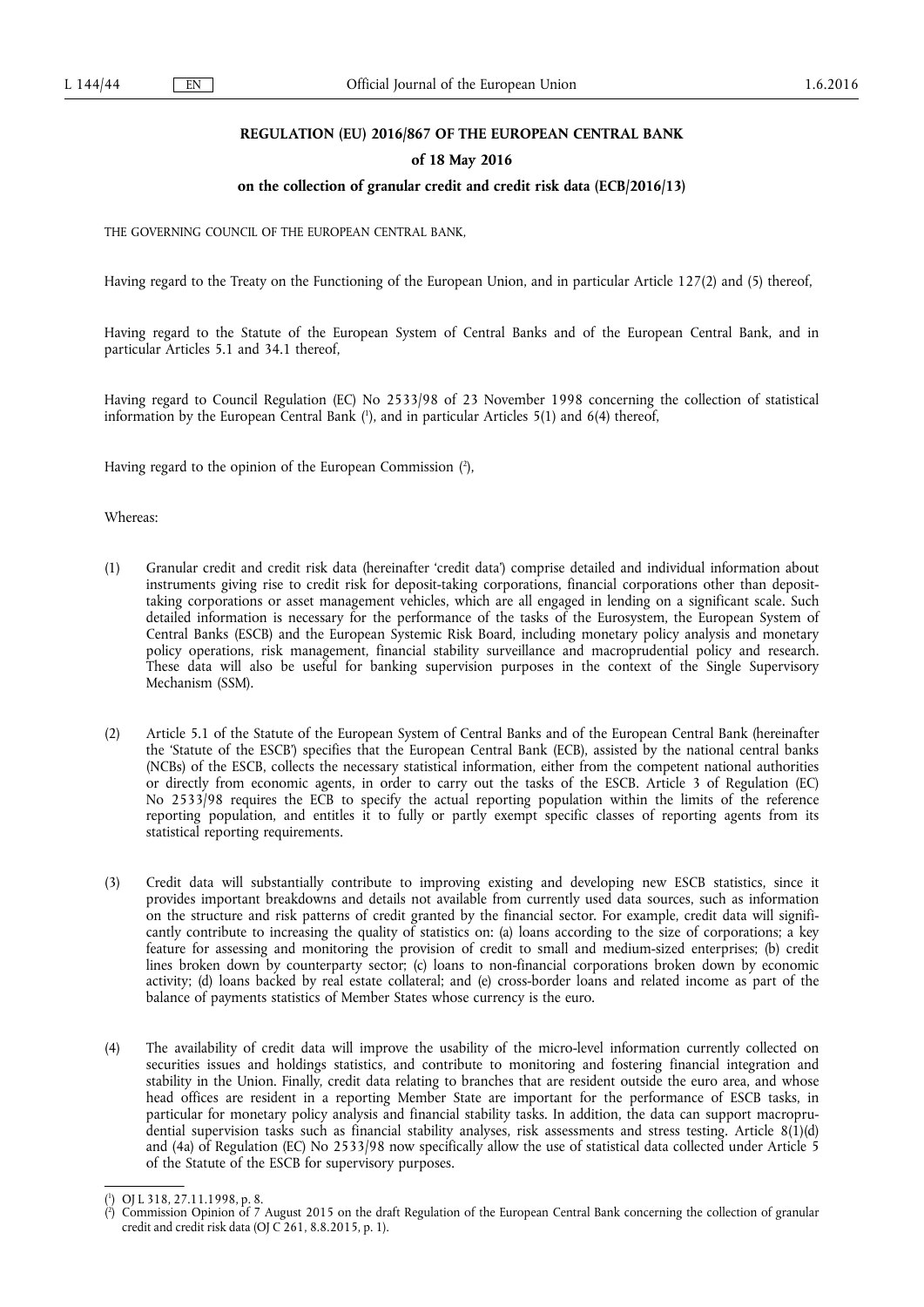**REGULATION (EU) 2016/867 OF THE EUROPEAN CENTRAL BANK**

**of 18 May 2016**

**on the collection of granular credit and credit risk data (ECB/2016/13)**

THE GOVERNING COUNCIL OF THE EUROPEAN CENTRAL BANK,

Having regard to the Treaty on the Functioning of the European Union, and in particular Article 127(2) and (5) thereof,

Having regard to the Statute of the European System of Central Banks and of the European Central Bank, and in particular Articles 5.1 and 34.1 thereof,

Having regard to Council Regulation (EC) No 2533/98 of 23 November 1998 concerning the collection of statistical information by the European Central Bank ([1]), and in particular Articles 5(1) and 6(4) thereof,

Having regard to the opinion of the European Commission ([2]),

Whereas:

(1) Granular credit and credit risk data (hereinafter 'credit data') comprise detailed and individual information about instruments giving rise to credit risk for deposit-taking corporations, financial corporations other than deposit-taking corporations or asset management vehicles, which are all engaged in lending on a significant scale. Such detailed information is necessary for the performance of the tasks of the Eurosystem, the European System of Central Banks (ESCB) and the European Systemic Risk Board, including monetary policy analysis and monetary policy operations, risk management, financial stability surveillance and macroprudential policy and research. These data will also be useful for banking supervision purposes in the context of the Single Supervisory Mechanism (SSM).

(2) Article 5.1 of the Statute of the European System of Central Banks and of the European Central Bank (hereinafter the 'Statute of the ESCB') specifies that the European Central Bank (ECB), assisted by the national central banks (NCBs) of the ESCB, collects the necessary statistical information, either from the competent national authorities or directly from economic agents, in order to carry out the tasks of the ESCB. Article 3 of Regulation (EC) No 2533/98 requires the ECB to specify the actual reporting population within the limits of the reference reporting population, and entitles it to fully or partly exempt specific classes of reporting agents from its statistical reporting requirements.

(3) Credit data will substantially contribute to improving existing and developing new ESCB statistics, since it provides important breakdowns and details not available from currently used data sources, such as information on the structure and risk patterns of credit granted by the financial sector. For example, credit data will significantly contribute to increasing the quality of statistics on: (a) loans according to the size of corporations; a key feature for assessing and monitoring the provision of credit to small and medium-sized enterprises; (b) credit lines broken down by counterparty sector; (c) loans to non-financial corporations broken down by economic activity; (d) loans backed by real estate collateral; and (e) cross-border loans and related income as part of the balance of payments statistics of Member States whose currency is the euro.

(4) The availability of credit data will improve the usability of the micro-level information currently collected on securities issues and holdings statistics, and contribute to monitoring and fostering financial integration and stability in the Union. Finally, credit data relating to branches that are resident outside the euro area, and whose head offices are resident in a reporting Member State are important for the performance of ESCB tasks, in particular for monetary policy analysis and financial stability tasks. In addition, the data can support macroprudential supervision tasks such as financial stability analyses, risk assessments and stress testing. Article 8(1)(d) and (4a) of Regulation (EC) No 2533/98 now specifically allow the use of statistical data collected under Article 5 of the Statute of the ESCB for supervisory purposes.

---

([1]) OJ L 318, 27.11.1998, p. 8.

([2]) Commission Opinion of 7 August 2015 on the draft Regulation of the European Central Bank concerning the collection of granular credit and credit risk data (OJ C 261, 8.8.2015, p. 1).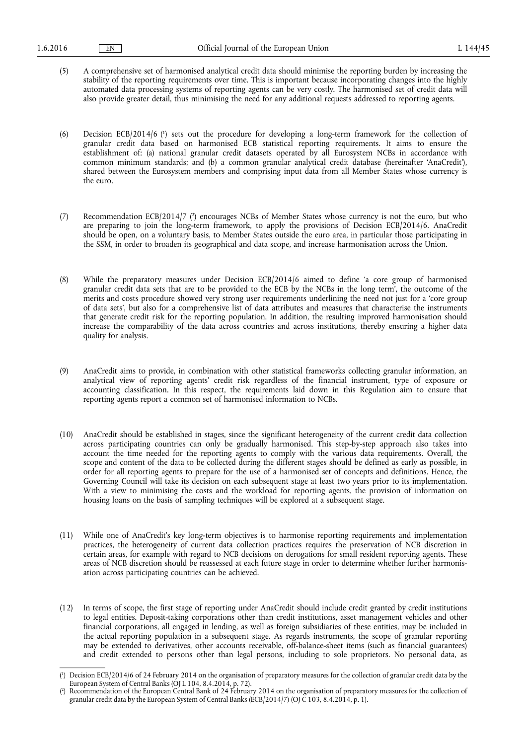(5) A comprehensive set of harmonised analytical credit data should minimise the reporting burden by increasing the stability of the reporting requirements over time. This is important because incorporating changes into the highly automated data processing systems of reporting agents can be very costly. The harmonised set of credit data will also provide greater detail, thus minimising the need for any additional requests addressed to reporting agents.

(6) Decision ECB/2014/6 [1] sets out the procedure for developing a long-term framework for the collection of granular credit data based on harmonised ECB statistical reporting requirements. It aims to ensure the establishment of: (a) national granular credit datasets operated by all Eurosystem NCBs in accordance with common minimum standards; and (b) a common granular analytical credit database (hereinafter 'AnaCredit'), shared between the Eurosystem members and comprising input data from all Member States whose currency is the euro.

(7) Recommendation ECB/2014/7 [2] encourages NCBs of Member States whose currency is not the euro, but who are preparing to join the long-term framework, to apply the provisions of Decision ECB/2014/6. AnaCredit should be open, on a voluntary basis, to Member States outside the euro area, in particular those participating in the SSM, in order to broaden its geographical and data scope, and increase harmonisation across the Union.

(8) While the preparatory measures under Decision ECB/2014/6 aimed to define 'a core group of harmonised granular credit data sets that are to be provided to the ECB by the NCBs in the long term', the outcome of the merits and costs procedure showed very strong user requirements underlining the need not just for a 'core group of data sets', but also for a comprehensive list of data attributes and measures that characterise the instruments that generate credit risk for the reporting population. In addition, the resulting improved harmonisation should increase the comparability of the data across countries and across institutions, thereby ensuring a higher data quality for analysis.

(9) AnaCredit aims to provide, in combination with other statistical frameworks collecting granular information, an analytical view of reporting agents' credit risk regardless of the financial instrument, type of exposure or accounting classification. In this respect, the requirements laid down in this Regulation aim to ensure that reporting agents report a common set of harmonised information to NCBs.

(10) AnaCredit should be established in stages, since the significant heterogeneity of the current credit data collection across participating countries can only be gradually harmonised. This step-by-step approach also takes into account the time needed for the reporting agents to comply with the various data requirements. Overall, the scope and content of the data to be collected during the different stages should be defined as early as possible, in order for all reporting agents to prepare for the use of a harmonised set of concepts and definitions. Hence, the Governing Council will take its decision on each subsequent stage at least two years prior to its implementation. With a view to minimising the costs and the workload for reporting agents, the provision of information on housing loans on the basis of sampling techniques will be explored at a subsequent stage.

(11) While one of AnaCredit's key long-term objectives is to harmonise reporting requirements and implementation practices, the heterogeneity of current data collection practices requires the preservation of NCB discretion in certain areas, for example with regard to NCB decisions on derogations for small resident reporting agents. These areas of NCB discretion should be reassessed at each future stage in order to determine whether further harmonisation across participating countries can be achieved.

(12) In terms of scope, the first stage of reporting under AnaCredit should include credit granted by credit institutions to legal entities. Deposit-taking corporations other than credit institutions, asset management vehicles and other financial corporations, all engaged in lending, as well as foreign subsidiaries of these entities, may be included in the actual reporting population in a subsequent stage. As regards instruments, the scope of granular reporting may be extended to derivatives, other accounts receivable, off-balance-sheet items (such as financial guarantees) and credit extended to persons other than legal persons, including to sole proprietors. No personal data, as

---

[1] Decision ECB/2014/6 of 24 February 2014 on the organisation of preparatory measures for the collection of granular credit data by the European System of Central Banks (OJ L 104, 8.4.2014, p. 72).

[2] Recommendation of the European Central Bank of 24 February 2014 on the organisation of preparatory measures for the collection of granular credit data by the European System of Central Banks (ECB/2014/7) (OJ C 103, 8.4.2014, p. 1).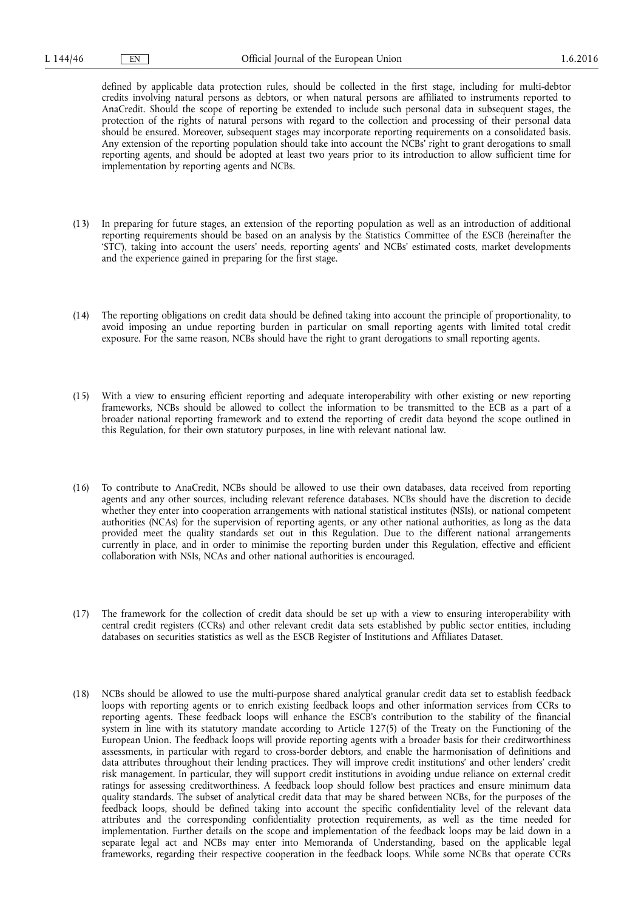defined by applicable data protection rules, should be collected in the first stage, including for multi-debtor credits involving natural persons as debtors, or when natural persons are affiliated to instruments reported to AnaCredit. Should the scope of reporting be extended to include such personal data in subsequent stages, the protection of the rights of natural persons with regard to the collection and processing of their personal data should be ensured. Moreover, subsequent stages may incorporate reporting requirements on a consolidated basis. Any extension of the reporting population should take into account the NCBs' right to grant derogations to small reporting agents, and should be adopted at least two years prior to its introduction to allow sufficient time for implementation by reporting agents and NCBs.

(13) In preparing for future stages, an extension of the reporting population as well as an introduction of additional reporting requirements should be based on an analysis by the Statistics Committee of the ESCB (hereinafter the 'STC'), taking into account the users' needs, reporting agents' and NCBs' estimated costs, market developments and the experience gained in preparing for the first stage.

(14) The reporting obligations on credit data should be defined taking into account the principle of proportionality, to avoid imposing an undue reporting burden in particular on small reporting agents with limited total credit exposure. For the same reason, NCBs should have the right to grant derogations to small reporting agents.

(15) With a view to ensuring efficient reporting and adequate interoperability with other existing or new reporting frameworks, NCBs should be allowed to collect the information to be transmitted to the ECB as a part of a broader national reporting framework and to extend the reporting of credit data beyond the scope outlined in this Regulation, for their own statutory purposes, in line with relevant national law.

(16) To contribute to AnaCredit, NCBs should be allowed to use their own databases, data received from reporting agents and any other sources, including relevant reference databases. NCBs should have the discretion to decide whether they enter into cooperation arrangements with national statistical institutes (NSIs), or national competent authorities (NCAs) for the supervision of reporting agents, or any other national authorities, as long as the data provided meet the quality standards set out in this Regulation. Due to the different national arrangements currently in place, and in order to minimise the reporting burden under this Regulation, effective and efficient collaboration with NSIs, NCAs and other national authorities is encouraged.

(17) The framework for the collection of credit data should be set up with a view to ensuring interoperability with central credit registers (CCRs) and other relevant credit data sets established by public sector entities, including databases on securities statistics as well as the ESCB Register of Institutions and Affiliates Dataset.

(18) NCBs should be allowed to use the multi-purpose shared analytical granular credit data set to establish feedback loops with reporting agents or to enrich existing feedback loops and other information services from CCRs to reporting agents. These feedback loops will enhance the ESCB's contribution to the stability of the financial system in line with its statutory mandate according to Article 127(5) of the Treaty on the Functioning of the European Union. The feedback loops will provide reporting agents with a broader basis for their creditworthiness assessments, in particular with regard to cross-border debtors, and enable the harmonisation of definitions and data attributes throughout their lending practices. They will improve credit institutions' and other lenders' credit risk management. In particular, they will support credit institutions in avoiding undue reliance on external credit ratings for assessing creditworthiness. A feedback loop should follow best practices and ensure minimum data quality standards. The subset of analytical credit data that may be shared between NCBs, for the purposes of the feedback loops, should be defined taking into account the specific confidentiality level of the relevant data attributes and the corresponding confidentiality protection requirements, as well as the time needed for implementation. Further details on the scope and implementation of the feedback loops may be laid down in a separate legal act and NCBs may enter into Memoranda of Understanding, based on the applicable legal frameworks, regarding their respective cooperation in the feedback loops. While some NCBs that operate CCRs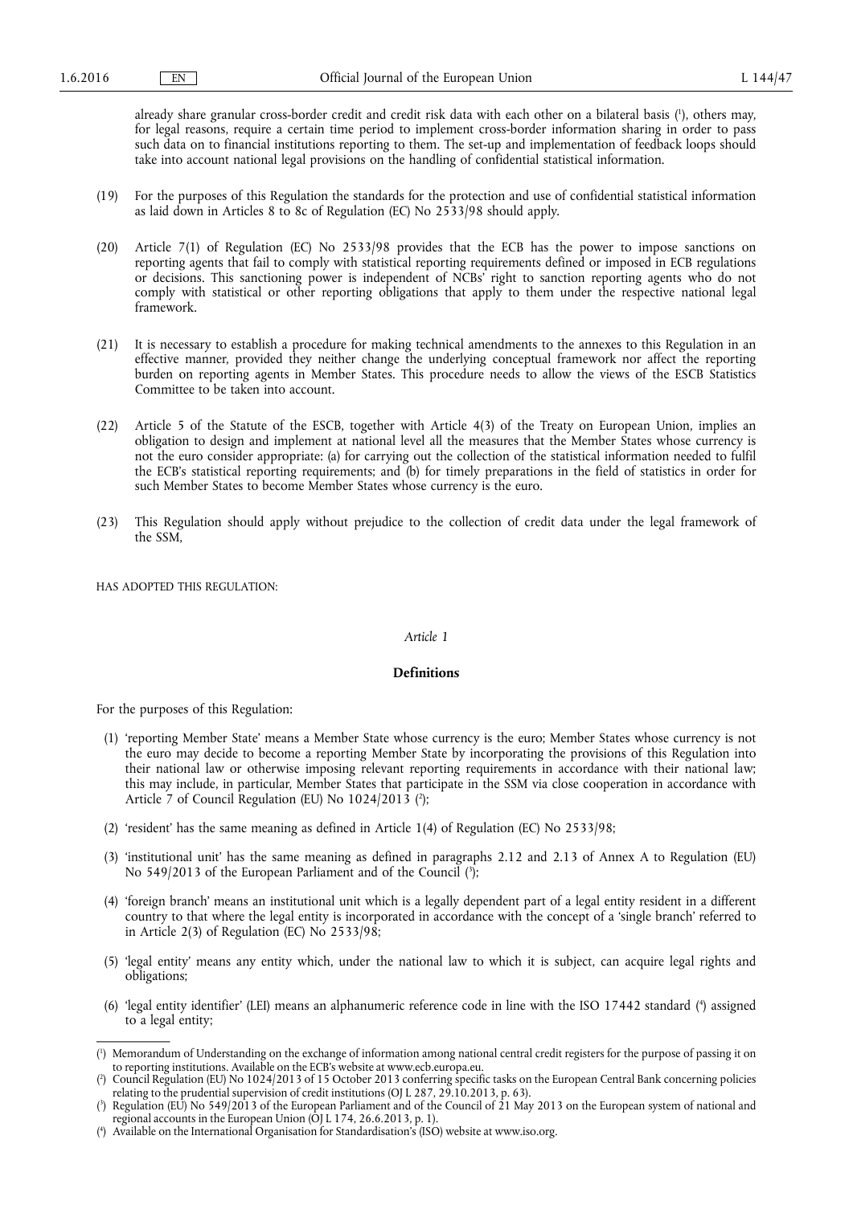already share granular cross-border credit and credit risk data with each other on a bilateral basis [1], others may, for legal reasons, require a certain time period to implement cross-border information sharing in order to pass such data on to financial institutions reporting to them. The set-up and implementation of feedback loops should take into account national legal provisions on the handling of confidential statistical information.

(19) For the purposes of this Regulation the standards for the protection and use of confidential statistical information as laid down in Articles 8 to 8c of Regulation (EC) No 2533/98 should apply.

(20) Article 7(1) of Regulation (EC) No 2533/98 provides that the ECB has the power to impose sanctions on reporting agents that fail to comply with statistical reporting requirements defined or imposed in ECB regulations or decisions. This sanctioning power is independent of NCBs' right to sanction reporting agents who do not comply with statistical or other reporting obligations that apply to them under the respective national legal framework.

(21) It is necessary to establish a procedure for making technical amendments to the annexes to this Regulation in an effective manner, provided they neither change the underlying conceptual framework nor affect the reporting burden on reporting agents in Member States. This procedure needs to allow the views of the ESCB Statistics Committee to be taken into account.

(22) Article 5 of the Statute of the ESCB, together with Article 4(3) of the Treaty on European Union, implies an obligation to design and implement at national level all the measures that the Member States whose currency is not the euro consider appropriate: (a) for carrying out the collection of the statistical information needed to fulfil the ECB's statistical reporting requirements; and (b) for timely preparations in the field of statistics in order for such Member States to become Member States whose currency is the euro.

(23) This Regulation should apply without prejudice to the collection of credit data under the legal framework of the SSM,

HAS ADOPTED THIS REGULATION:

*Article 1*

**Definitions**

For the purposes of this Regulation:

(1) 'reporting Member State' means a Member State whose currency is the euro; Member States whose currency is not the euro may decide to become a reporting Member State by incorporating the provisions of this Regulation into their national law or otherwise imposing relevant reporting requirements in accordance with their national law; this may include, in particular, Member States that participate in the SSM via close cooperation in accordance with Article 7 of Council Regulation (EU) No 1024/2013 [2];

(2) 'resident' has the same meaning as defined in Article 1(4) of Regulation (EC) No 2533/98;

(3) 'institutional unit' has the same meaning as defined in paragraphs 2.12 and 2.13 of Annex A to Regulation (EU) No 549/2013 of the European Parliament and of the Council [3];

(4) 'foreign branch' means an institutional unit which is a legally dependent part of a legal entity resident in a different country to that where the legal entity is incorporated in accordance with the concept of a 'single branch' referred to in Article 2(3) of Regulation (EC) No 2533/98;

(5) 'legal entity' means any entity which, under the national law to which it is subject, can acquire legal rights and obligations;

(6) 'legal entity identifier' (LEI) means an alphanumeric reference code in line with the ISO 17442 standard [4] assigned to a legal entity;

---

[1] Memorandum of Understanding on the exchange of information among national central credit registers for the purpose of passing it on to reporting institutions. Available on the ECB's website at www.ecb.europa.eu.

[2] Council Regulation (EU) No 1024/2013 of 15 October 2013 conferring specific tasks on the European Central Bank concerning policies relating to the prudential supervision of credit institutions (OJ L 287, 29.10.2013, p. 63).

[3] Regulation (EU) No 549/2013 of the European Parliament and of the Council of 21 May 2013 on the European system of national and regional accounts in the European Union (OJ L 174, 26.6.2013, p. 1).

[4] Available on the International Organisation for Standardisation's (ISO) website at www.iso.org.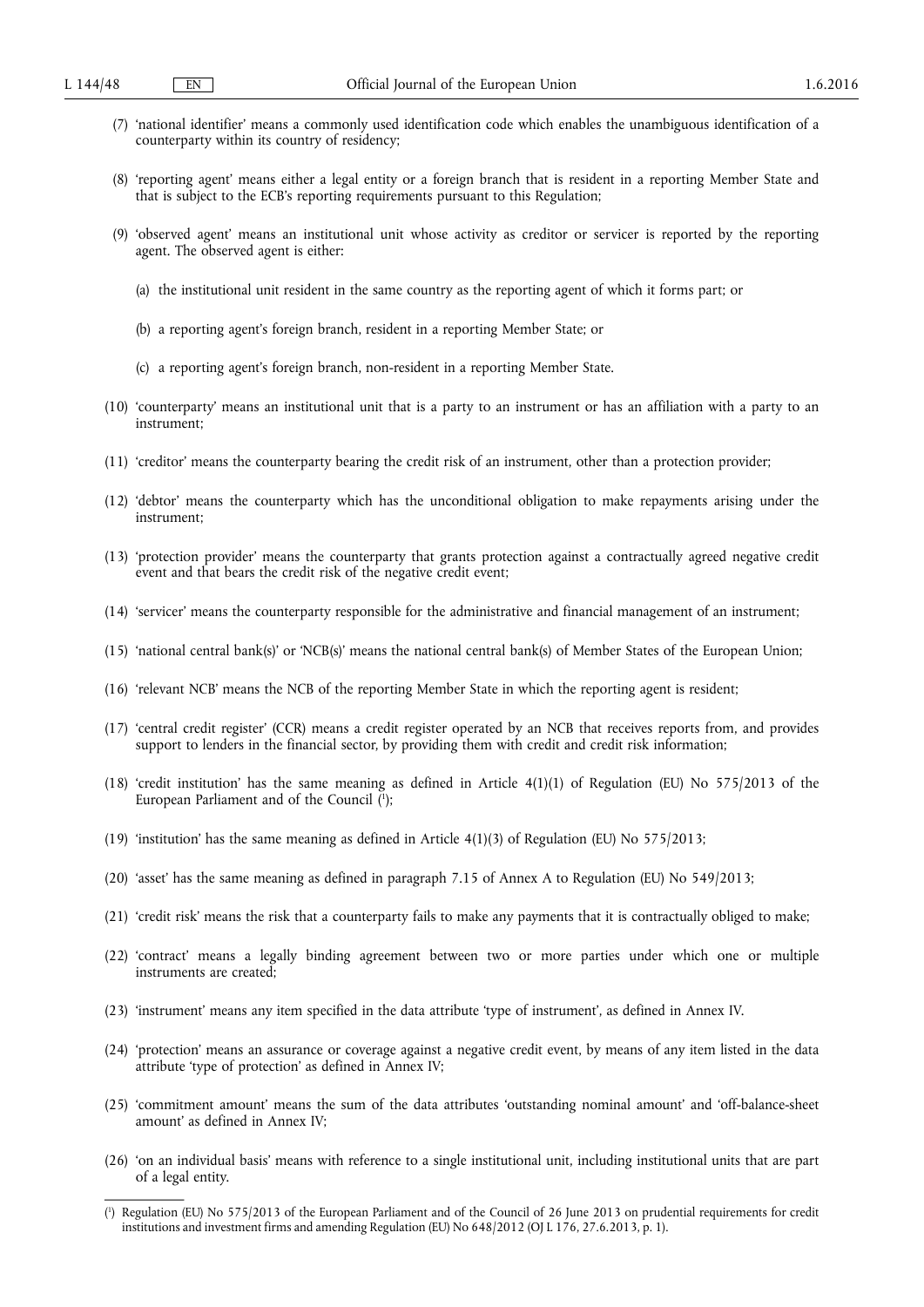(7) 'national identifier' means a commonly used identification code which enables the unambiguous identification of a counterparty within its country of residency;

(8) 'reporting agent' means either a legal entity or a foreign branch that is resident in a reporting Member State and that is subject to the ECB's reporting requirements pursuant to this Regulation;

(9) 'observed agent' means an institutional unit whose activity as creditor or servicer is reported by the reporting agent. The observed agent is either:

(a) the institutional unit resident in the same country as the reporting agent of which it forms part; or

(b) a reporting agent's foreign branch, resident in a reporting Member State; or

(c) a reporting agent's foreign branch, non-resident in a reporting Member State.

(10) 'counterparty' means an institutional unit that is a party to an instrument or has an affiliation with a party to an instrument;

(11) 'creditor' means the counterparty bearing the credit risk of an instrument, other than a protection provider;

(12) 'debtor' means the counterparty which has the unconditional obligation to make repayments arising under the instrument;

(13) 'protection provider' means the counterparty that grants protection against a contractually agreed negative credit event and that bears the credit risk of the negative credit event;

(14) 'servicer' means the counterparty responsible for the administrative and financial management of an instrument;

(15) 'national central bank(s)' or 'NCB(s)' means the national central bank(s) of Member States of the European Union;

(16) 'relevant NCB' means the NCB of the reporting Member State in which the reporting agent is resident;

(17) 'central credit register' (CCR) means a credit register operated by an NCB that receives reports from, and provides support to lenders in the financial sector, by providing them with credit and credit risk information;

(18) 'credit institution' has the same meaning as defined in Article 4(1)(1) of Regulation (EU) No 575/2013 of the European Parliament and of the Council [1];

(19) 'institution' has the same meaning as defined in Article 4(1)(3) of Regulation (EU) No 575/2013;

(20) 'asset' has the same meaning as defined in paragraph 7.15 of Annex A to Regulation (EU) No 549/2013;

(21) 'credit risk' means the risk that a counterparty fails to make any payments that it is contractually obliged to make;

(22) 'contract' means a legally binding agreement between two or more parties under which one or multiple instruments are created;

(23) 'instrument' means any item specified in the data attribute 'type of instrument', as defined in Annex IV.

(24) 'protection' means an assurance or coverage against a negative credit event, by means of any item listed in the data attribute 'type of protection' as defined in Annex IV;

(25) 'commitment amount' means the sum of the data attributes 'outstanding nominal amount' and 'off-balance-sheet amount' as defined in Annex IV;

(26) 'on an individual basis' means with reference to a single institutional unit, including institutional units that are part of a legal entity.

[1] Regulation (EU) No 575/2013 of the European Parliament and of the Council of 26 June 2013 on prudential requirements for credit institutions and investment firms and amending Regulation (EU) No 648/2012 (OJ L 176, 27.6.2013, p. 1).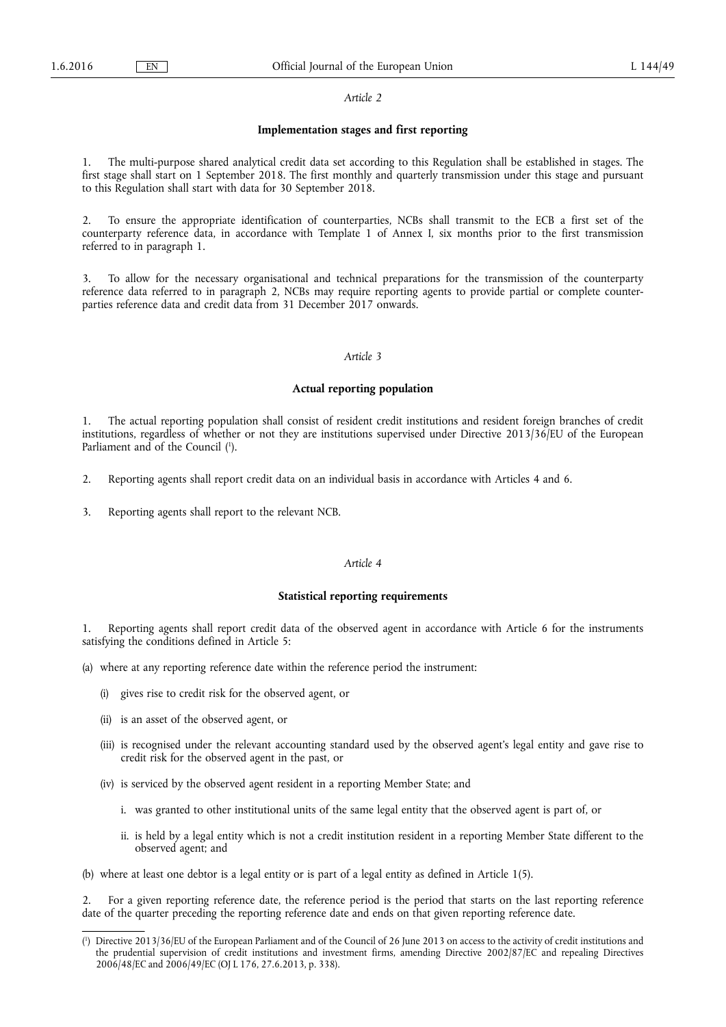*Article 2*

**Implementation stages and first reporting**

1. The multi-purpose shared analytical credit data set according to this Regulation shall be established in stages. The first stage shall start on 1 September 2018. The first monthly and quarterly transmission under this stage and pursuant to this Regulation shall start with data for 30 September 2018.

2. To ensure the appropriate identification of counterparties, NCBs shall transmit to the ECB a first set of the counterparty reference data, in accordance with Template 1 of Annex I, six months prior to the first transmission referred to in paragraph 1.

3. To allow for the necessary organisational and technical preparations for the transmission of the counterparty reference data referred to in paragraph 2, NCBs may require reporting agents to provide partial or complete counterparties reference data and credit data from 31 December 2017 onwards.

*Article 3*

**Actual reporting population**

1. The actual reporting population shall consist of resident credit institutions and resident foreign branches of credit institutions, regardless of whether or not they are institutions supervised under Directive 2013/36/EU of the European Parliament and of the Council [1].

2. Reporting agents shall report credit data on an individual basis in accordance with Articles 4 and 6.

3. Reporting agents shall report to the relevant NCB.

*Article 4*

**Statistical reporting requirements**

1. Reporting agents shall report credit data of the observed agent in accordance with Article 6 for the instruments satisfying the conditions defined in Article 5:

(a) where at any reporting reference date within the reference period the instrument:

(i) gives rise to credit risk for the observed agent, or

(ii) is an asset of the observed agent, or

(iii) is recognised under the relevant accounting standard used by the observed agent's legal entity and gave rise to credit risk for the observed agent in the past, or

(iv) is serviced by the observed agent resident in a reporting Member State; and

i. was granted to other institutional units of the same legal entity that the observed agent is part of, or

ii. is held by a legal entity which is not a credit institution resident in a reporting Member State different to the observed agent; and

(b) where at least one debtor is a legal entity or is part of a legal entity as defined in Article 1(5).

2. For a given reporting reference date, the reference period is the period that starts on the last reporting reference date of the quarter preceding the reporting reference date and ends on that given reporting reference date.

[1] Directive 2013/36/EU of the European Parliament and of the Council of 26 June 2013 on access to the activity of credit institutions and the prudential supervision of credit institutions and investment firms, amending Directive 2002/87/EC and repealing Directives 2006/48/EC and 2006/49/EC (OJ L 176, 27.6.2013, p. 338).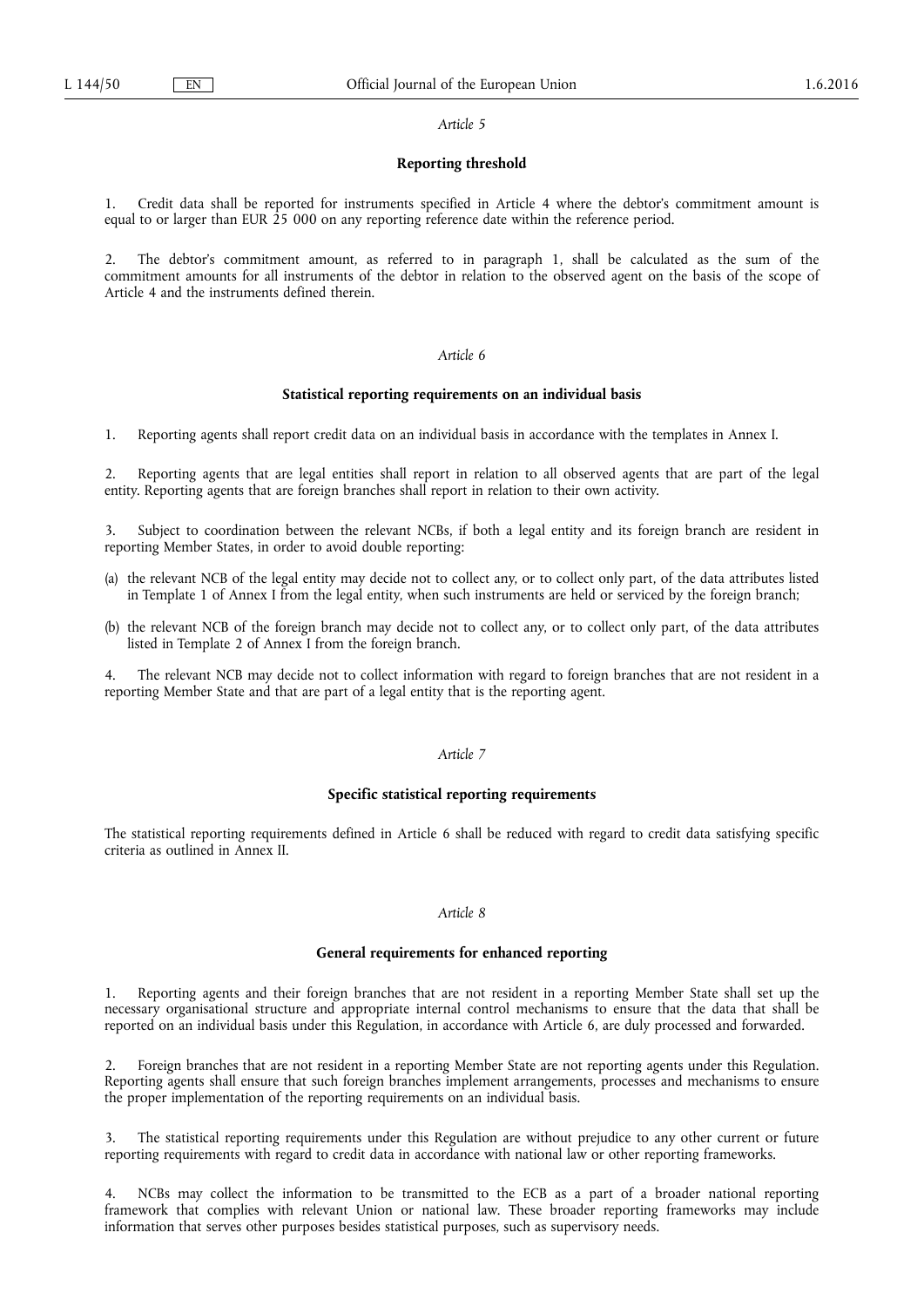*Article 5*

**Reporting threshold**

1. Credit data shall be reported for instruments specified in Article 4 where the debtor's commitment amount is equal to or larger than EUR 25 000 on any reporting reference date within the reference period.

2. The debtor's commitment amount, as referred to in paragraph 1, shall be calculated as the sum of the commitment amounts for all instruments of the debtor in relation to the observed agent on the basis of the scope of Article 4 and the instruments defined therein.

*Article 6*

**Statistical reporting requirements on an individual basis**

1. Reporting agents shall report credit data on an individual basis in accordance with the templates in Annex I.

2. Reporting agents that are legal entities shall report in relation to all observed agents that are part of the legal entity. Reporting agents that are foreign branches shall report in relation to their own activity.

3. Subject to coordination between the relevant NCBs, if both a legal entity and its foreign branch are resident in reporting Member States, in order to avoid double reporting:

(a) the relevant NCB of the legal entity may decide not to collect any, or to collect only part, of the data attributes listed in Template 1 of Annex I from the legal entity, when such instruments are held or serviced by the foreign branch;

(b) the relevant NCB of the foreign branch may decide not to collect any, or to collect only part, of the data attributes listed in Template 2 of Annex I from the foreign branch.

4. The relevant NCB may decide not to collect information with regard to foreign branches that are not resident in a reporting Member State and that are part of a legal entity that is the reporting agent.

*Article 7*

**Specific statistical reporting requirements**

The statistical reporting requirements defined in Article 6 shall be reduced with regard to credit data satisfying specific criteria as outlined in Annex II.

*Article 8*

**General requirements for enhanced reporting**

1. Reporting agents and their foreign branches that are not resident in a reporting Member State shall set up the necessary organisational structure and appropriate internal control mechanisms to ensure that the data that shall be reported on an individual basis under this Regulation, in accordance with Article 6, are duly processed and forwarded.

2. Foreign branches that are not resident in a reporting Member State are not reporting agents under this Regulation. Reporting agents shall ensure that such foreign branches implement arrangements, processes and mechanisms to ensure the proper implementation of the reporting requirements on an individual basis.

3. The statistical reporting requirements under this Regulation are without prejudice to any other current or future reporting requirements with regard to credit data in accordance with national law or other reporting frameworks.

4. NCBs may collect the information to be transmitted to the ECB as a part of a broader national reporting framework that complies with relevant Union or national law. These broader reporting frameworks may include information that serves other purposes besides statistical purposes, such as supervisory needs.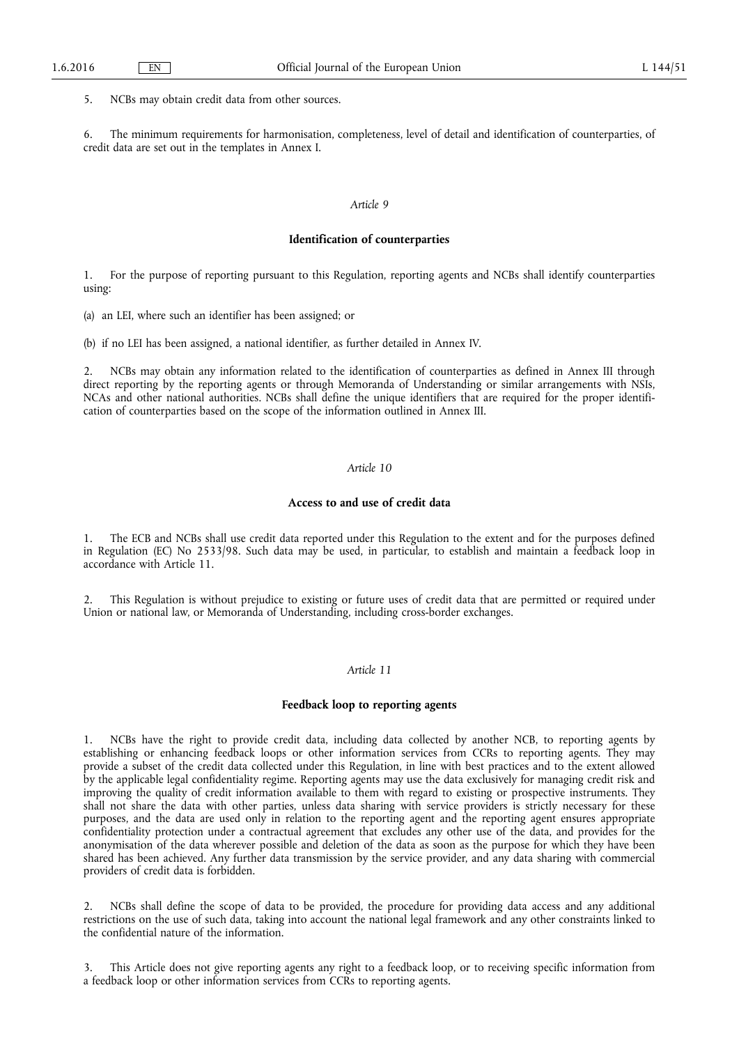5. NCBs may obtain credit data from other sources.

6. The minimum requirements for harmonisation, completeness, level of detail and identification of counterparties, of credit data are set out in the templates in Annex I.

*Article 9*

**Identification of counterparties**

1. For the purpose of reporting pursuant to this Regulation, reporting agents and NCBs shall identify counterparties using:

(a) an LEI, where such an identifier has been assigned; or

(b) if no LEI has been assigned, a national identifier, as further detailed in Annex IV.

2. NCBs may obtain any information related to the identification of counterparties as defined in Annex III through direct reporting by the reporting agents or through Memoranda of Understanding or similar arrangements with NSIs, NCAs and other national authorities. NCBs shall define the unique identifiers that are required for the proper identification of counterparties based on the scope of the information outlined in Annex III.

*Article 10*

**Access to and use of credit data**

1. The ECB and NCBs shall use credit data reported under this Regulation to the extent and for the purposes defined in Regulation (EC) No 2533/98. Such data may be used, in particular, to establish and maintain a feedback loop in accordance with Article 11.

2. This Regulation is without prejudice to existing or future uses of credit data that are permitted or required under Union or national law, or Memoranda of Understanding, including cross-border exchanges.

*Article 11*

**Feedback loop to reporting agents**

1. NCBs have the right to provide credit data, including data collected by another NCB, to reporting agents by establishing or enhancing feedback loops or other information services from CCRs to reporting agents. They may provide a subset of the credit data collected under this Regulation, in line with best practices and to the extent allowed by the applicable legal confidentiality regime. Reporting agents may use the data exclusively for managing credit risk and improving the quality of credit information available to them with regard to existing or prospective instruments. They shall not share the data with other parties, unless data sharing with service providers is strictly necessary for these purposes, and the data are used only in relation to the reporting agent and the reporting agent ensures appropriate confidentiality protection under a contractual agreement that excludes any other use of the data, and provides for the anonymisation of the data wherever possible and deletion of the data as soon as the purpose for which they have been shared has been achieved. Any further data transmission by the service provider, and any data sharing with commercial providers of credit data is forbidden.

2. NCBs shall define the scope of data to be provided, the procedure for providing data access and any additional restrictions on the use of such data, taking into account the national legal framework and any other constraints linked to the confidential nature of the information.

3. This Article does not give reporting agents any right to a feedback loop, or to receiving specific information from a feedback loop or other information services from CCRs to reporting agents.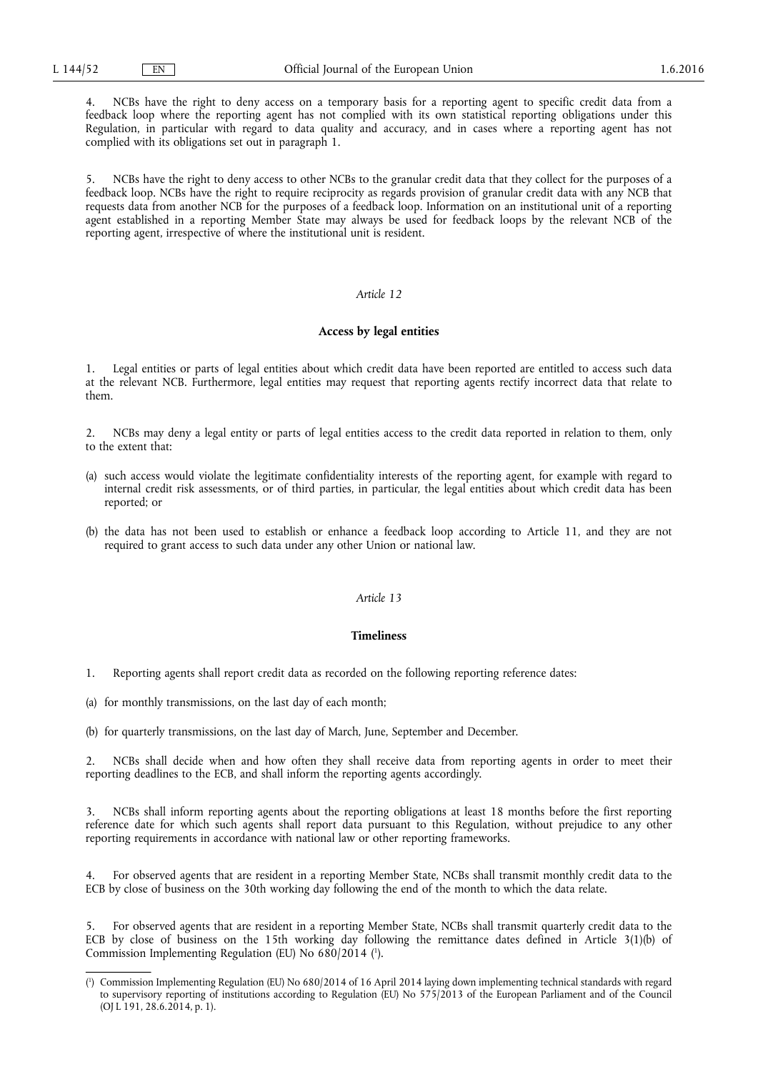4. NCBs have the right to deny access on a temporary basis for a reporting agent to specific credit data from a feedback loop where the reporting agent has not complied with its own statistical reporting obligations under this Regulation, in particular with regard to data quality and accuracy, and in cases where a reporting agent has not complied with its obligations set out in paragraph 1.

5. NCBs have the right to deny access to other NCBs to the granular credit data that they collect for the purposes of a feedback loop. NCBs have the right to require reciprocity as regards provision of granular credit data with any NCB that requests data from another NCB for the purposes of a feedback loop. Information on an institutional unit of a reporting agent established in a reporting Member State may always be used for feedback loops by the relevant NCB of the reporting agent, irrespective of where the institutional unit is resident.

*Article 12*

**Access by legal entities**

1. Legal entities or parts of legal entities about which credit data have been reported are entitled to access such data at the relevant NCB. Furthermore, legal entities may request that reporting agents rectify incorrect data that relate to them.

2. NCBs may deny a legal entity or parts of legal entities access to the credit data reported in relation to them, only to the extent that:

(a) such access would violate the legitimate confidentiality interests of the reporting agent, for example with regard to internal credit risk assessments, or of third parties, in particular, the legal entities about which credit data has been reported; or

(b) the data has not been used to establish or enhance a feedback loop according to Article 11, and they are not required to grant access to such data under any other Union or national law.

*Article 13*

**Timeliness**

1. Reporting agents shall report credit data as recorded on the following reporting reference dates:

(a) for monthly transmissions, on the last day of each month;

(b) for quarterly transmissions, on the last day of March, June, September and December.

2. NCBs shall decide when and how often they shall receive data from reporting agents in order to meet their reporting deadlines to the ECB, and shall inform the reporting agents accordingly.

3. NCBs shall inform reporting agents about the reporting obligations at least 18 months before the first reporting reference date for which such agents shall report data pursuant to this Regulation, without prejudice to any other reporting requirements in accordance with national law or other reporting frameworks.

4. For observed agents that are resident in a reporting Member State, NCBs shall transmit monthly credit data to the ECB by close of business on the 30th working day following the end of the month to which the data relate.

5. For observed agents that are resident in a reporting Member State, NCBs shall transmit quarterly credit data to the ECB by close of business on the 15th working day following the remittance dates defined in Article 3(1)(b) of Commission Implementing Regulation (EU) No 680/2014 [1].

---

[1] Commission Implementing Regulation (EU) No 680/2014 of 16 April 2014 laying down implementing technical standards with regard to supervisory reporting of institutions according to Regulation (EU) No 575/2013 of the European Parliament and of the Council (OJ L 191, 28.6.2014, p. 1).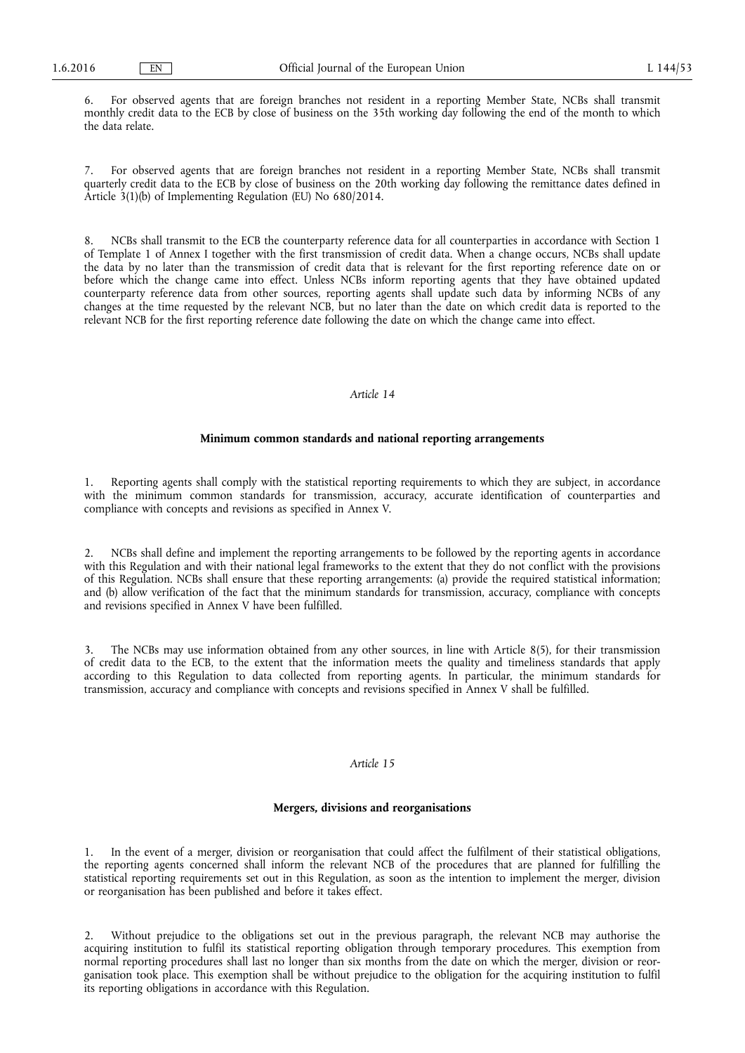6. For observed agents that are foreign branches not resident in a reporting Member State, NCBs shall transmit monthly credit data to the ECB by close of business on the 35th working day following the end of the month to which the data relate.

7. For observed agents that are foreign branches not resident in a reporting Member State, NCBs shall transmit quarterly credit data to the ECB by close of business on the 20th working day following the remittance dates defined in Article 3(1)(b) of Implementing Regulation (EU) No 680/2014.

8. NCBs shall transmit to the ECB the counterparty reference data for all counterparties in accordance with Section 1 of Template 1 of Annex I together with the first transmission of credit data. When a change occurs, NCBs shall update the data by no later than the transmission of credit data that is relevant for the first reporting reference date on or before which the change came into effect. Unless NCBs inform reporting agents that they have obtained updated counterparty reference data from other sources, reporting agents shall update such data by informing NCBs of any changes at the time requested by the relevant NCB, but no later than the date on which credit data is reported to the relevant NCB for the first reporting reference date following the date on which the change came into effect.

*Article 14*

**Minimum common standards and national reporting arrangements**

1. Reporting agents shall comply with the statistical reporting requirements to which they are subject, in accordance with the minimum common standards for transmission, accuracy, accurate identification of counterparties and compliance with concepts and revisions as specified in Annex V.

2. NCBs shall define and implement the reporting arrangements to be followed by the reporting agents in accordance with this Regulation and with their national legal frameworks to the extent that they do not conflict with the provisions of this Regulation. NCBs shall ensure that these reporting arrangements: (a) provide the required statistical information; and (b) allow verification of the fact that the minimum standards for transmission, accuracy, compliance with concepts and revisions specified in Annex V have been fulfilled.

3. The NCBs may use information obtained from any other sources, in line with Article 8(5), for their transmission of credit data to the ECB, to the extent that the information meets the quality and timeliness standards that apply according to this Regulation to data collected from reporting agents. In particular, the minimum standards for transmission, accuracy and compliance with concepts and revisions specified in Annex V shall be fulfilled.

*Article 15*

**Mergers, divisions and reorganisations**

1. In the event of a merger, division or reorganisation that could affect the fulfilment of their statistical obligations, the reporting agents concerned shall inform the relevant NCB of the procedures that are planned for fulfilling the statistical reporting requirements set out in this Regulation, as soon as the intention to implement the merger, division or reorganisation has been published and before it takes effect.

2. Without prejudice to the obligations set out in the previous paragraph, the relevant NCB may authorise the acquiring institution to fulfil its statistical reporting obligation through temporary procedures. This exemption from normal reporting procedures shall last no longer than six months from the date on which the merger, division or reorganisation took place. This exemption shall be without prejudice to the obligation for the acquiring institution to fulfil its reporting obligations in accordance with this Regulation.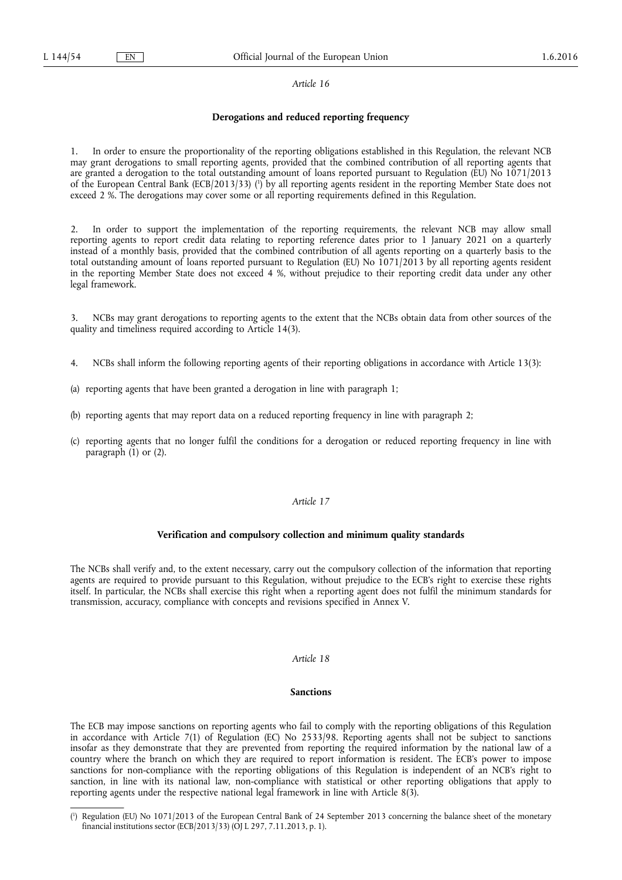*Article 16*

**Derogations and reduced reporting frequency**

1. In order to ensure the proportionality of the reporting obligations established in this Regulation, the relevant NCB may grant derogations to small reporting agents, provided that the combined contribution of all reporting agents that are granted a derogation to the total outstanding amount of loans reported pursuant to Regulation (EU) No 1071/2013 of the European Central Bank (ECB/2013/33) [1] by all reporting agents resident in the reporting Member State does not exceed 2 %. The derogations may cover some or all reporting requirements defined in this Regulation.

2. In order to support the implementation of the reporting requirements, the relevant NCB may allow small reporting agents to report credit data relating to reporting reference dates prior to 1 January 2021 on a quarterly instead of a monthly basis, provided that the combined contribution of all agents reporting on a quarterly basis to the total outstanding amount of loans reported pursuant to Regulation (EU) No 1071/2013 by all reporting agents resident in the reporting Member State does not exceed 4 %, without prejudice to their reporting credit data under any other legal framework.

3. NCBs may grant derogations to reporting agents to the extent that the NCBs obtain data from other sources of the quality and timeliness required according to Article 14(3).

4. NCBs shall inform the following reporting agents of their reporting obligations in accordance with Article 13(3):

(a) reporting agents that have been granted a derogation in line with paragraph 1;

(b) reporting agents that may report data on a reduced reporting frequency in line with paragraph 2;

(c) reporting agents that no longer fulfil the conditions for a derogation or reduced reporting frequency in line with paragraph (1) or (2).

*Article 17*

**Verification and compulsory collection and minimum quality standards**

The NCBs shall verify and, to the extent necessary, carry out the compulsory collection of the information that reporting agents are required to provide pursuant to this Regulation, without prejudice to the ECB's right to exercise these rights itself. In particular, the NCBs shall exercise this right when a reporting agent does not fulfil the minimum standards for transmission, accuracy, compliance with concepts and revisions specified in Annex V.

*Article 18*

**Sanctions**

The ECB may impose sanctions on reporting agents who fail to comply with the reporting obligations of this Regulation in accordance with Article 7(1) of Regulation (EC) No 2533/98. Reporting agents shall not be subject to sanctions insofar as they demonstrate that they are prevented from reporting the required information by the national law of a country where the branch on which they are required to report information is resident. The ECB's power to impose sanctions for non-compliance with the reporting obligations of this Regulation is independent of an NCB's right to sanction, in line with its national law, non-compliance with statistical or other reporting obligations that apply to reporting agents under the respective national legal framework in line with Article 8(3).

[1] Regulation (EU) No 1071/2013 of the European Central Bank of 24 September 2013 concerning the balance sheet of the monetary financial institutions sector (ECB/2013/33) (OJ L 297, 7.11.2013, p. 1).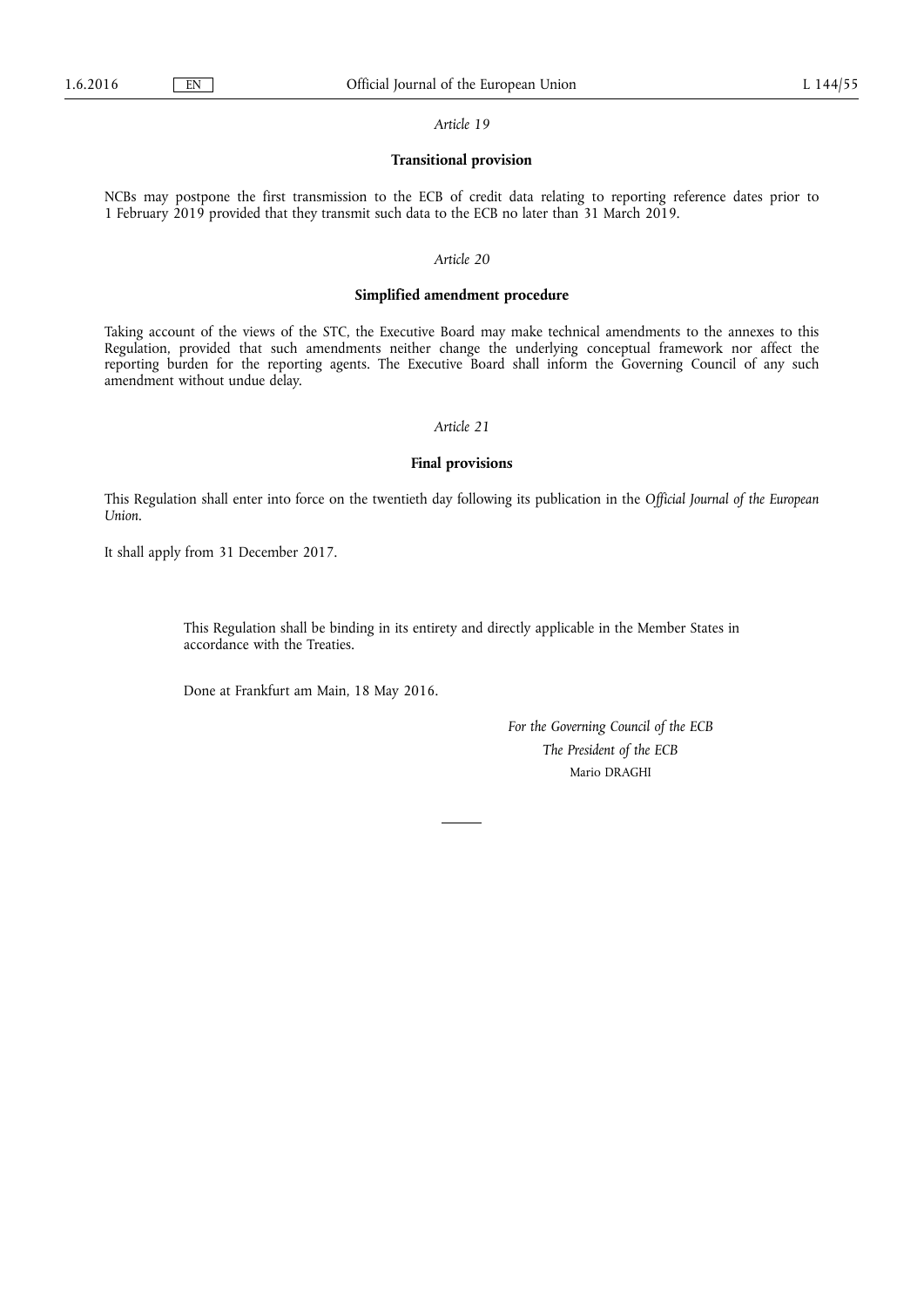*Article 19*

**Transitional provision**

NCBs may postpone the first transmission to the ECB of credit data relating to reporting reference dates prior to 1 February 2019 provided that they transmit such data to the ECB no later than 31 March 2019.

*Article 20*

**Simplified amendment procedure**

Taking account of the views of the STC, the Executive Board may make technical amendments to the annexes to this Regulation, provided that such amendments neither change the underlying conceptual framework nor affect the reporting burden for the reporting agents. The Executive Board shall inform the Governing Council of any such amendment without undue delay.

*Article 21*

**Final provisions**

This Regulation shall enter into force on the twentieth day following its publication in the *Official Journal of the European Union*.

It shall apply from 31 December 2017.

This Regulation shall be binding in its entirety and directly applicable in the Member States in accordance with the Treaties.

Done at Frankfurt am Main, 18 May 2016.

*For the Governing Council of the ECB*

*The President of the ECB*

Mario DRAGHI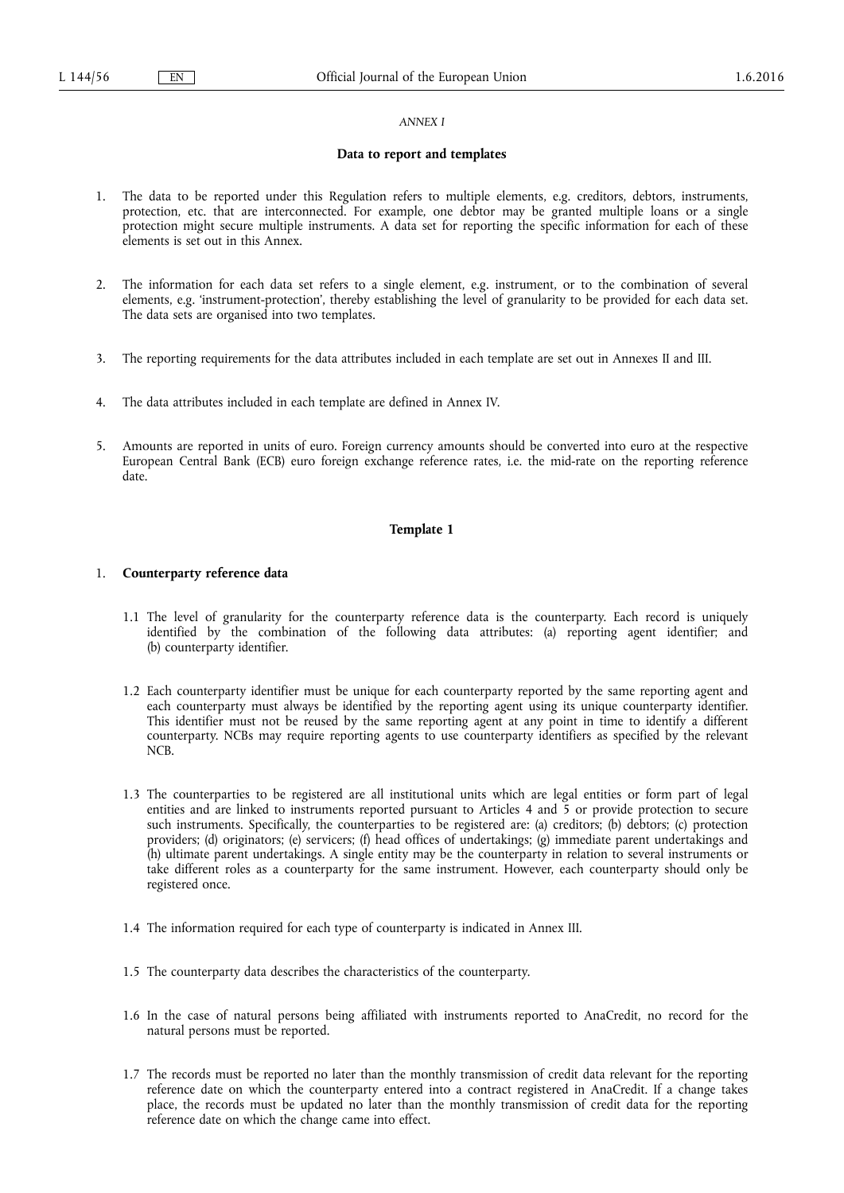*ANNEX I*

## Data to report and templates

1. The data to be reported under this Regulation refers to multiple elements, e.g. creditors, debtors, instruments, protection, etc. that are interconnected. For example, one debtor may be granted multiple loans or a single protection might secure multiple instruments. A data set for reporting the specific information for each of these elements is set out in this Annex.

2. The information for each data set refers to a single element, e.g. instrument, or to the combination of several elements, e.g. 'instrument-protection', thereby establishing the level of granularity to be provided for each data set. The data sets are organised into two templates.

3. The reporting requirements for the data attributes included in each template are set out in Annexes II and III.

4. The data attributes included in each template are defined in Annex IV.

5. Amounts are reported in units of euro. Foreign currency amounts should be converted into euro at the respective European Central Bank (ECB) euro foreign exchange reference rates, i.e. the mid-rate on the reporting reference date.

## Template 1

### 1. Counterparty reference data

1.1 The level of granularity for the counterparty reference data is the counterparty. Each record is uniquely identified by the combination of the following data attributes: (a) reporting agent identifier; and (b) counterparty identifier.

1.2 Each counterparty identifier must be unique for each counterparty reported by the same reporting agent and each counterparty must always be identified by the reporting agent using its unique counterparty identifier. This identifier must not be reused by the same reporting agent at any point in time to identify a different counterparty. NCBs may require reporting agents to use counterparty identifiers as specified by the relevant NCB.

1.3 The counterparties to be registered are all institutional units which are legal entities or form part of legal entities and are linked to instruments reported pursuant to Articles 4 and 5 or provide protection to secure such instruments. Specifically, the counterparties to be registered are: (a) creditors; (b) debtors; (c) protection providers; (d) originators; (e) servicers; (f) head offices of undertakings; (g) immediate parent undertakings and (h) ultimate parent undertakings. A single entity may be the counterparty in relation to several instruments or take different roles as a counterparty for the same instrument. However, each counterparty should only be registered once.

1.4 The information required for each type of counterparty is indicated in Annex III.

1.5 The counterparty data describes the characteristics of the counterparty.

1.6 In the case of natural persons being affiliated with instruments reported to AnaCredit, no record for the natural persons must be reported.

1.7 The records must be reported no later than the monthly transmission of credit data relevant for the reporting reference date on which the counterparty entered into a contract registered in AnaCredit. If a change takes place, the records must be updated no later than the monthly transmission of credit data for the reporting reference date on which the change came into effect.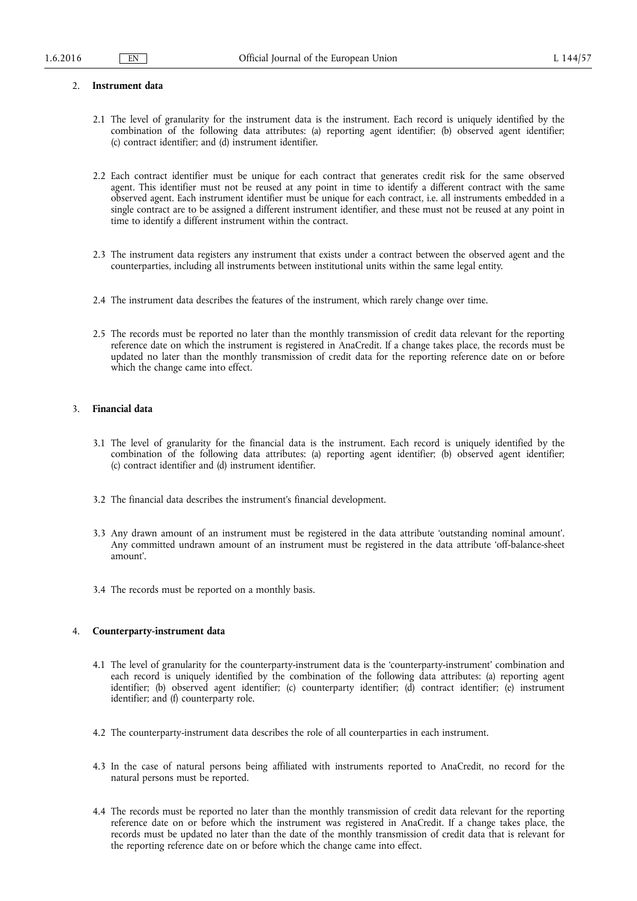## 2. **Instrument data**

2.1 The level of granularity for the instrument data is the instrument. Each record is uniquely identified by the combination of the following data attributes: (a) reporting agent identifier; (b) observed agent identifier; (c) contract identifier; and (d) instrument identifier.

2.2 Each contract identifier must be unique for each contract that generates credit risk for the same observed agent. This identifier must not be reused at any point in time to identify a different contract with the same observed agent. Each instrument identifier must be unique for each contract, i.e. all instruments embedded in a single contract are to be assigned a different instrument identifier, and these must not be reused at any point in time to identify a different instrument within the contract.

2.3 The instrument data registers any instrument that exists under a contract between the observed agent and the counterparties, including all instruments between institutional units within the same legal entity.

2.4 The instrument data describes the features of the instrument, which rarely change over time.

2.5 The records must be reported no later than the monthly transmission of credit data relevant for the reporting reference date on which the instrument is registered in AnaCredit. If a change takes place, the records must be updated no later than the monthly transmission of credit data for the reporting reference date on or before which the change came into effect.

## 3. **Financial data**

3.1 The level of granularity for the financial data is the instrument. Each record is uniquely identified by the combination of the following data attributes: (a) reporting agent identifier; (b) observed agent identifier; (c) contract identifier and (d) instrument identifier.

3.2 The financial data describes the instrument's financial development.

3.3 Any drawn amount of an instrument must be registered in the data attribute 'outstanding nominal amount'. Any committed undrawn amount of an instrument must be registered in the data attribute 'off-balance-sheet amount'.

3.4 The records must be reported on a monthly basis.

## 4. **Counterparty-instrument data**

4.1 The level of granularity for the counterparty-instrument data is the 'counterparty-instrument' combination and each record is uniquely identified by the combination of the following data attributes: (a) reporting agent identifier; (b) observed agent identifier; (c) counterparty identifier; (d) contract identifier; (e) instrument identifier; and (f) counterparty role.

4.2 The counterparty-instrument data describes the role of all counterparties in each instrument.

4.3 In the case of natural persons being affiliated with instruments reported to AnaCredit, no record for the natural persons must be reported.

4.4 The records must be reported no later than the monthly transmission of credit data relevant for the reporting reference date on or before which the instrument was registered in AnaCredit. If a change takes place, the records must be updated no later than the date of the monthly transmission of credit data that is relevant for the reporting reference date on or before which the change came into effect.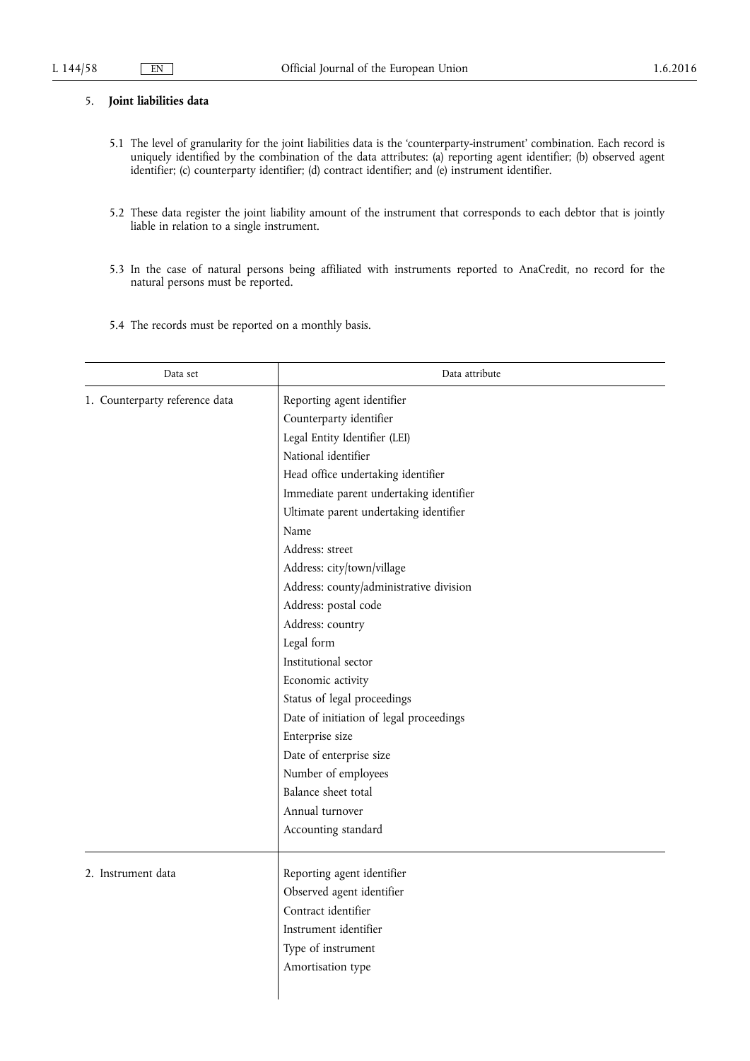5. **Joint liabilities data**

5.1 The level of granularity for the joint liabilities data is the 'counterparty-instrument' combination. Each record is uniquely identified by the combination of the data attributes: (a) reporting agent identifier; (b) observed agent identifier; (c) counterparty identifier; (d) contract identifier; and (e) instrument identifier.

5.2 These data register the joint liability amount of the instrument that corresponds to each debtor that is jointly liable in relation to a single instrument.

5.3 In the case of natural persons being affiliated with instruments reported to AnaCredit, no record for the natural persons must be reported.

5.4 The records must be reported on a monthly basis.

| Data set | Data attribute |
|---|---|
| 1. Counterparty reference data | Reporting agent identifier |
| | Counterparty identifier |
| | Legal Entity Identifier (LEI) |
| | National identifier |
| | Head office undertaking identifier |
| | Immediate parent undertaking identifier |
| | Ultimate parent undertaking identifier |
| | Name |
| | Address: street |
| | Address: city/town/village |
| | Address: county/administrative division |
| | Address: postal code |
| | Address: country |
| | Legal form |
| | Institutional sector |
| | Economic activity |
| | Status of legal proceedings |
| | Date of initiation of legal proceedings |
| | Enterprise size |
| | Date of enterprise size |
| | Number of employees |
| | Balance sheet total |
| | Annual turnover |
| | Accounting standard |
| 2. Instrument data | Reporting agent identifier |
| | Observed agent identifier |
| | Contract identifier |
| | Instrument identifier |
| | Type of instrument |
| | Amortisation type |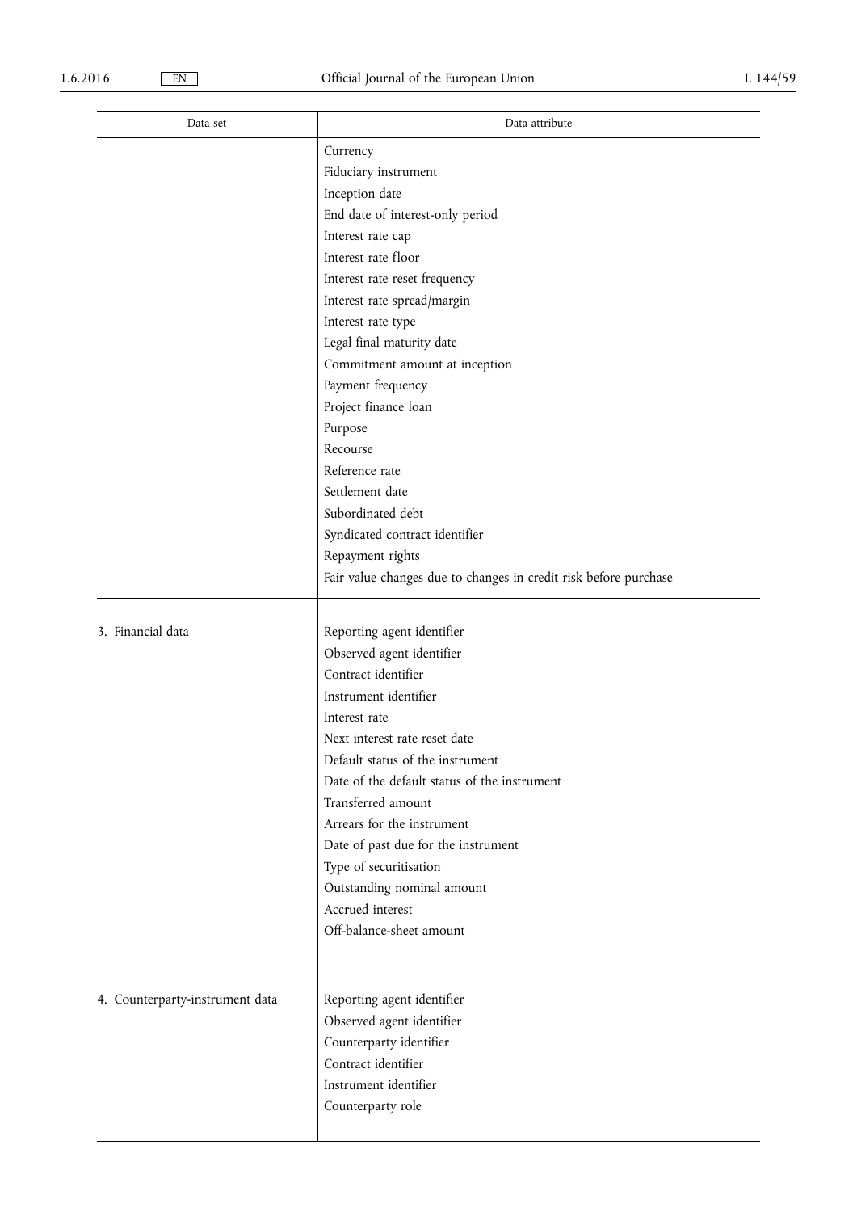| Data set | Data attribute |
| --- | --- |
| | Currency<br>Fiduciary instrument<br>Inception date<br>End date of interest-only period<br>Interest rate cap<br>Interest rate floor<br>Interest rate reset frequency<br>Interest rate spread/margin<br>Interest rate type<br>Legal final maturity date<br>Commitment amount at inception<br>Payment frequency<br>Project finance loan<br>Purpose<br>Recourse<br>Reference rate<br>Settlement date<br>Subordinated debt<br>Syndicated contract identifier<br>Repayment rights<br>Fair value changes due to changes in credit risk before purchase |
| 3. Financial data | Reporting agent identifier<br>Observed agent identifier<br>Contract identifier<br>Instrument identifier<br>Interest rate<br>Next interest rate reset date<br>Default status of the instrument<br>Date of the default status of the instrument<br>Transferred amount<br>Arrears for the instrument<br>Date of past due for the instrument<br>Type of securitisation<br>Outstanding nominal amount<br>Accrued interest<br>Off-balance-sheet amount |
| 4. Counterparty-instrument data | Reporting agent identifier<br>Observed agent identifier<br>Counterparty identifier<br>Contract identifier<br>Instrument identifier<br>Counterparty role |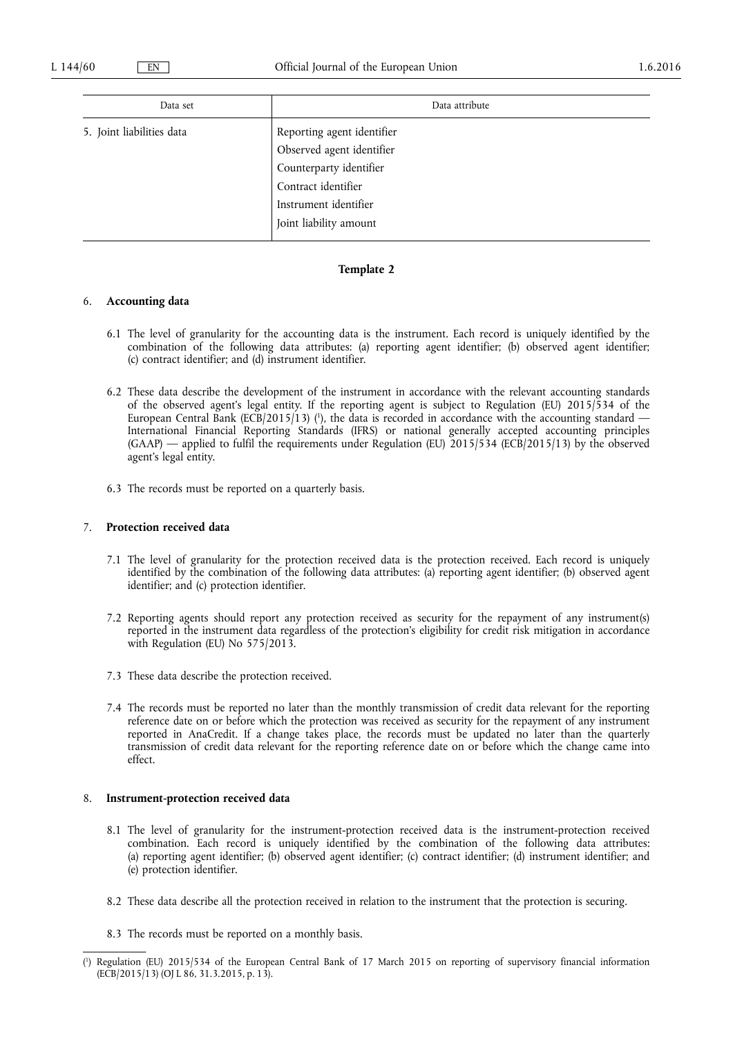| Data set | Data attribute |
|---|---|
| 5. Joint liabilities data | Reporting agent identifier<br>Observed agent identifier<br>Counterparty identifier<br>Contract identifier<br>Instrument identifier<br>Joint liability amount |

**Template 2**

6. **Accounting data**

6.1 The level of granularity for the accounting data is the instrument. Each record is uniquely identified by the combination of the following data attributes: (a) reporting agent identifier; (b) observed agent identifier; (c) contract identifier; and (d) instrument identifier.

6.2 These data describe the development of the instrument in accordance with the relevant accounting standards of the observed agent's legal entity. If the reporting agent is subject to Regulation (EU) 2015/534 of the European Central Bank (ECB/2015/13) [1], the data is recorded in accordance with the accounting standard — International Financial Reporting Standards (IFRS) or national generally accepted accounting principles (GAAP) — applied to fulfil the requirements under Regulation (EU) 2015/534 (ECB/2015/13) by the observed agent's legal entity.

6.3 The records must be reported on a quarterly basis.

7. **Protection received data**

7.1 The level of granularity for the protection received data is the protection received. Each record is uniquely identified by the combination of the following data attributes: (a) reporting agent identifier; (b) observed agent identifier; and (c) protection identifier.

7.2 Reporting agents should report any protection received as security for the repayment of any instrument(s) reported in the instrument data regardless of the protection's eligibility for credit risk mitigation in accordance with Regulation (EU) No 575/2013.

7.3 These data describe the protection received.

7.4 The records must be reported no later than the monthly transmission of credit data relevant for the reporting reference date on or before which the protection was received as security for the repayment of any instrument reported in AnaCredit. If a change takes place, the records must be updated no later than the quarterly transmission of credit data relevant for the reporting reference date on or before which the change came into effect.

8. **Instrument-protection received data**

8.1 The level of granularity for the instrument-protection received data is the instrument-protection received combination. Each record is uniquely identified by the combination of the following data attributes: (a) reporting agent identifier; (b) observed agent identifier; (c) contract identifier; (d) instrument identifier; and (e) protection identifier.

8.2 These data describe all the protection received in relation to the instrument that the protection is securing.

8.3 The records must be reported on a monthly basis.

[1] Regulation (EU) 2015/534 of the European Central Bank of 17 March 2015 on reporting of supervisory financial information (ECB/2015/13) (OJ L 86, 31.3.2015, p. 13).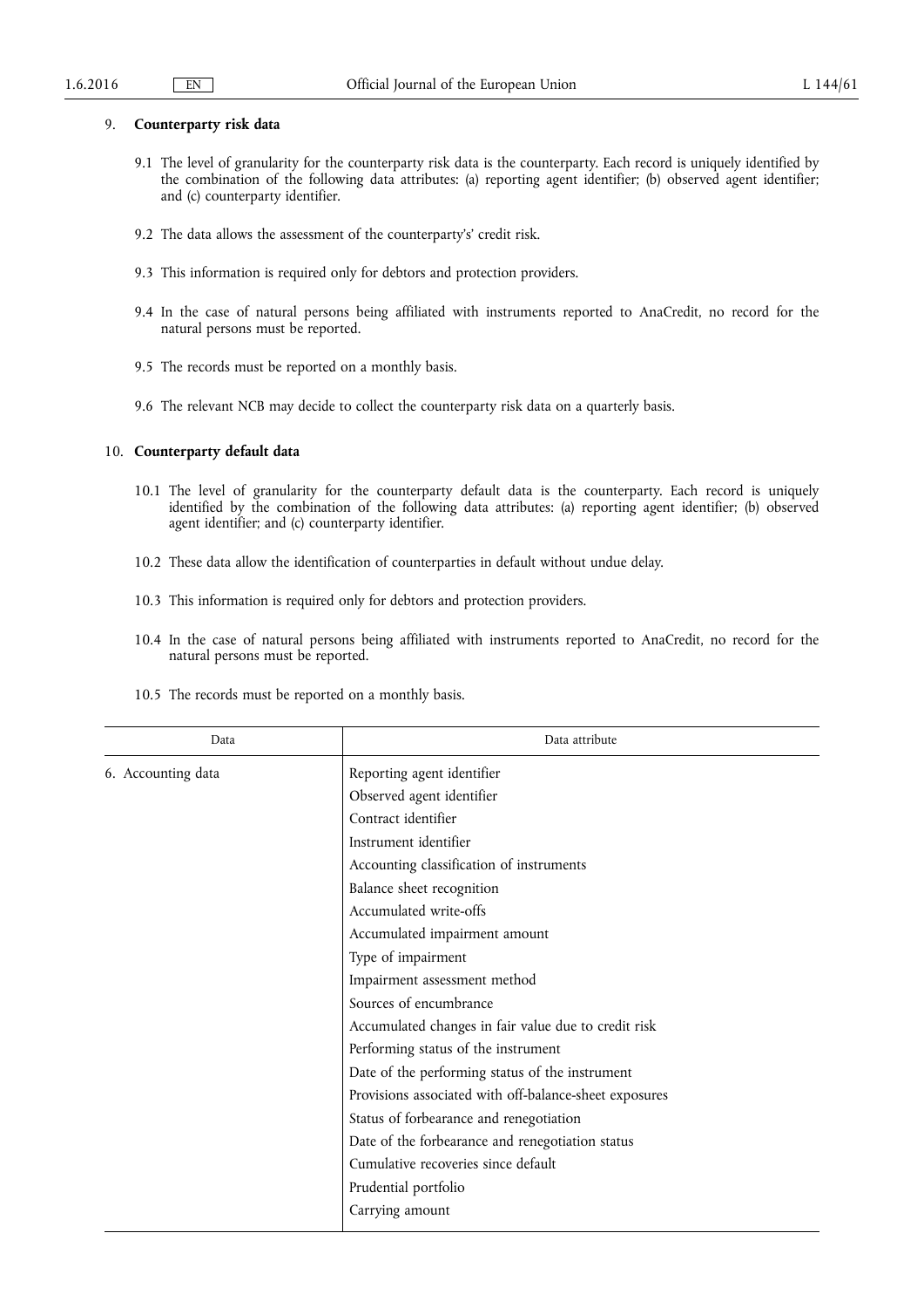9. **Counterparty risk data**

9.1 The level of granularity for the counterparty risk data is the counterparty. Each record is uniquely identified by the combination of the following data attributes: (a) reporting agent identifier; (b) observed agent identifier; and (c) counterparty identifier.

9.2 The data allows the assessment of the counterparty's' credit risk.

9.3 This information is required only for debtors and protection providers.

9.4 In the case of natural persons being affiliated with instruments reported to AnaCredit, no record for the natural persons must be reported.

9.5 The records must be reported on a monthly basis.

9.6 The relevant NCB may decide to collect the counterparty risk data on a quarterly basis.

10. **Counterparty default data**

10.1 The level of granularity for the counterparty default data is the counterparty. Each record is uniquely identified by the combination of the following data attributes: (a) reporting agent identifier; (b) observed agent identifier; and (c) counterparty identifier.

10.2 These data allow the identification of counterparties in default without undue delay.

10.3 This information is required only for debtors and protection providers.

10.4 In the case of natural persons being affiliated with instruments reported to AnaCredit, no record for the natural persons must be reported.

10.5 The records must be reported on a monthly basis.

| Data | Data attribute |
|---|---|
| 6. Accounting data | Reporting agent identifier |
| | Observed agent identifier |
| | Contract identifier |
| | Instrument identifier |
| | Accounting classification of instruments |
| | Balance sheet recognition |
| | Accumulated write-offs |
| | Accumulated impairment amount |
| | Type of impairment |
| | Impairment assessment method |
| | Sources of encumbrance |
| | Accumulated changes in fair value due to credit risk |
| | Performing status of the instrument |
| | Date of the performing status of the instrument |
| | Provisions associated with off-balance-sheet exposures |
| | Status of forbearance and renegotiation |
| | Date of the forbearance and renegotiation status |
| | Cumulative recoveries since default |
| | Prudential portfolio |
| | Carrying amount |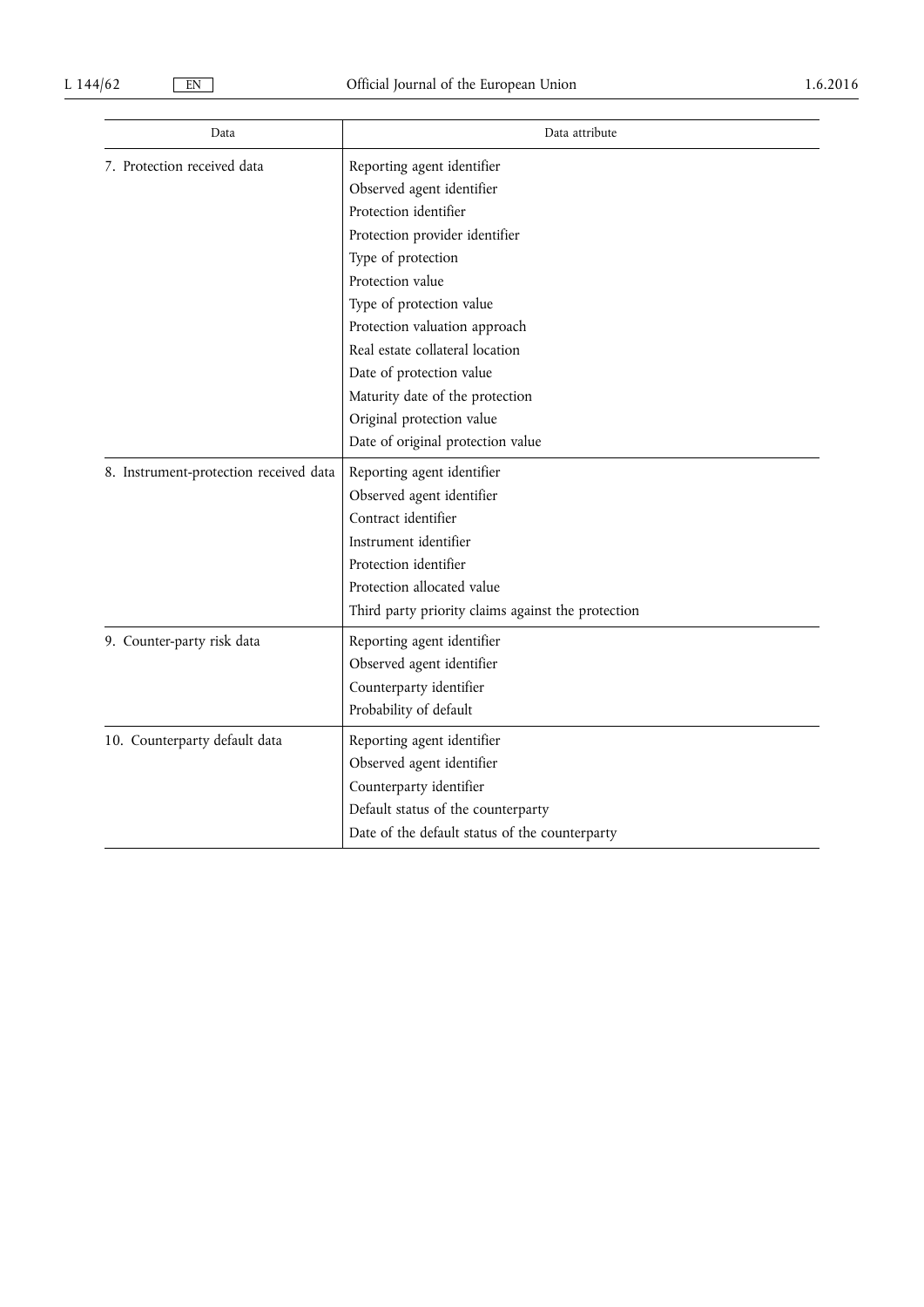| Data | Data attribute |
|---|---|
| 7. Protection received data | Reporting agent identifier<br>Observed agent identifier<br>Protection identifier<br>Protection provider identifier<br>Type of protection<br>Protection value<br>Type of protection value<br>Protection valuation approach<br>Real estate collateral location<br>Date of protection value<br>Maturity date of the protection<br>Original protection value<br>Date of original protection value |
| 8. Instrument-protection received data | Reporting agent identifier<br>Observed agent identifier<br>Contract identifier<br>Instrument identifier<br>Protection identifier<br>Protection allocated value<br>Third party priority claims against the protection |
| 9. Counter-party risk data | Reporting agent identifier<br>Observed agent identifier<br>Counterparty identifier<br>Probability of default |
| 10. Counterparty default data | Reporting agent identifier<br>Observed agent identifier<br>Counterparty identifier<br>Default status of the counterparty<br>Date of the default status of the counterparty |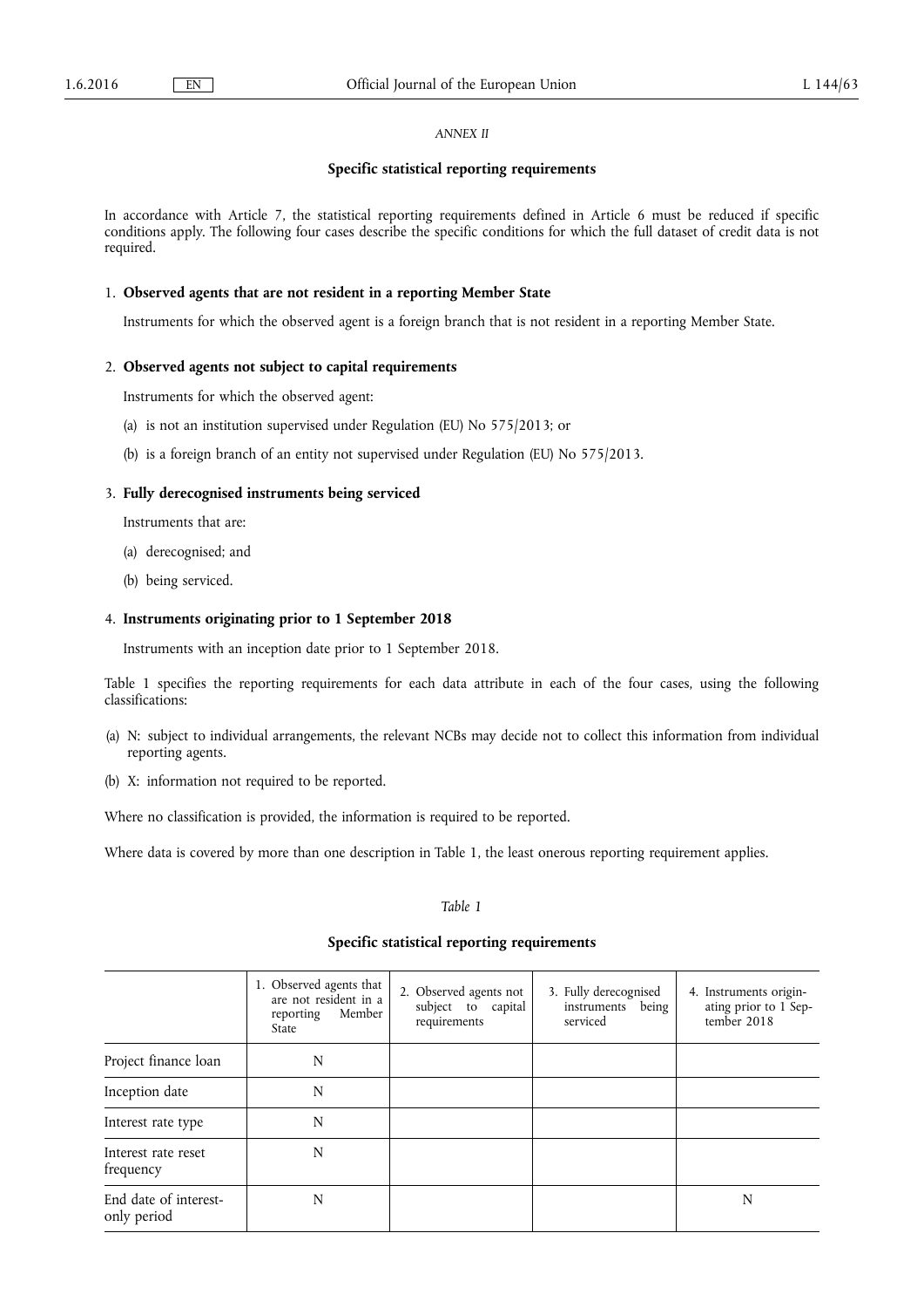*ANNEX II*

## Specific statistical reporting requirements

In accordance with Article 7, the statistical reporting requirements defined in Article 6 must be reduced if specific conditions apply. The following four cases describe the specific conditions for which the full dataset of credit data is not required.

### 1. Observed agents that are not resident in a reporting Member State

Instruments for which the observed agent is a foreign branch that is not resident in a reporting Member State.

### 2. Observed agents not subject to capital requirements

Instruments for which the observed agent:

(a) is not an institution supervised under Regulation (EU) No 575/2013; or

(b) is a foreign branch of an entity not supervised under Regulation (EU) No 575/2013.

### 3. Fully derecognised instruments being serviced

Instruments that are:

(a) derecognised; and

(b) being serviced.

### 4. Instruments originating prior to 1 September 2018

Instruments with an inception date prior to 1 September 2018.

Table 1 specifies the reporting requirements for each data attribute in each of the four cases, using the following classifications:

(a) N: subject to individual arrangements, the relevant NCBs may decide not to collect this information from individual reporting agents.

(b) X: information not required to be reported.

Where no classification is provided, the information is required to be reported.

Where data is covered by more than one description in Table 1, the least onerous reporting requirement applies.

*Table 1*

**Specific statistical reporting requirements**

| | 1. Observed agents that are not resident in a reporting Member State | 2. Observed agents not subject to capital requirements | 3. Fully derecognised instruments being serviced | 4. Instruments originating prior to 1 September 2018 |
|---|---|---|---|---|
| Project finance loan | N | | | |
| Inception date | N | | | |
| Interest rate type | N | | | |
| Interest rate reset frequency | N | | | |
| End date of interest-only period | N | | | N |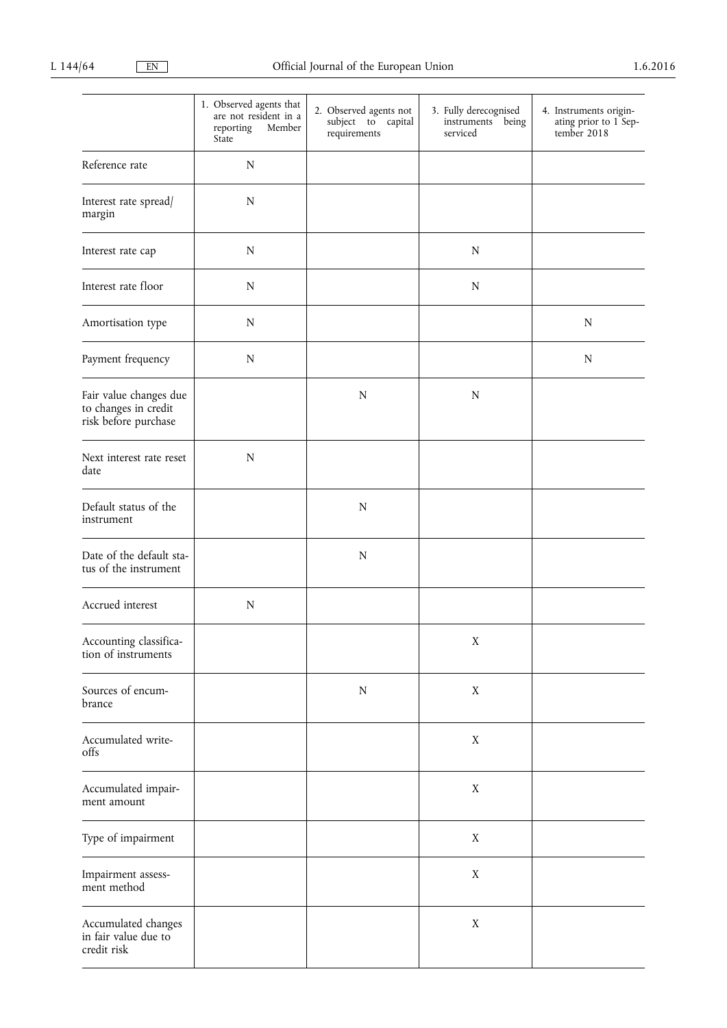| | 1. Observed agents that are not resident in a reporting Member State | 2. Observed agents not subject to capital requirements | 3. Fully derecognised instruments being serviced | 4. Instruments originating prior to 1 September 2018 |
|---|---|---|---|---|
| Reference rate | N | | | |
| Interest rate spread/margin | N | | | |
| Interest rate cap | N | | N | |
| Interest rate floor | N | | N | |
| Amortisation type | N | | | N |
| Payment frequency | N | | | N |
| Fair value changes due to changes in credit risk before purchase | | N | N | |
| Next interest rate reset date | N | | | |
| Default status of the instrument | | N | | |
| Date of the default status of the instrument | | N | | |
| Accrued interest | N | | | |
| Accounting classification of instruments | | | X | |
| Sources of encumbrance | | N | X | |
| Accumulated write-offs | | | X | |
| Accumulated impairment amount | | | X | |
| Type of impairment | | | X | |
| Impairment assessment method | | | X | |
| Accumulated changes in fair value due to credit risk | | | X | |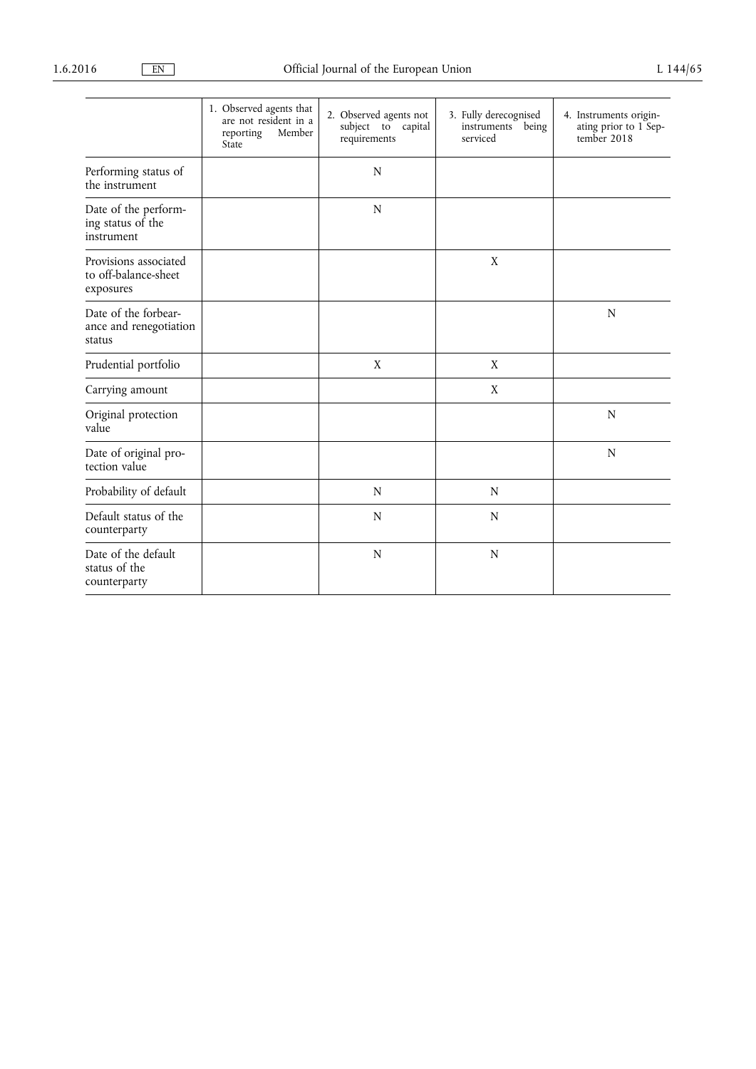| | 1. Observed agents that are not resident in a reporting Member State | 2. Observed agents not subject to capital requirements | 3. Fully derecognised instruments being serviced | 4. Instruments originating prior to 1 September 2018 |
|---|---|---|---|---|
| Performing status of the instrument | | N | | |
| Date of the performing status of the instrument | | N | | |
| Provisions associated to off-balance-sheet exposures | | | X | |
| Date of the forbearance and renegotiation status | | | | N |
| Prudential portfolio | | X | X | |
| Carrying amount | | | X | |
| Original protection value | | | | N |
| Date of original protection value | | | | N |
| Probability of default | | N | N | |
| Default status of the counterparty | | N | N | |
| Date of the default status of the counterparty | | N | N | |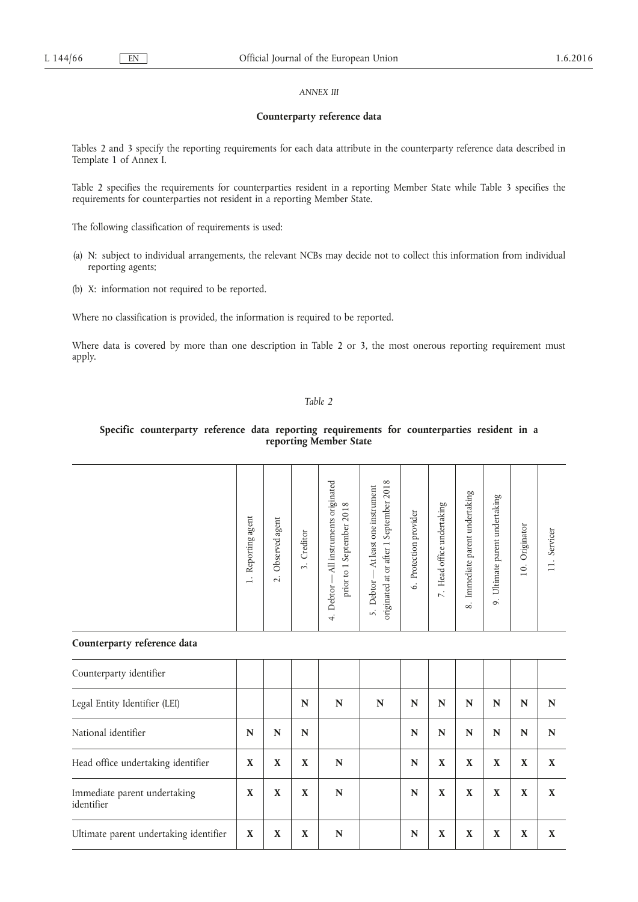*ANNEX III*

## Counterparty reference data

Tables 2 and 3 specify the reporting requirements for each data attribute in the counterparty reference data described in Template 1 of Annex I.

Table 2 specifies the requirements for counterparties resident in a reporting Member State while Table 3 specifies the requirements for counterparties not resident in a reporting Member State.

The following classification of requirements is used:

(a) N: subject to individual arrangements, the relevant NCBs may decide not to collect this information from individual reporting agents;

(b) X: information not required to be reported.

Where no classification is provided, the information is required to be reported.

Where data is covered by more than one description in Table 2 or 3, the most onerous reporting requirement must apply.

*Table 2*

### Specific counterparty reference data reporting requirements for counterparties resident in a reporting Member State

| | 1. Reporting agent | 2. Observed agent | 3. Creditor | 4. Debtor — All instruments originated prior to 1 September 2018 | 5. Debtor — At least one instrument originated at or after 1 September 2018 | 6. Protection provider | 7. Head office undertaking | 8. Immediate parent undertaking | 9. Ultimate parent undertaking | 10. Originator | 11. Servicer |
|---|---|---|---|---|---|---|---|---|---|---|---|
| **Counterparty reference data** | | | | | | | | | | | |
| Counterparty identifier | | | | | | | | | | | |
| Legal Entity Identifier (LEI) | | | **N** | **N** | **N** | **N** | **N** | **N** | **N** | **N** | **N** |
| National identifier | **N** | **N** | **N** | | | **N** | **N** | **N** | **N** | **N** | **N** |
| Head office undertaking identifier | **X** | **X** | **X** | **N** | | **N** | **X** | **X** | **X** | **X** | **X** |
| Immediate parent undertaking identifier | **X** | **X** | **X** | **N** | | **N** | **X** | **X** | **X** | **X** | **X** |
| Ultimate parent undertaking identifier | **X** | **X** | **X** | **N** | | **N** | **X** | **X** | **X** | **X** | **X** |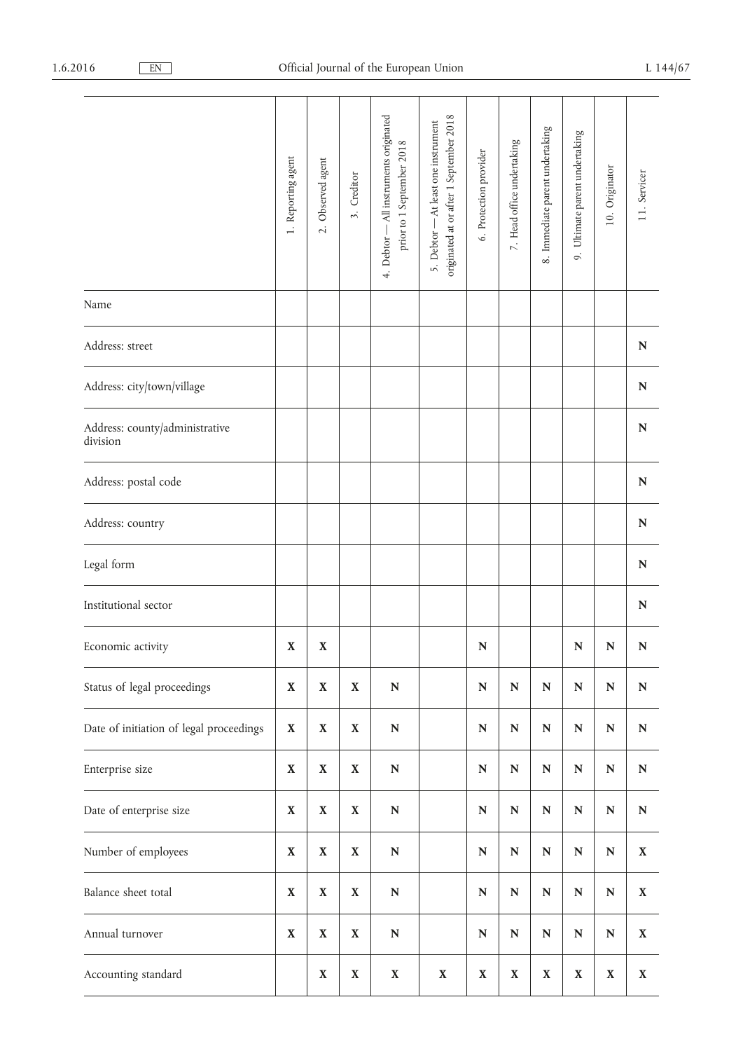| | 1. Reporting agent | 2. Observed agent | 3. Creditor | 4. Debtor — All instruments originated prior to 1 September 2018 | 5. Debtor — At least one instrument originated at or after 1 September 2018 | 6. Protection provider | 7. Head office undertaking | 8. Immediate parent undertaking | 9. Ultimate parent undertaking | 10. Originator | 11. Servicer |
|---|---|---|---|---|---|---|---|---|---|---|---|
| Name | | | | | | | | | | | |
| Address: street | | | | | | | | | | | **N** |
| Address: city/town/village | | | | | | | | | | | **N** |
| Address: county/administrative division | | | | | | | | | | | **N** |
| Address: postal code | | | | | | | | | | | **N** |
| Address: country | | | | | | | | | | | **N** |
| Legal form | | | | | | | | | | | **N** |
| Institutional sector | | | | | | | | | | | **N** |
| Economic activity | **X** | **X** | | | | **N** | | | **N** | **N** | **N** |
| Status of legal proceedings | **X** | **X** | **X** | **N** | | **N** | **N** | **N** | **N** | **N** | **N** |
| Date of initiation of legal proceedings | **X** | **X** | **X** | **N** | | **N** | **N** | **N** | **N** | **N** | **N** |
| Enterprise size | **X** | **X** | **X** | **N** | | **N** | **N** | **N** | **N** | **N** | **N** |
| Date of enterprise size | **X** | **X** | **X** | **N** | | **N** | **N** | **N** | **N** | **N** | **N** |
| Number of employees | **X** | **X** | **X** | **N** | | **N** | **N** | **N** | **N** | **N** | **X** |
| Balance sheet total | **X** | **X** | **X** | **N** | | **N** | **N** | **N** | **N** | **N** | **X** |
| Annual turnover | **X** | **X** | **X** | **N** | | **N** | **N** | **N** | **N** | **N** | **X** |
| Accounting standard | | **X** | **X** | **X** | **X** | **X** | **X** | **X** | **X** | **X** | **X** |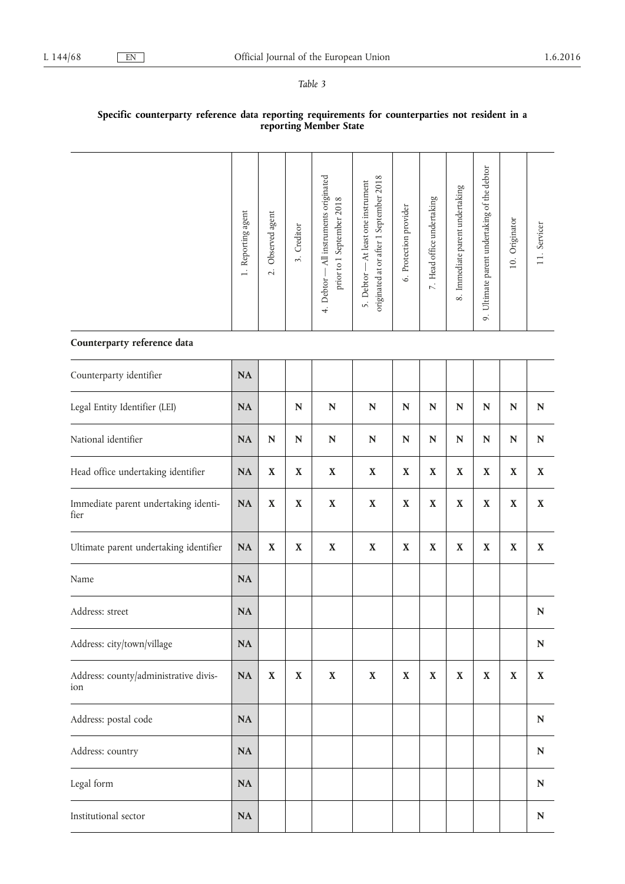*Table 3*

**Specific counterparty reference data reporting requirements for counterparties not resident in a reporting Member State**

| | 1. Reporting agent | 2. Observed agent | 3. Creditor | 4. Debtor — All instruments originated prior to 1 September 2018 | 5. Debtor — At least one instrument originated at or after 1 September 2018 | 6. Protection provider | 7. Head office undertaking | 8. Immediate parent undertaking | 9. Ultimate parent undertaking of the debtor | 10. Originator | 11. Servicer |
|---|---|---|---|---|---|---|---|---|---|---|---|
| **Counterparty reference data** | | | | | | | | | | | |
| Counterparty identifier | **NA** | | | | | | | | | | |
| Legal Entity Identifier (LEI) | **NA** | | **N** | **N** | **N** | **N** | **N** | **N** | **N** | **N** | **N** |
| National identifier | **NA** | **N** | **N** | **N** | **N** | **N** | **N** | **N** | **N** | **N** | **N** |
| Head office undertaking identifier | **NA** | **X** | **X** | **X** | **X** | **X** | **X** | **X** | **X** | **X** | **X** |
| Immediate parent undertaking identifier | **NA** | **X** | **X** | **X** | **X** | **X** | **X** | **X** | **X** | **X** | **X** |
| Ultimate parent undertaking identifier | **NA** | **X** | **X** | **X** | **X** | **X** | **X** | **X** | **X** | **X** | **X** |
| Name | **NA** | | | | | | | | | | |
| Address: street | **NA** | | | | | | | | | | **N** |
| Address: city/town/village | **NA** | | | | | | | | | | **N** |
| Address: county/administrative division | **NA** | **X** | **X** | **X** | **X** | **X** | **X** | **X** | **X** | **X** | **X** |
| Address: postal code | **NA** | | | | | | | | | | **N** |
| Address: country | **NA** | | | | | | | | | | **N** |
| Legal form | **NA** | | | | | | | | | | **N** |
| Institutional sector | **NA** | | | | | | | | | | **N** |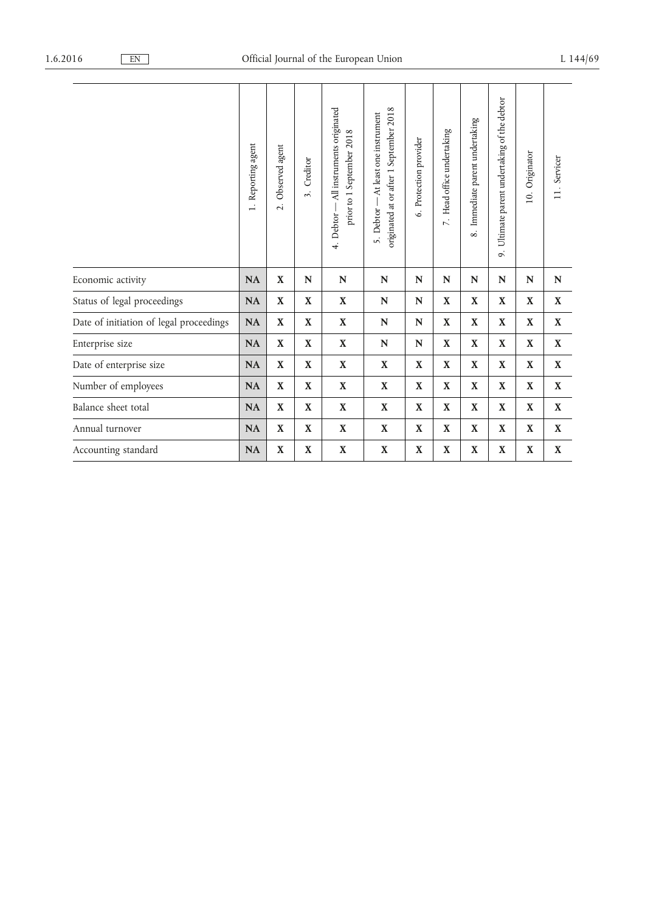| | 1. Reporting agent | 2. Observed agent | 3. Creditor | 4. Debtor — All instruments originated prior to 1 September 2018 | 5. Debtor — At least one instrument originated at or after 1 September 2018 | 6. Protection provider | 7. Head office undertaking | 8. Immediate parent undertaking | 9. Ultimate parent undertaking of the debtor | 10. Originator | 11. Servicer |
|---|---|---|---|---|---|---|---|---|---|---|---|
| Economic activity | **NA** | **X** | **N** | **N** | **N** | **N** | **N** | **N** | **N** | **N** | **N** |
| Status of legal proceedings | **NA** | **X** | **X** | **X** | **N** | **N** | **X** | **X** | **X** | **X** | **X** |
| Date of initiation of legal proceedings | **NA** | **X** | **X** | **X** | **N** | **N** | **X** | **X** | **X** | **X** | **X** |
| Enterprise size | **NA** | **X** | **X** | **X** | **N** | **N** | **X** | **X** | **X** | **X** | **X** |
| Date of enterprise size | **NA** | **X** | **X** | **X** | **X** | **X** | **X** | **X** | **X** | **X** | **X** |
| Number of employees | **NA** | **X** | **X** | **X** | **X** | **X** | **X** | **X** | **X** | **X** | **X** |
| Balance sheet total | **NA** | **X** | **X** | **X** | **X** | **X** | **X** | **X** | **X** | **X** | **X** |
| Annual turnover | **NA** | **X** | **X** | **X** | **X** | **X** | **X** | **X** | **X** | **X** | **X** |
| Accounting standard | **NA** | **X** | **X** | **X** | **X** | **X** | **X** | **X** | **X** | **X** | **X** |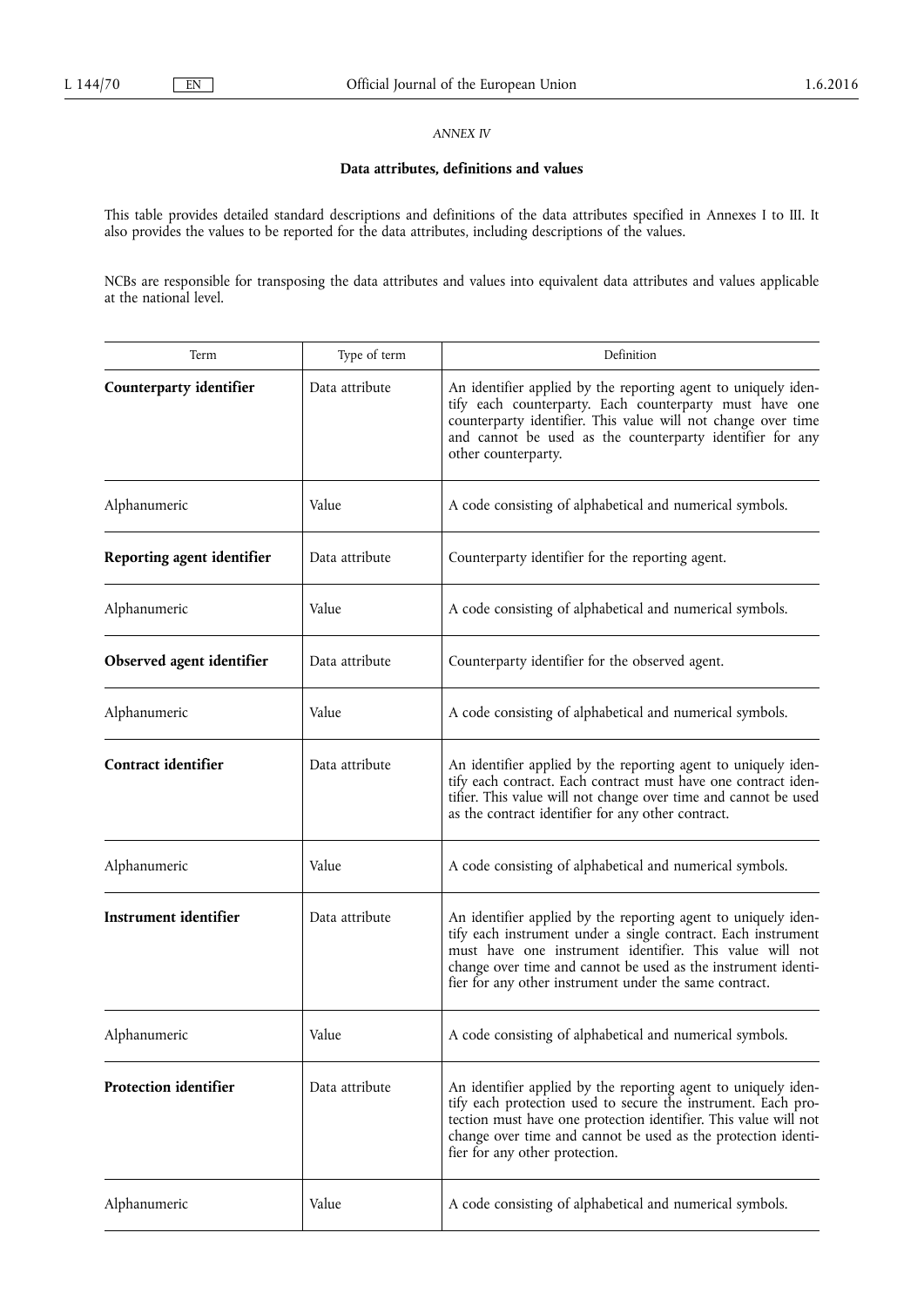*ANNEX IV*

## Data attributes, definitions and values

This table provides detailed standard descriptions and definitions of the data attributes specified in Annexes I to III. It also provides the values to be reported for the data attributes, including descriptions of the values.

NCBs are responsible for transposing the data attributes and values into equivalent data attributes and values applicable at the national level.

| Term | Type of term | Definition |
|---|---|---|
| **Counterparty identifier** | Data attribute | An identifier applied by the reporting agent to uniquely identify each counterparty. Each counterparty must have one counterparty identifier. This value will not change over time and cannot be used as the counterparty identifier for any other counterparty. |
| Alphanumeric | Value | A code consisting of alphabetical and numerical symbols. |
| **Reporting agent identifier** | Data attribute | Counterparty identifier for the reporting agent. |
| Alphanumeric | Value | A code consisting of alphabetical and numerical symbols. |
| **Observed agent identifier** | Data attribute | Counterparty identifier for the observed agent. |
| Alphanumeric | Value | A code consisting of alphabetical and numerical symbols. |
| **Contract identifier** | Data attribute | An identifier applied by the reporting agent to uniquely identify each contract. Each contract must have one contract identifier. This value will not change over time and cannot be used as the contract identifier for any other contract. |
| Alphanumeric | Value | A code consisting of alphabetical and numerical symbols. |
| **Instrument identifier** | Data attribute | An identifier applied by the reporting agent to uniquely identify each instrument under a single contract. Each instrument must have one instrument identifier. This value will not change over time and cannot be used as the instrument identifier for any other instrument under the same contract. |
| Alphanumeric | Value | A code consisting of alphabetical and numerical symbols. |
| **Protection identifier** | Data attribute | An identifier applied by the reporting agent to uniquely identify each protection used to secure the instrument. Each protection must have one protection identifier. This value will not change over time and cannot be used as the protection identifier for any other protection. |
| Alphanumeric | Value | A code consisting of alphabetical and numerical symbols. |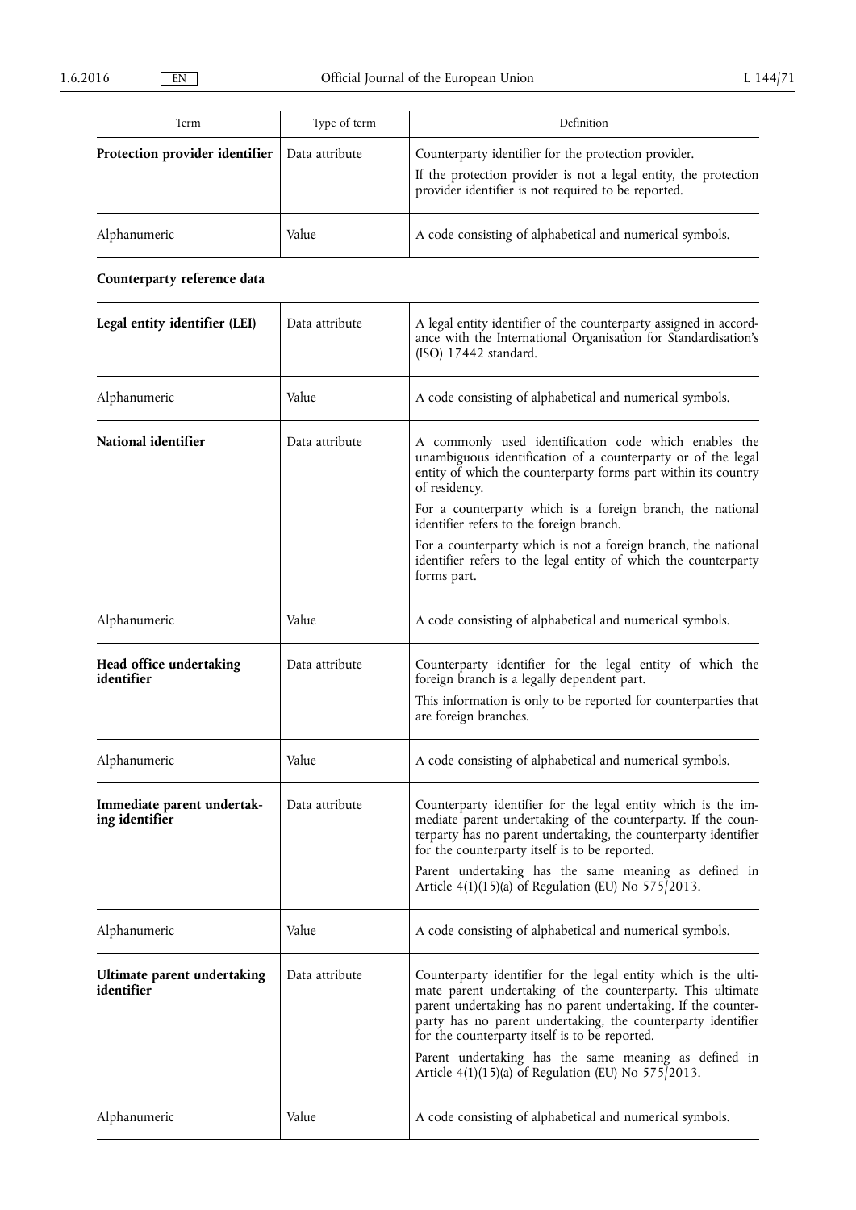| Term | Type of term | Definition |
|---|---|---|
| **Protection provider identifier** | Data attribute | Counterparty identifier for the protection provider.<br>If the protection provider is not a legal entity, the protection provider identifier is not required to be reported. |
| Alphanumeric | Value | A code consisting of alphabetical and numerical symbols. |

**Counterparty reference data**

| Term | Type of term | Definition |
|---|---|---|
| **Legal entity identifier (LEI)** | Data attribute | A legal entity identifier of the counterparty assigned in accordance with the International Organisation for Standardisation's (ISO) 17442 standard. |
| Alphanumeric | Value | A code consisting of alphabetical and numerical symbols. |
| **National identifier** | Data attribute | A commonly used identification code which enables the unambiguous identification of a counterparty or of the legal entity of which the counterparty forms part within its country of residency.<br>For a counterparty which is a foreign branch, the national identifier refers to the foreign branch.<br>For a counterparty which is not a foreign branch, the national identifier refers to the legal entity of which the counterparty forms part. |
| Alphanumeric | Value | A code consisting of alphabetical and numerical symbols. |
| **Head office undertaking identifier** | Data attribute | Counterparty identifier for the legal entity of which the foreign branch is a legally dependent part.<br>This information is only to be reported for counterparties that are foreign branches. |
| Alphanumeric | Value | A code consisting of alphabetical and numerical symbols. |
| **Immediate parent undertaking identifier** | Data attribute | Counterparty identifier for the legal entity which is the immediate parent undertaking of the counterparty. If the counterparty has no parent undertaking, the counterparty identifier for the counterparty itself is to be reported.<br>Parent undertaking has the same meaning as defined in Article 4(1)(15)(a) of Regulation (EU) No 575/2013. |
| Alphanumeric | Value | A code consisting of alphabetical and numerical symbols. |
| **Ultimate parent undertaking identifier** | Data attribute | Counterparty identifier for the legal entity which is the ultimate parent undertaking of the counterparty. This ultimate parent undertaking has no parent undertaking. If the counterparty has no parent undertaking, the counterparty identifier for the counterparty itself is to be reported.<br>Parent undertaking has the same meaning as defined in Article 4(1)(15)(a) of Regulation (EU) No 575/2013. |
| Alphanumeric | Value | A code consisting of alphabetical and numerical symbols. |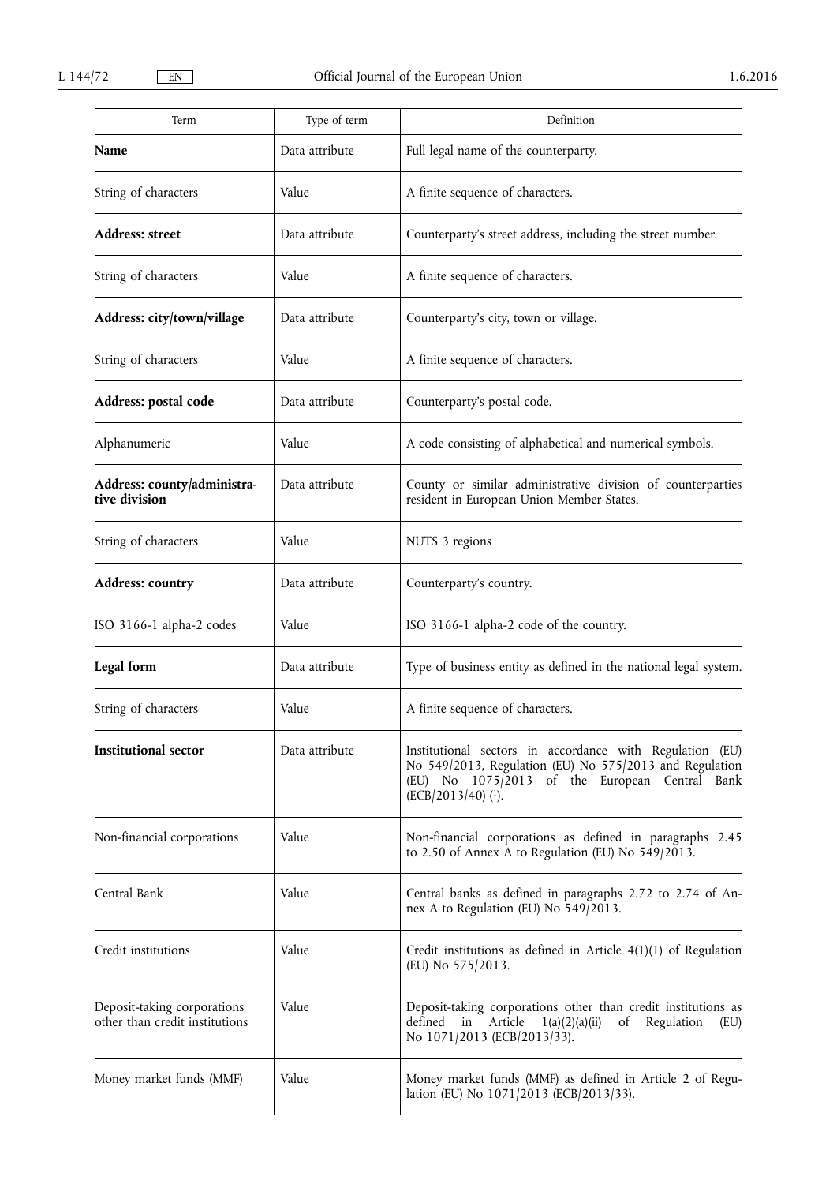| Term | Type of term | Definition |
|---|---|---|
| **Name** | Data attribute | Full legal name of the counterparty. |
| String of characters | Value | A finite sequence of characters. |
| **Address: street** | Data attribute | Counterparty's street address, including the street number. |
| String of characters | Value | A finite sequence of characters. |
| **Address: city/town/village** | Data attribute | Counterparty's city, town or village. |
| String of characters | Value | A finite sequence of characters. |
| **Address: postal code** | Data attribute | Counterparty's postal code. |
| Alphanumeric | Value | A code consisting of alphabetical and numerical symbols. |
| **Address: county/administrative division** | Data attribute | County or similar administrative division of counterparties resident in European Union Member States. |
| String of characters | Value | NUTS 3 regions |
| **Address: country** | Data attribute | Counterparty's country. |
| ISO 3166-1 alpha-2 codes | Value | ISO 3166-1 alpha-2 code of the country. |
| **Legal form** | Data attribute | Type of business entity as defined in the national legal system. |
| String of characters | Value | A finite sequence of characters. |
| **Institutional sector** | Data attribute | Institutional sectors in accordance with Regulation (EU) No 549/2013, Regulation (EU) No 575/2013 and Regulation (EU) No 1075/2013 of the European Central Bank (ECB/2013/40) [1]. |
| Non-financial corporations | Value | Non-financial corporations as defined in paragraphs 2.45 to 2.50 of Annex A to Regulation (EU) No 549/2013. |
| Central Bank | Value | Central banks as defined in paragraphs 2.72 to 2.74 of Annex A to Regulation (EU) No 549/2013. |
| Credit institutions | Value | Credit institutions as defined in Article 4(1)(1) of Regulation (EU) No 575/2013. |
| Deposit-taking corporations other than credit institutions | Value | Deposit-taking corporations other than credit institutions as defined in Article 1(a)(2)(a)(ii) of Regulation (EU) No 1071/2013 (ECB/2013/33). |
| Money market funds (MMF) | Value | Money market funds (MMF) as defined in Article 2 of Regulation (EU) No 1071/2013 (ECB/2013/33). |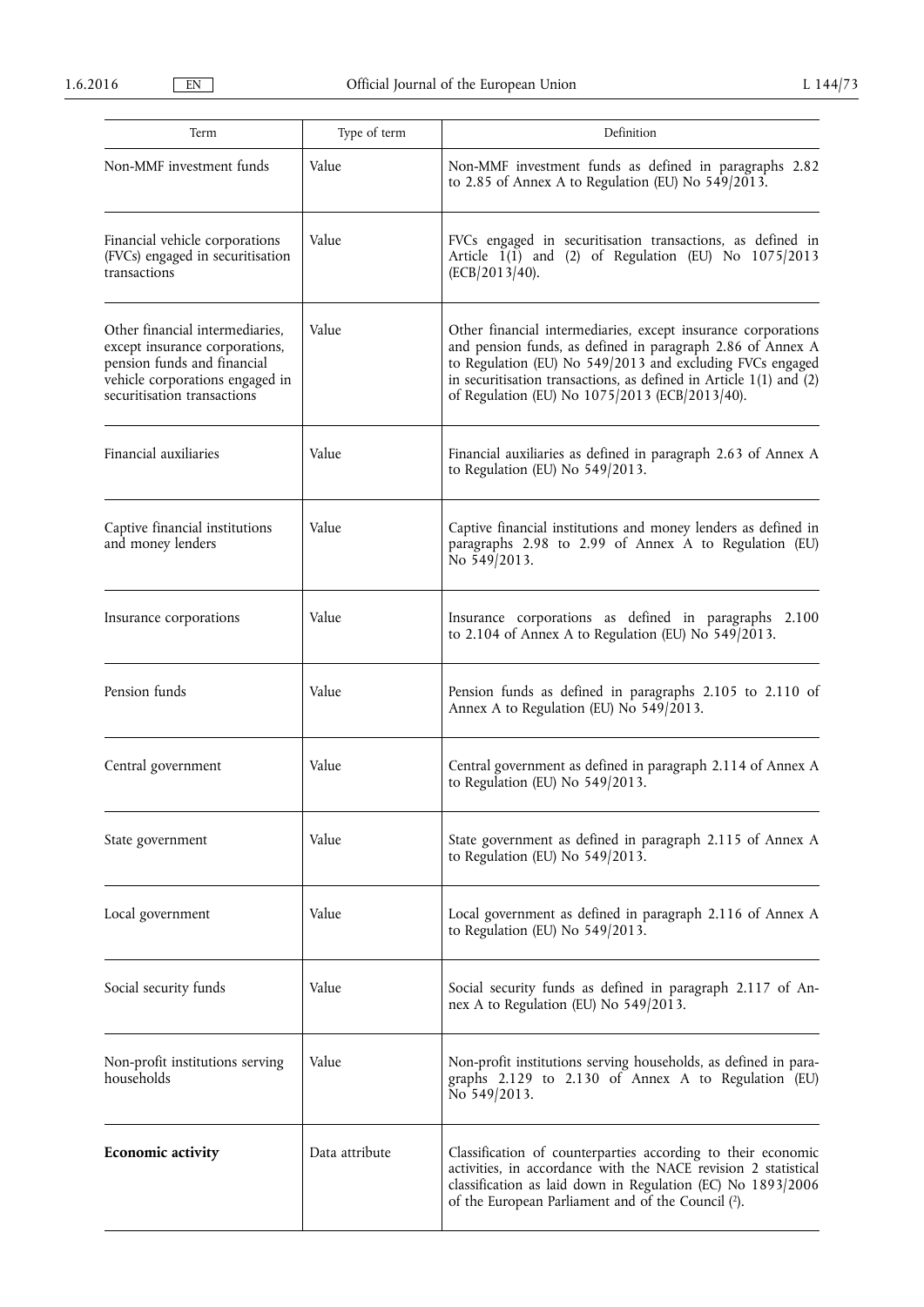| Term | Type of term | Definition |
|---|---|---|
| Non-MMF investment funds | Value | Non-MMF investment funds as defined in paragraphs 2.82 to 2.85 of Annex A to Regulation (EU) No 549/2013. |
| Financial vehicle corporations (FVCs) engaged in securitisation transactions | Value | FVCs engaged in securitisation transactions, as defined in Article 1(1) and (2) of Regulation (EU) No 1075/2013 (ECB/2013/40). |
| Other financial intermediaries, except insurance corporations, pension funds and financial vehicle corporations engaged in securitisation transactions | Value | Other financial intermediaries, except insurance corporations and pension funds, as defined in paragraph 2.86 of Annex A to Regulation (EU) No 549/2013 and excluding FVCs engaged in securitisation transactions, as defined in Article 1(1) and (2) of Regulation (EU) No 1075/2013 (ECB/2013/40). |
| Financial auxiliaries | Value | Financial auxiliaries as defined in paragraph 2.63 of Annex A to Regulation (EU) No 549/2013. |
| Captive financial institutions and money lenders | Value | Captive financial institutions and money lenders as defined in paragraphs 2.98 to 2.99 of Annex A to Regulation (EU) No 549/2013. |
| Insurance corporations | Value | Insurance corporations as defined in paragraphs 2.100 to 2.104 of Annex A to Regulation (EU) No 549/2013. |
| Pension funds | Value | Pension funds as defined in paragraphs 2.105 to 2.110 of Annex A to Regulation (EU) No 549/2013. |
| Central government | Value | Central government as defined in paragraph 2.114 of Annex A to Regulation (EU) No 549/2013. |
| State government | Value | State government as defined in paragraph 2.115 of Annex A to Regulation (EU) No 549/2013. |
| Local government | Value | Local government as defined in paragraph 2.116 of Annex A to Regulation (EU) No 549/2013. |
| Social security funds | Value | Social security funds as defined in paragraph 2.117 of Annex A to Regulation (EU) No 549/2013. |
| Non-profit institutions serving households | Value | Non-profit institutions serving households, as defined in paragraphs 2.129 to 2.130 of Annex A to Regulation (EU) No 549/2013. |
| **Economic activity** | Data attribute | Classification of counterparties according to their economic activities, in accordance with the NACE revision 2 statistical classification as laid down in Regulation (EC) No 1893/2006 of the European Parliament and of the Council [2]. |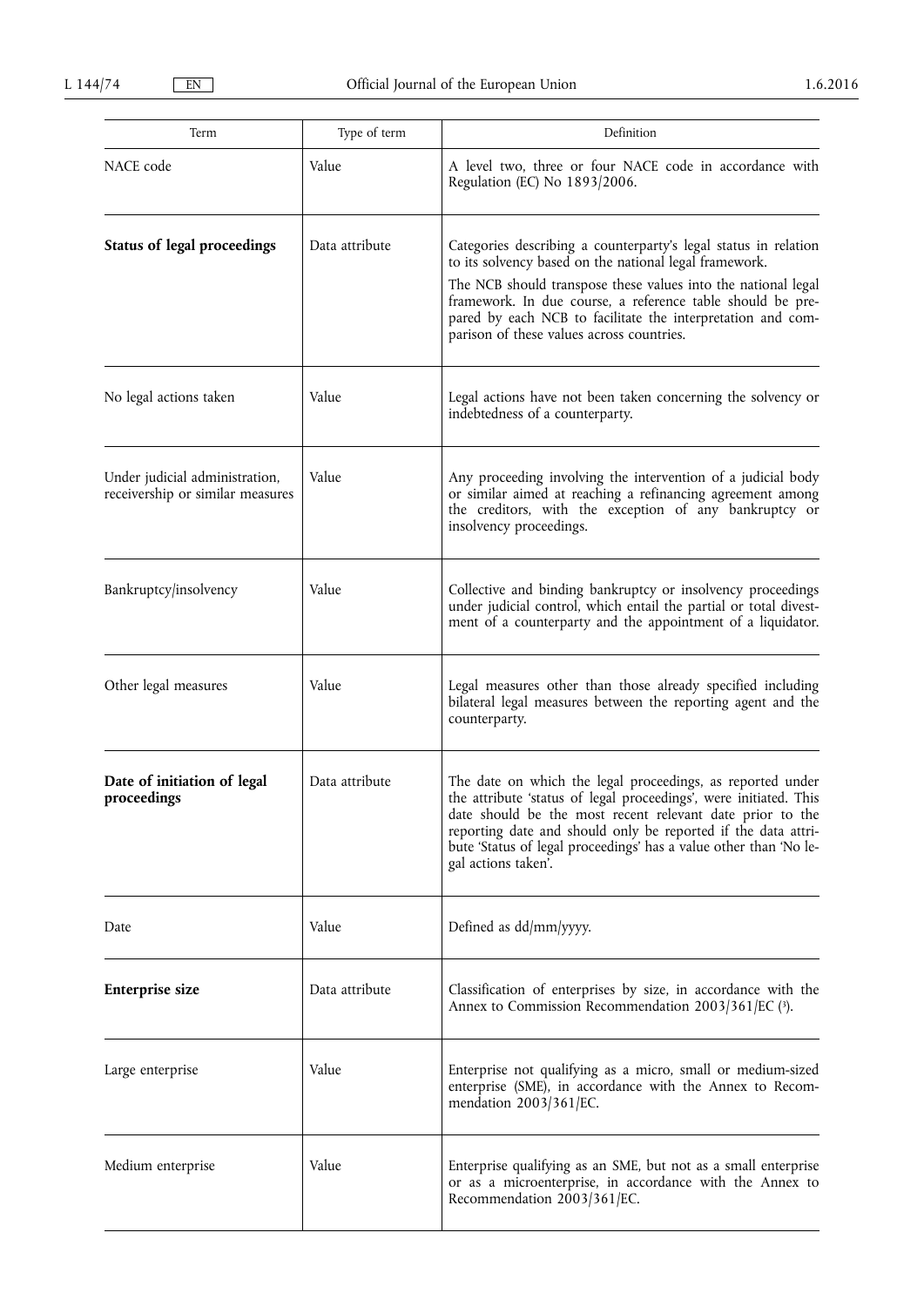| Term | Type of term | Definition |
|---|---|---|
| NACE code | Value | A level two, three or four NACE code in accordance with Regulation (EC) No 1893/2006. |
| **Status of legal proceedings** | Data attribute | Categories describing a counterparty's legal status in relation to its solvency based on the national legal framework.<br>The NCB should transpose these values into the national legal framework. In due course, a reference table should be prepared by each NCB to facilitate the interpretation and comparison of these values across countries. |
| No legal actions taken | Value | Legal actions have not been taken concerning the solvency or indebtedness of a counterparty. |
| Under judicial administration, receivership or similar measures | Value | Any proceeding involving the intervention of a judicial body or similar aimed at reaching a refinancing agreement among the creditors, with the exception of any bankruptcy or insolvency proceedings. |
| Bankruptcy/insolvency | Value | Collective and binding bankruptcy or insolvency proceedings under judicial control, which entail the partial or total divestment of a counterparty and the appointment of a liquidator. |
| Other legal measures | Value | Legal measures other than those already specified including bilateral legal measures between the reporting agent and the counterparty. |
| **Date of initiation of legal proceedings** | Data attribute | The date on which the legal proceedings, as reported under the attribute 'status of legal proceedings', were initiated. This date should be the most recent relevant date prior to the reporting date and should only be reported if the data attribute 'Status of legal proceedings' has a value other than 'No legal actions taken'. |
| Date | Value | Defined as dd/mm/yyyy. |
| **Enterprise size** | Data attribute | Classification of enterprises by size, in accordance with the Annex to Commission Recommendation 2003/361/EC [3]. |
| Large enterprise | Value | Enterprise not qualifying as a micro, small or medium-sized enterprise (SME), in accordance with the Annex to Recommendation 2003/361/EC. |
| Medium enterprise | Value | Enterprise qualifying as an SME, but not as a small enterprise or as a microenterprise, in accordance with the Annex to Recommendation 2003/361/EC. |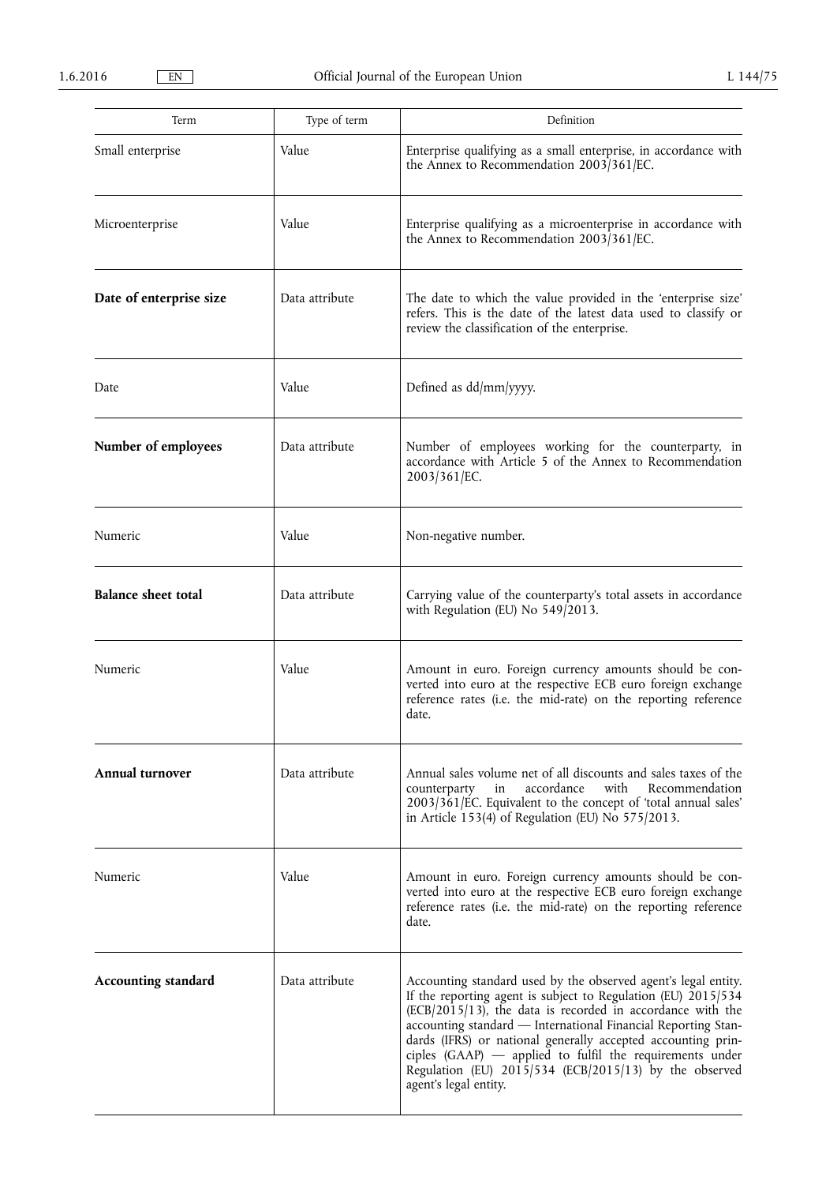| Term | Type of term | Definition |
|---|---|---|
| Small enterprise | Value | Enterprise qualifying as a small enterprise, in accordance with the Annex to Recommendation 2003/361/EC. |
| Microenterprise | Value | Enterprise qualifying as a microenterprise in accordance with the Annex to Recommendation 2003/361/EC. |
| **Date of enterprise size** | Data attribute | The date to which the value provided in the 'enterprise size' refers. This is the date of the latest data used to classify or review the classification of the enterprise. |
| Date | Value | Defined as dd/mm/yyyy. |
| **Number of employees** | Data attribute | Number of employees working for the counterparty, in accordance with Article 5 of the Annex to Recommendation 2003/361/EC. |
| Numeric | Value | Non-negative number. |
| **Balance sheet total** | Data attribute | Carrying value of the counterparty's total assets in accordance with Regulation (EU) No 549/2013. |
| Numeric | Value | Amount in euro. Foreign currency amounts should be converted into euro at the respective ECB euro foreign exchange reference rates (i.e. the mid-rate) on the reporting reference date. |
| **Annual turnover** | Data attribute | Annual sales volume net of all discounts and sales taxes of the counterparty in accordance with Recommendation 2003/361/EC. Equivalent to the concept of 'total annual sales' in Article 153(4) of Regulation (EU) No 575/2013. |
| Numeric | Value | Amount in euro. Foreign currency amounts should be converted into euro at the respective ECB euro foreign exchange reference rates (i.e. the mid-rate) on the reporting reference date. |
| **Accounting standard** | Data attribute | Accounting standard used by the observed agent's legal entity. If the reporting agent is subject to Regulation (EU) 2015/534 (ECB/2015/13), the data is recorded in accordance with the accounting standard — International Financial Reporting Standards (IFRS) or national generally accepted accounting principles (GAAP) — applied to fulfil the requirements under Regulation (EU) 2015/534 (ECB/2015/13) by the observed agent's legal entity. |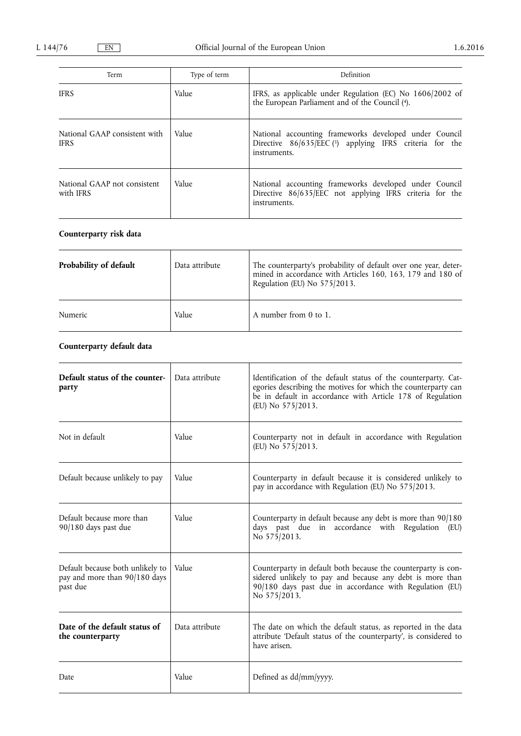| Term | Type of term | Definition |
| --- | --- | --- |
| IFRS | Value | IFRS, as applicable under Regulation (EC) No 1606/2002 of the European Parliament and of the Council [4]. |
| National GAAP consistent with IFRS | Value | National accounting frameworks developed under Council Directive 86/635/EEC [5] applying IFRS criteria for the instruments. |
| National GAAP not consistent with IFRS | Value | National accounting frameworks developed under Council Directive 86/635/EEC not applying IFRS criteria for the instruments. |

**Counterparty risk data**

| | | |
| --- | --- | --- |
| **Probability of default** | Data attribute | The counterparty's probability of default over one year, determined in accordance with Articles 160, 163, 179 and 180 of Regulation (EU) No 575/2013. |
| Numeric | Value | A number from 0 to 1. |

**Counterparty default data**

| | | |
| --- | --- | --- |
| **Default status of the counterparty** | Data attribute | Identification of the default status of the counterparty. Categories describing the motives for which the counterparty can be in default in accordance with Article 178 of Regulation (EU) No 575/2013. |
| Not in default | Value | Counterparty not in default in accordance with Regulation (EU) No 575/2013. |
| Default because unlikely to pay | Value | Counterparty in default because it is considered unlikely to pay in accordance with Regulation (EU) No 575/2013. |
| Default because more than 90/180 days past due | Value | Counterparty in default because any debt is more than 90/180 days past due in accordance with Regulation (EU) No 575/2013. |
| Default because both unlikely to pay and more than 90/180 days past due | Value | Counterparty in default both because the counterparty is considered unlikely to pay and because any debt is more than 90/180 days past due in accordance with Regulation (EU) No 575/2013. |
| **Date of the default status of the counterparty** | Data attribute | The date on which the default status, as reported in the data attribute 'Default status of the counterparty', is considered to have arisen. |
| Date | Value | Defined as dd/mm/yyyy. |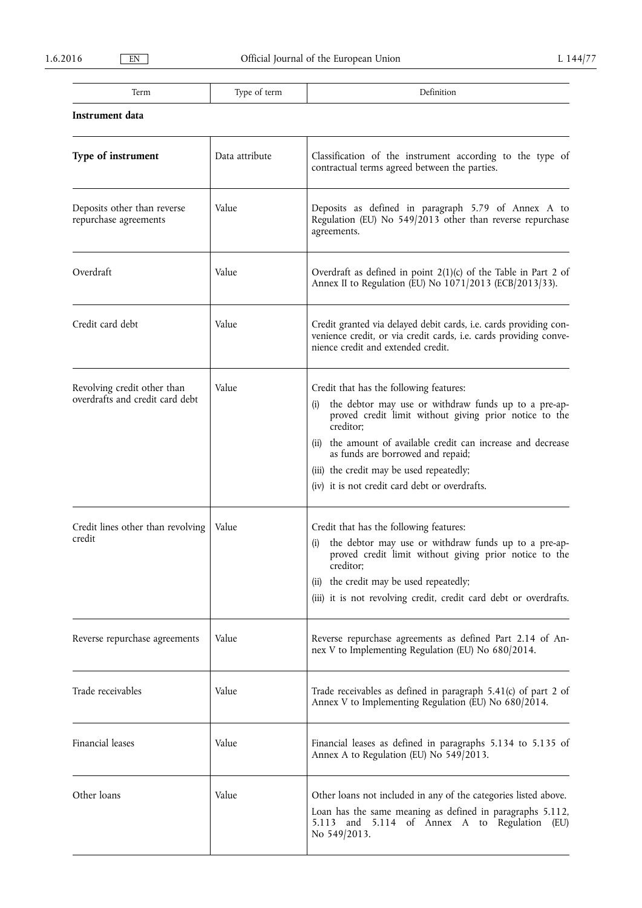| Term | Type of term | Definition |
|---|---|---|
| **Instrument data** | | |
| **Type of instrument** | Data attribute | Classification of the instrument according to the type of contractual terms agreed between the parties. |
| Deposits other than reverse repurchase agreements | Value | Deposits as defined in paragraph 5.79 of Annex A to Regulation (EU) No 549/2013 other than reverse repurchase agreements. |
| Overdraft | Value | Overdraft as defined in point 2(1)(c) of the Table in Part 2 of Annex II to Regulation (EU) No 1071/2013 (ECB/2013/33). |
| Credit card debt | Value | Credit granted via delayed debit cards, i.e. cards providing convenience credit, or via credit cards, i.e. cards providing convenience credit and extended credit. |
| Revolving credit other than overdrafts and credit card debt | Value | Credit that has the following features:<br>(i) the debtor may use or withdraw funds up to a pre-approved credit limit without giving prior notice to the creditor;<br>(ii) the amount of available credit can increase and decrease as funds are borrowed and repaid;<br>(iii) the credit may be used repeatedly;<br>(iv) it is not credit card debt or overdrafts. |
| Credit lines other than revolving credit | Value | Credit that has the following features:<br>(i) the debtor may use or withdraw funds up to a pre-approved credit limit without giving prior notice to the creditor;<br>(ii) the credit may be used repeatedly;<br>(iii) it is not revolving credit, credit card debt or overdrafts. |
| Reverse repurchase agreements | Value | Reverse repurchase agreements as defined Part 2.14 of Annex V to Implementing Regulation (EU) No 680/2014. |
| Trade receivables | Value | Trade receivables as defined in paragraph 5.41(c) of part 2 of Annex V to Implementing Regulation (EU) No 680/2014. |
| Financial leases | Value | Financial leases as defined in paragraphs 5.134 to 5.135 of Annex A to Regulation (EU) No 549/2013. |
| Other loans | Value | Other loans not included in any of the categories listed above.<br>Loan has the same meaning as defined in paragraphs 5.112, 5.113 and 5.114 of Annex A to Regulation (EU) No 549/2013. |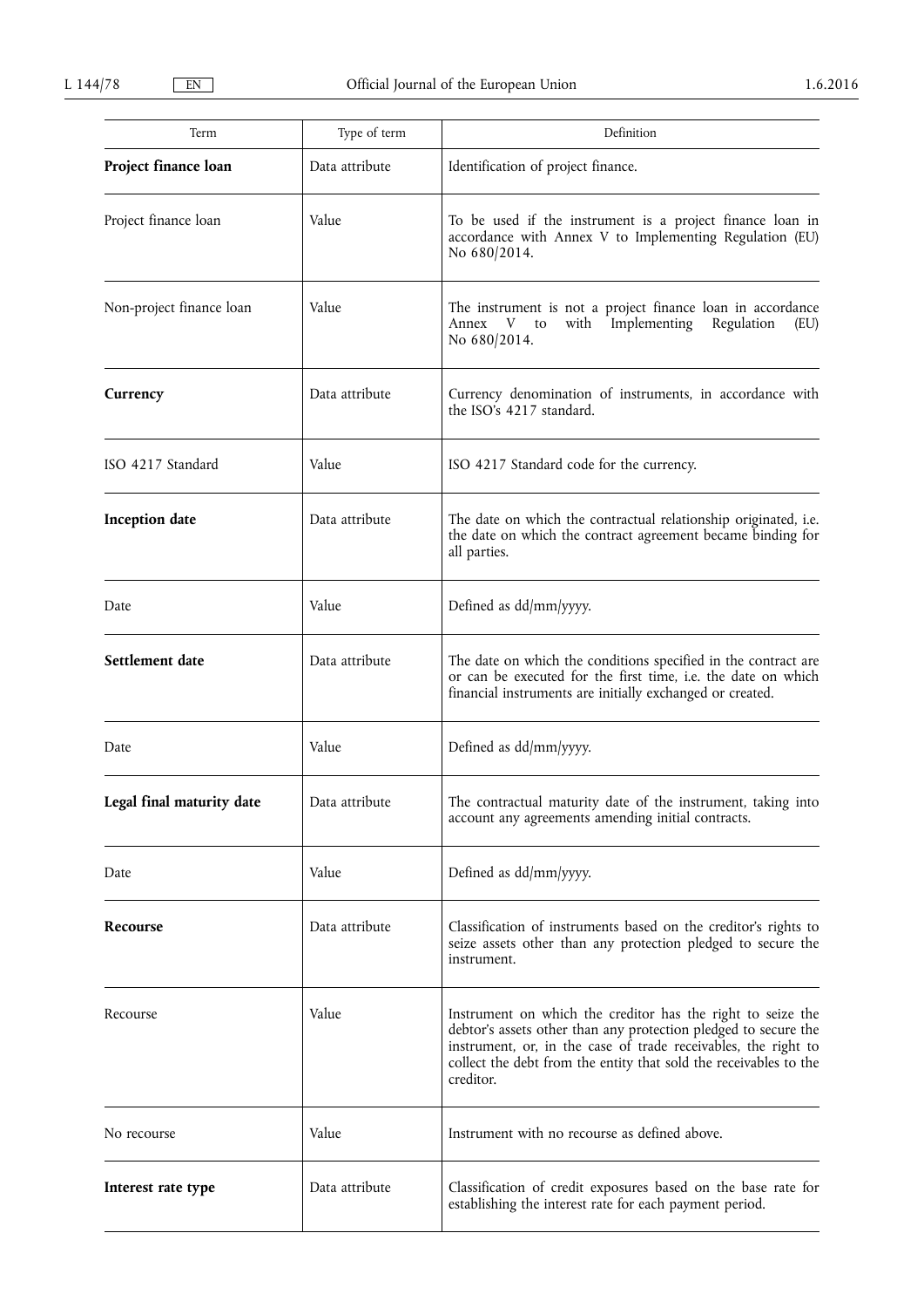| Term | Type of term | Definition |
|---|---|---|
| **Project finance loan** | Data attribute | Identification of project finance. |
| Project finance loan | Value | To be used if the instrument is a project finance loan in accordance with Annex V to Implementing Regulation (EU) No 680/2014. |
| Non-project finance loan | Value | The instrument is not a project finance loan in accordance Annex V to with Implementing Regulation (EU) No 680/2014. |
| **Currency** | Data attribute | Currency denomination of instruments, in accordance with the ISO's 4217 standard. |
| ISO 4217 Standard | Value | ISO 4217 Standard code for the currency. |
| **Inception date** | Data attribute | The date on which the contractual relationship originated, i.e. the date on which the contract agreement became binding for all parties. |
| Date | Value | Defined as dd/mm/yyyy. |
| **Settlement date** | Data attribute | The date on which the conditions specified in the contract are or can be executed for the first time, i.e. the date on which financial instruments are initially exchanged or created. |
| Date | Value | Defined as dd/mm/yyyy. |
| **Legal final maturity date** | Data attribute | The contractual maturity date of the instrument, taking into account any agreements amending initial contracts. |
| Date | Value | Defined as dd/mm/yyyy. |
| **Recourse** | Data attribute | Classification of instruments based on the creditor's rights to seize assets other than any protection pledged to secure the instrument. |
| Recourse | Value | Instrument on which the creditor has the right to seize the debtor's assets other than any protection pledged to secure the instrument, or, in the case of trade receivables, the right to collect the debt from the entity that sold the receivables to the creditor. |
| No recourse | Value | Instrument with no recourse as defined above. |
| **Interest rate type** | Data attribute | Classification of credit exposures based on the base rate for establishing the interest rate for each payment period. |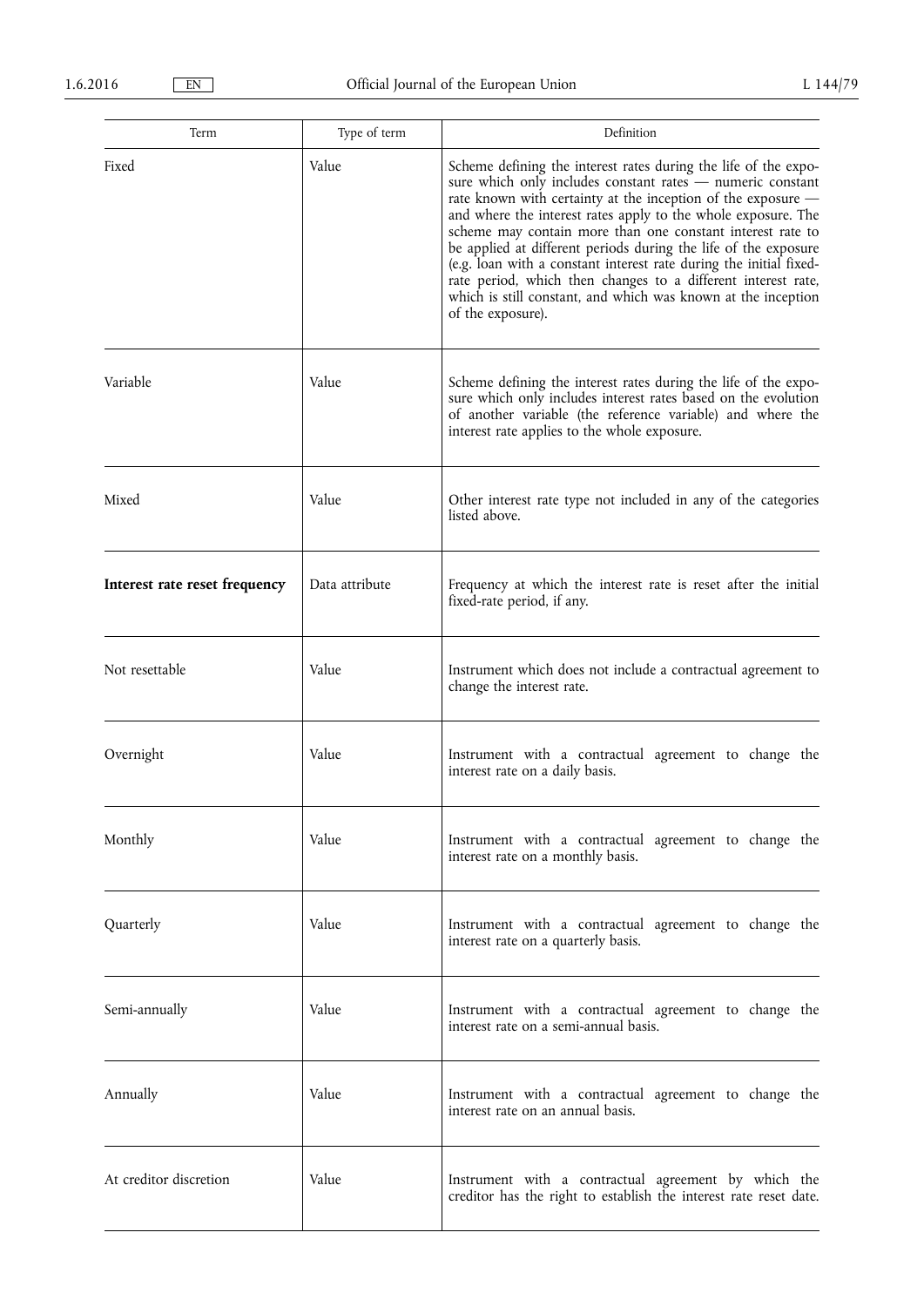| Term | Type of term | Definition |
| --- | --- | --- |
| Fixed | Value | Scheme defining the interest rates during the life of the exposure which only includes constant rates — numeric constant rate known with certainty at the inception of the exposure — and where the interest rates apply to the whole exposure. The scheme may contain more than one constant interest rate to be applied at different periods during the life of the exposure (e.g. loan with a constant interest rate during the initial fixed-rate period, which then changes to a different interest rate, which is still constant, and which was known at the inception of the exposure). |
| Variable | Value | Scheme defining the interest rates during the life of the exposure which only includes interest rates based on the evolution of another variable (the reference variable) and where the interest rate applies to the whole exposure. |
| Mixed | Value | Other interest rate type not included in any of the categories listed above. |
| **Interest rate reset frequency** | Data attribute | Frequency at which the interest rate is reset after the initial fixed-rate period, if any. |
| Not resettable | Value | Instrument which does not include a contractual agreement to change the interest rate. |
| Overnight | Value | Instrument with a contractual agreement to change the interest rate on a daily basis. |
| Monthly | Value | Instrument with a contractual agreement to change the interest rate on a monthly basis. |
| Quarterly | Value | Instrument with a contractual agreement to change the interest rate on a quarterly basis. |
| Semi-annually | Value | Instrument with a contractual agreement to change the interest rate on a semi-annual basis. |
| Annually | Value | Instrument with a contractual agreement to change the interest rate on an annual basis. |
| At creditor discretion | Value | Instrument with a contractual agreement by which the creditor has the right to establish the interest rate reset date. |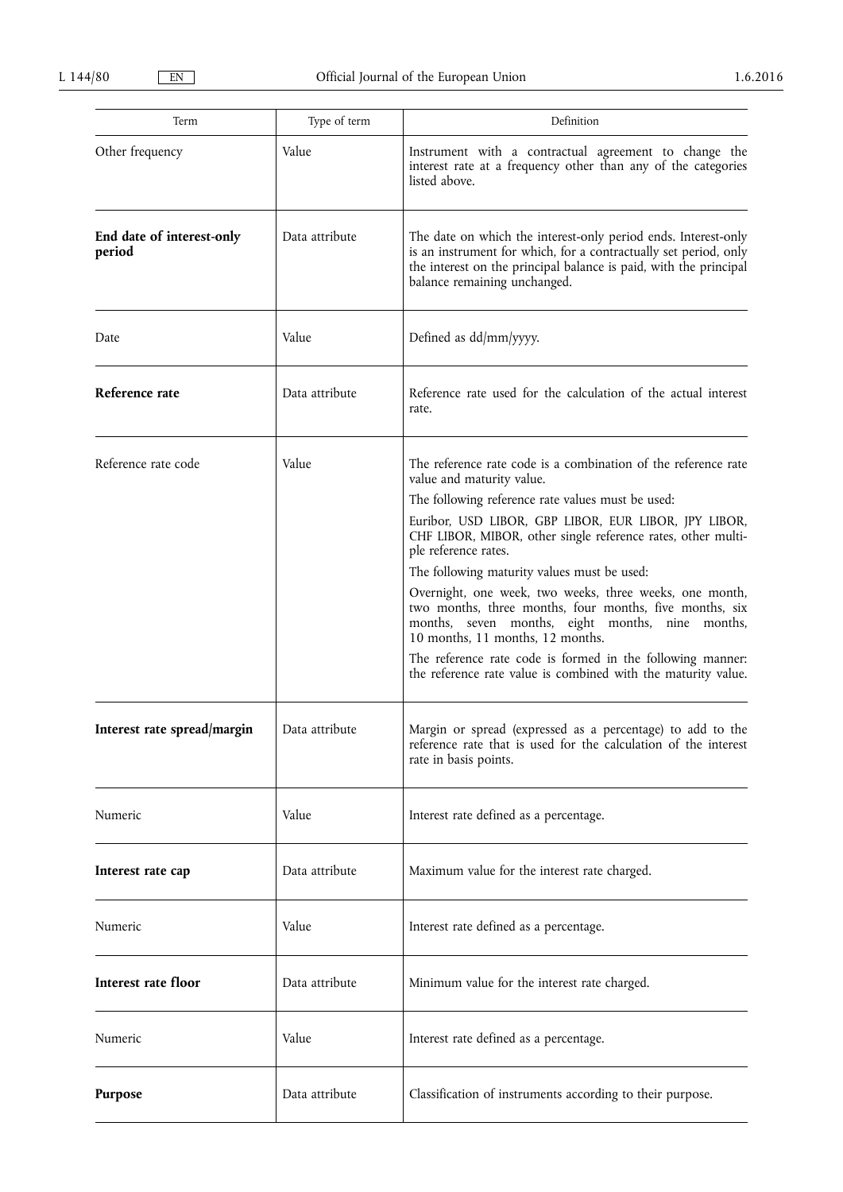| Term | Type of term | Definition |
|---|---|---|
| Other frequency | Value | Instrument with a contractual agreement to change the interest rate at a frequency other than any of the categories listed above. |
| **End date of interest-only period** | Data attribute | The date on which the interest-only period ends. Interest-only is an instrument for which, for a contractually set period, only the interest on the principal balance is paid, with the principal balance remaining unchanged. |
| Date | Value | Defined as dd/mm/yyyy. |
| **Reference rate** | Data attribute | Reference rate used for the calculation of the actual interest rate. |
| Reference rate code | Value | The reference rate code is a combination of the reference rate value and maturity value.<br>The following reference rate values must be used:<br>Euribor, USD LIBOR, GBP LIBOR, EUR LIBOR, JPY LIBOR, CHF LIBOR, MIBOR, other single reference rates, other multiple reference rates.<br>The following maturity values must be used:<br>Overnight, one week, two weeks, three weeks, one month, two months, three months, four months, five months, six months, seven months, eight months, nine months, 10 months, 11 months, 12 months.<br>The reference rate code is formed in the following manner: the reference rate value is combined with the maturity value. |
| **Interest rate spread/margin** | Data attribute | Margin or spread (expressed as a percentage) to add to the reference rate that is used for the calculation of the interest rate in basis points. |
| Numeric | Value | Interest rate defined as a percentage. |
| **Interest rate cap** | Data attribute | Maximum value for the interest rate charged. |
| Numeric | Value | Interest rate defined as a percentage. |
| **Interest rate floor** | Data attribute | Minimum value for the interest rate charged. |
| Numeric | Value | Interest rate defined as a percentage. |
| **Purpose** | Data attribute | Classification of instruments according to their purpose. |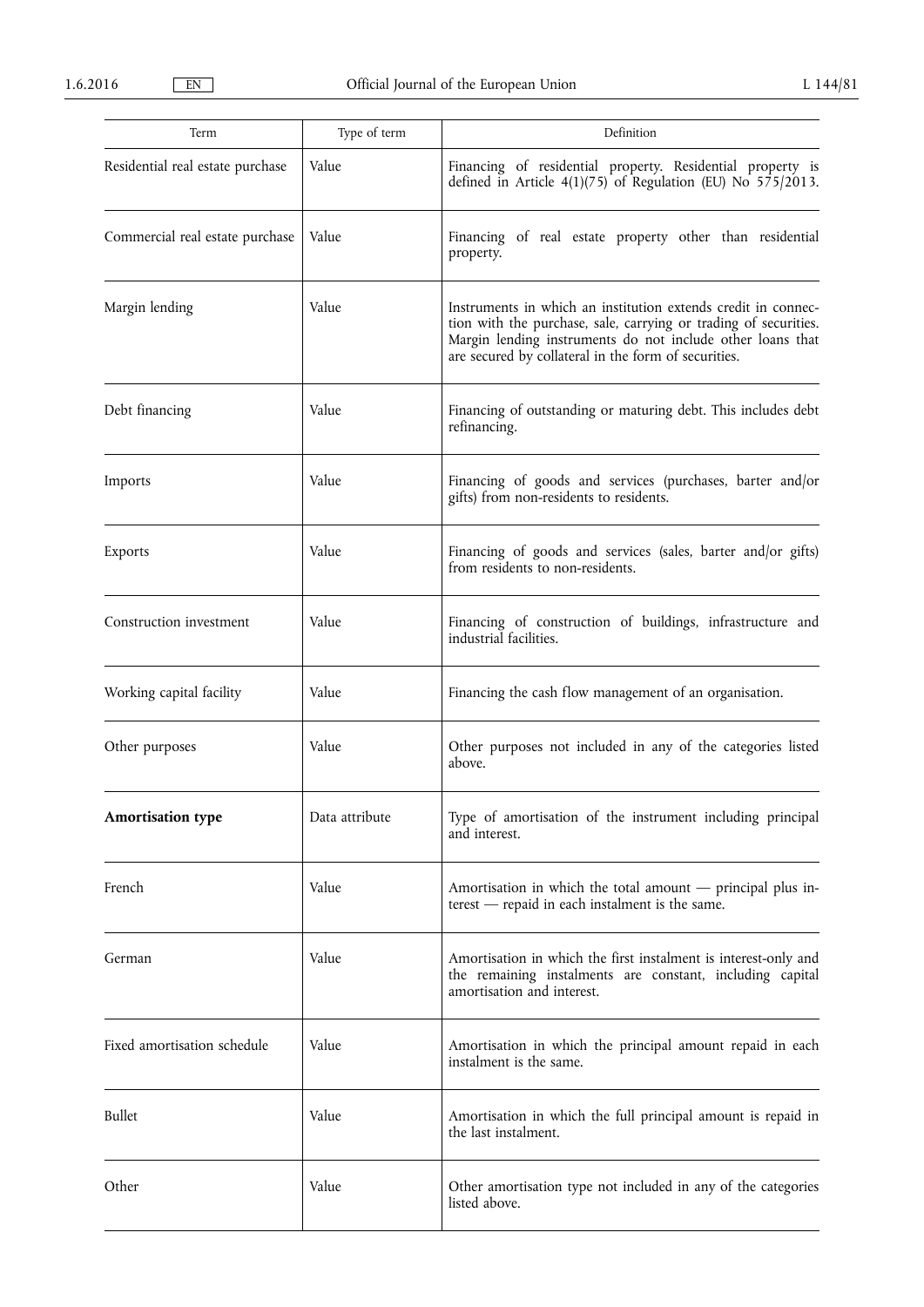| Term | Type of term | Definition |
|---|---|---|
| Residential real estate purchase | Value | Financing of residential property. Residential property is defined in Article 4(1)(75) of Regulation (EU) No 575/2013. |
| Commercial real estate purchase | Value | Financing of real estate property other than residential property. |
| Margin lending | Value | Instruments in which an institution extends credit in connection with the purchase, sale, carrying or trading of securities. Margin lending instruments do not include other loans that are secured by collateral in the form of securities. |
| Debt financing | Value | Financing of outstanding or maturing debt. This includes debt refinancing. |
| Imports | Value | Financing of goods and services (purchases, barter and/or gifts) from non-residents to residents. |
| Exports | Value | Financing of goods and services (sales, barter and/or gifts) from residents to non-residents. |
| Construction investment | Value | Financing of construction of buildings, infrastructure and industrial facilities. |
| Working capital facility | Value | Financing the cash flow management of an organisation. |
| Other purposes | Value | Other purposes not included in any of the categories listed above. |
| **Amortisation type** | Data attribute | Type of amortisation of the instrument including principal and interest. |
| French | Value | Amortisation in which the total amount — principal plus interest — repaid in each instalment is the same. |
| German | Value | Amortisation in which the first instalment is interest-only and the remaining instalments are constant, including capital amortisation and interest. |
| Fixed amortisation schedule | Value | Amortisation in which the principal amount repaid in each instalment is the same. |
| Bullet | Value | Amortisation in which the full principal amount is repaid in the last instalment. |
| Other | Value | Other amortisation type not included in any of the categories listed above. |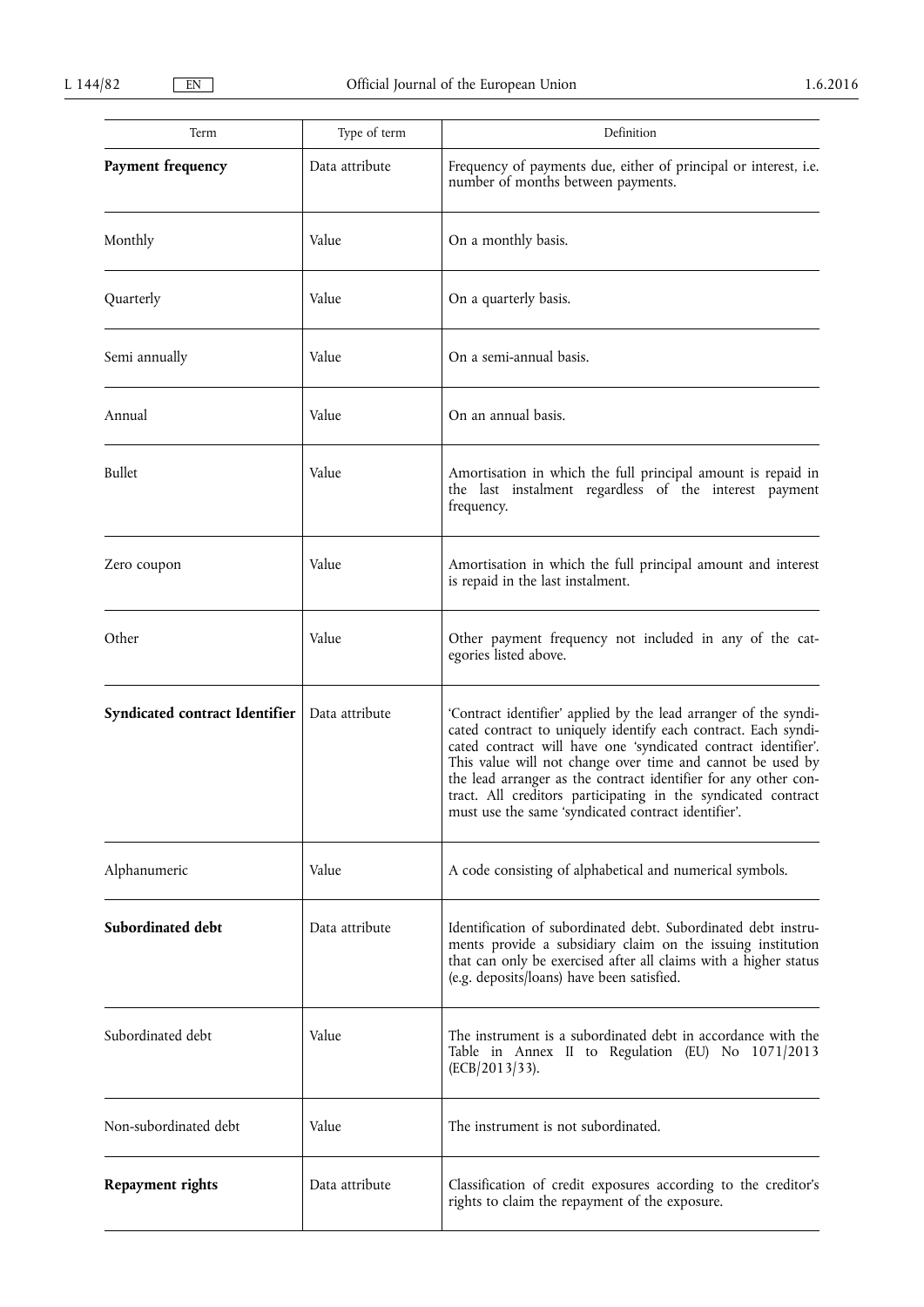| Term | Type of term | Definition |
|---|---|---|
| **Payment frequency** | Data attribute | Frequency of payments due, either of principal or interest, i.e. number of months between payments. |
| Monthly | Value | On a monthly basis. |
| Quarterly | Value | On a quarterly basis. |
| Semi annually | Value | On a semi-annual basis. |
| Annual | Value | On an annual basis. |
| Bullet | Value | Amortisation in which the full principal amount is repaid in the last instalment regardless of the interest payment frequency. |
| Zero coupon | Value | Amortisation in which the full principal amount and interest is repaid in the last instalment. |
| Other | Value | Other payment frequency not included in any of the categories listed above. |
| **Syndicated contract Identifier** | Data attribute | 'Contract identifier' applied by the lead arranger of the syndicated contract to uniquely identify each contract. Each syndicated contract will have one 'syndicated contract identifier'. This value will not change over time and cannot be used by the lead arranger as the contract identifier for any other contract. All creditors participating in the syndicated contract must use the same 'syndicated contract identifier'. |
| Alphanumeric | Value | A code consisting of alphabetical and numerical symbols. |
| **Subordinated debt** | Data attribute | Identification of subordinated debt. Subordinated debt instruments provide a subsidiary claim on the issuing institution that can only be exercised after all claims with a higher status (e.g. deposits/loans) have been satisfied. |
| Subordinated debt | Value | The instrument is a subordinated debt in accordance with the Table in Annex II to Regulation (EU) No 1071/2013 (ECB/2013/33). |
| Non-subordinated debt | Value | The instrument is not subordinated. |
| **Repayment rights** | Data attribute | Classification of credit exposures according to the creditor's rights to claim the repayment of the exposure. |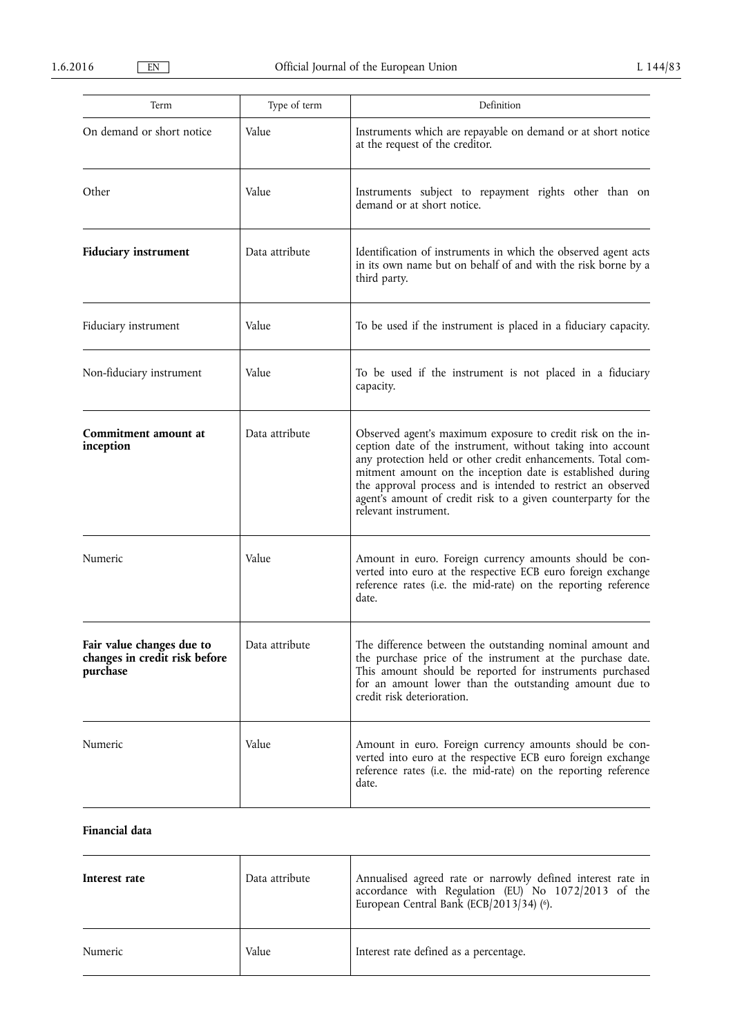| Term | Type of term | Definition |
|---|---|---|
| On demand or short notice | Value | Instruments which are repayable on demand or at short notice at the request of the creditor. |
| Other | Value | Instruments subject to repayment rights other than on demand or at short notice. |
| **Fiduciary instrument** | Data attribute | Identification of instruments in which the observed agent acts in its own name but on behalf of and with the risk borne by a third party. |
| Fiduciary instrument | Value | To be used if the instrument is placed in a fiduciary capacity. |
| Non-fiduciary instrument | Value | To be used if the instrument is not placed in a fiduciary capacity. |
| **Commitment amount at inception** | Data attribute | Observed agent's maximum exposure to credit risk on the inception date of the instrument, without taking into account any protection held or other credit enhancements. Total commitment amount on the inception date is established during the approval process and is intended to restrict an observed agent's amount of credit risk to a given counterparty for the relevant instrument. |
| Numeric | Value | Amount in euro. Foreign currency amounts should be converted into euro at the respective ECB euro foreign exchange reference rates (i.e. the mid-rate) on the reporting reference date. |
| **Fair value changes due to changes in credit risk before purchase** | Data attribute | The difference between the outstanding nominal amount and the purchase price of the instrument at the purchase date. This amount should be reported for instruments purchased for an amount lower than the outstanding amount due to credit risk deterioration. |
| Numeric | Value | Amount in euro. Foreign currency amounts should be converted into euro at the respective ECB euro foreign exchange reference rates (i.e. the mid-rate) on the reporting reference date. |

**Financial data**

| | | |
|---|---|---|
| **Interest rate** | Data attribute | Annualised agreed rate or narrowly defined interest rate in accordance with Regulation (EU) No 1072/2013 of the European Central Bank (ECB/2013/34) [6]. |
| Numeric | Value | Interest rate defined as a percentage. |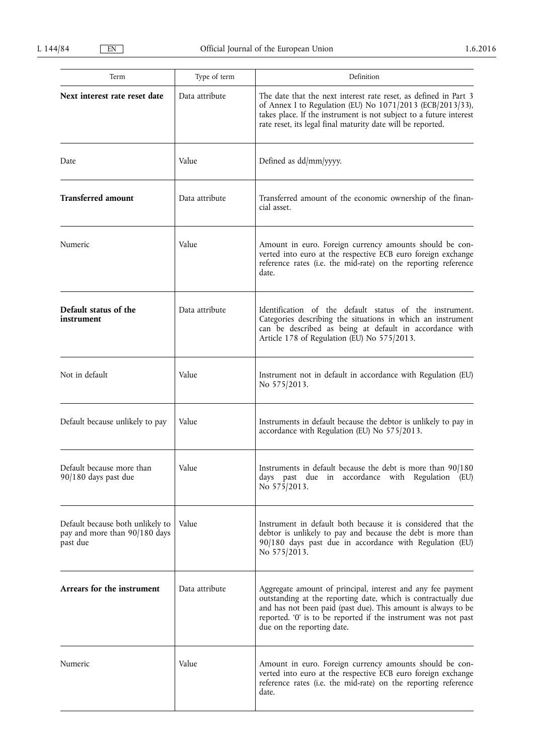| Term | Type of term | Definition |
|---|---|---|
| **Next interest rate reset date** | Data attribute | The date that the next interest rate reset, as defined in Part 3 of Annex I to Regulation (EU) No 1071/2013 (ECB/2013/33), takes place. If the instrument is not subject to a future interest rate reset, its legal final maturity date will be reported. |
| Date | Value | Defined as dd/mm/yyyy. |
| **Transferred amount** | Data attribute | Transferred amount of the economic ownership of the financial asset. |
| Numeric | Value | Amount in euro. Foreign currency amounts should be converted into euro at the respective ECB euro foreign exchange reference rates (i.e. the mid-rate) on the reporting reference date. |
| **Default status of the instrument** | Data attribute | Identification of the default status of the instrument. Categories describing the situations in which an instrument can be described as being at default in accordance with Article 178 of Regulation (EU) No 575/2013. |
| Not in default | Value | Instrument not in default in accordance with Regulation (EU) No 575/2013. |
| Default because unlikely to pay | Value | Instruments in default because the debtor is unlikely to pay in accordance with Regulation (EU) No 575/2013. |
| Default because more than 90/180 days past due | Value | Instruments in default because the debt is more than 90/180 days past due in accordance with Regulation (EU) No 575/2013. |
| Default because both unlikely to pay and more than 90/180 days past due | Value | Instrument in default both because it is considered that the debtor is unlikely to pay and because the debt is more than 90/180 days past due in accordance with Regulation (EU) No 575/2013. |
| **Arrears for the instrument** | Data attribute | Aggregate amount of principal, interest and any fee payment outstanding at the reporting date, which is contractually due and has not been paid (past due). This amount is always to be reported. '0' is to be reported if the instrument was not past due on the reporting date. |
| Numeric | Value | Amount in euro. Foreign currency amounts should be converted into euro at the respective ECB euro foreign exchange reference rates (i.e. the mid-rate) on the reporting reference date. |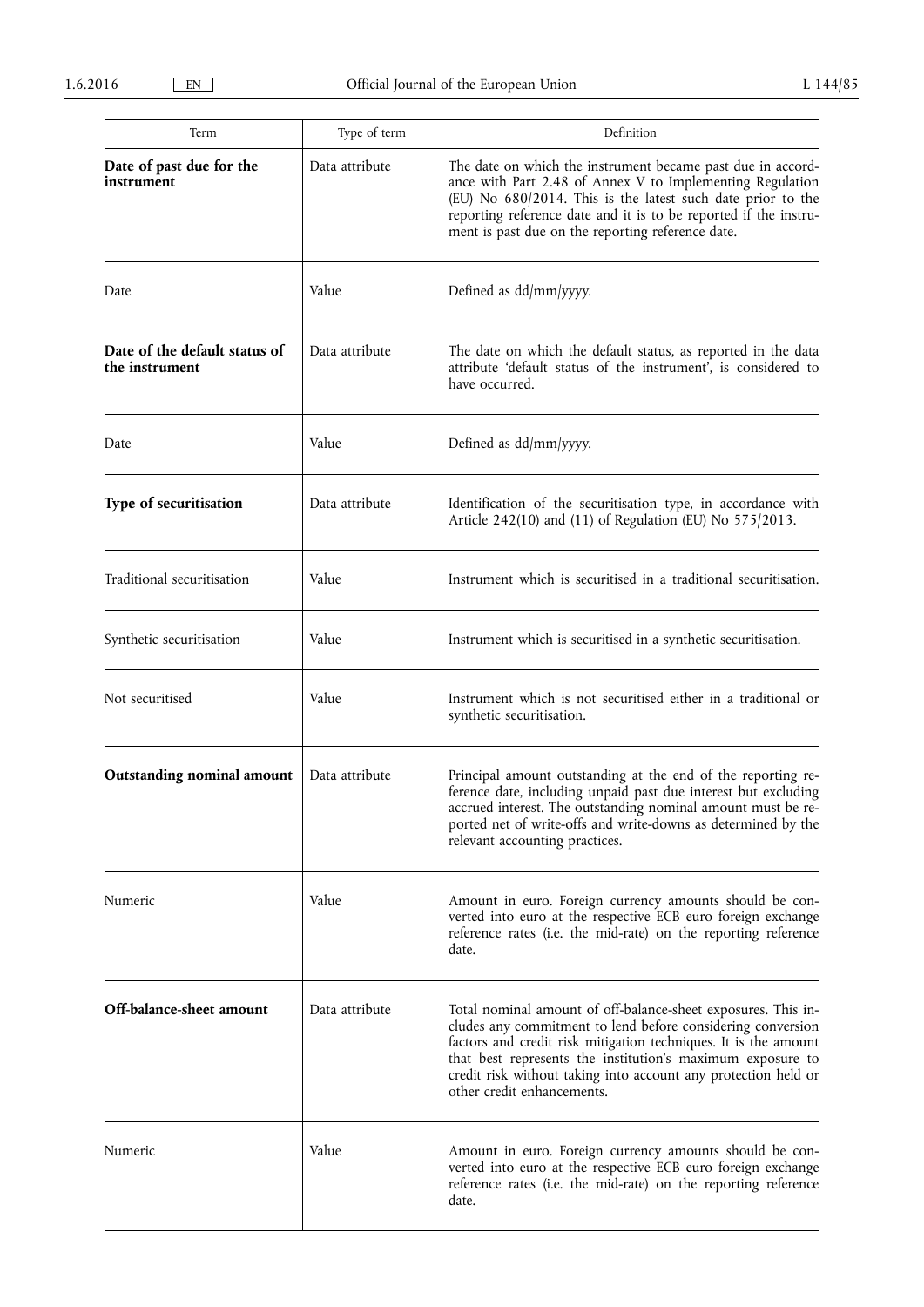| Term | Type of term | Definition |
|---|---|---|
| **Date of past due for the instrument** | Data attribute | The date on which the instrument became past due in accordance with Part 2.48 of Annex V to Implementing Regulation (EU) No 680/2014. This is the latest such date prior to the reporting reference date and it is to be reported if the instrument is past due on the reporting reference date. |
| Date | Value | Defined as dd/mm/yyyy. |
| **Date of the default status of the instrument** | Data attribute | The date on which the default status, as reported in the data attribute 'default status of the instrument', is considered to have occurred. |
| Date | Value | Defined as dd/mm/yyyy. |
| **Type of securitisation** | Data attribute | Identification of the securitisation type, in accordance with Article 242(10) and (11) of Regulation (EU) No 575/2013. |
| Traditional securitisation | Value | Instrument which is securitised in a traditional securitisation. |
| Synthetic securitisation | Value | Instrument which is securitised in a synthetic securitisation. |
| Not securitised | Value | Instrument which is not securitised either in a traditional or synthetic securitisation. |
| **Outstanding nominal amount** | Data attribute | Principal amount outstanding at the end of the reporting reference date, including unpaid past due interest but excluding accrued interest. The outstanding nominal amount must be reported net of write-offs and write-downs as determined by the relevant accounting practices. |
| Numeric | Value | Amount in euro. Foreign currency amounts should be converted into euro at the respective ECB euro foreign exchange reference rates (i.e. the mid-rate) on the reporting reference date. |
| **Off-balance-sheet amount** | Data attribute | Total nominal amount of off-balance-sheet exposures. This includes any commitment to lend before considering conversion factors and credit risk mitigation techniques. It is the amount that best represents the institution's maximum exposure to credit risk without taking into account any protection held or other credit enhancements. |
| Numeric | Value | Amount in euro. Foreign currency amounts should be converted into euro at the respective ECB euro foreign exchange reference rates (i.e. the mid-rate) on the reporting reference date. |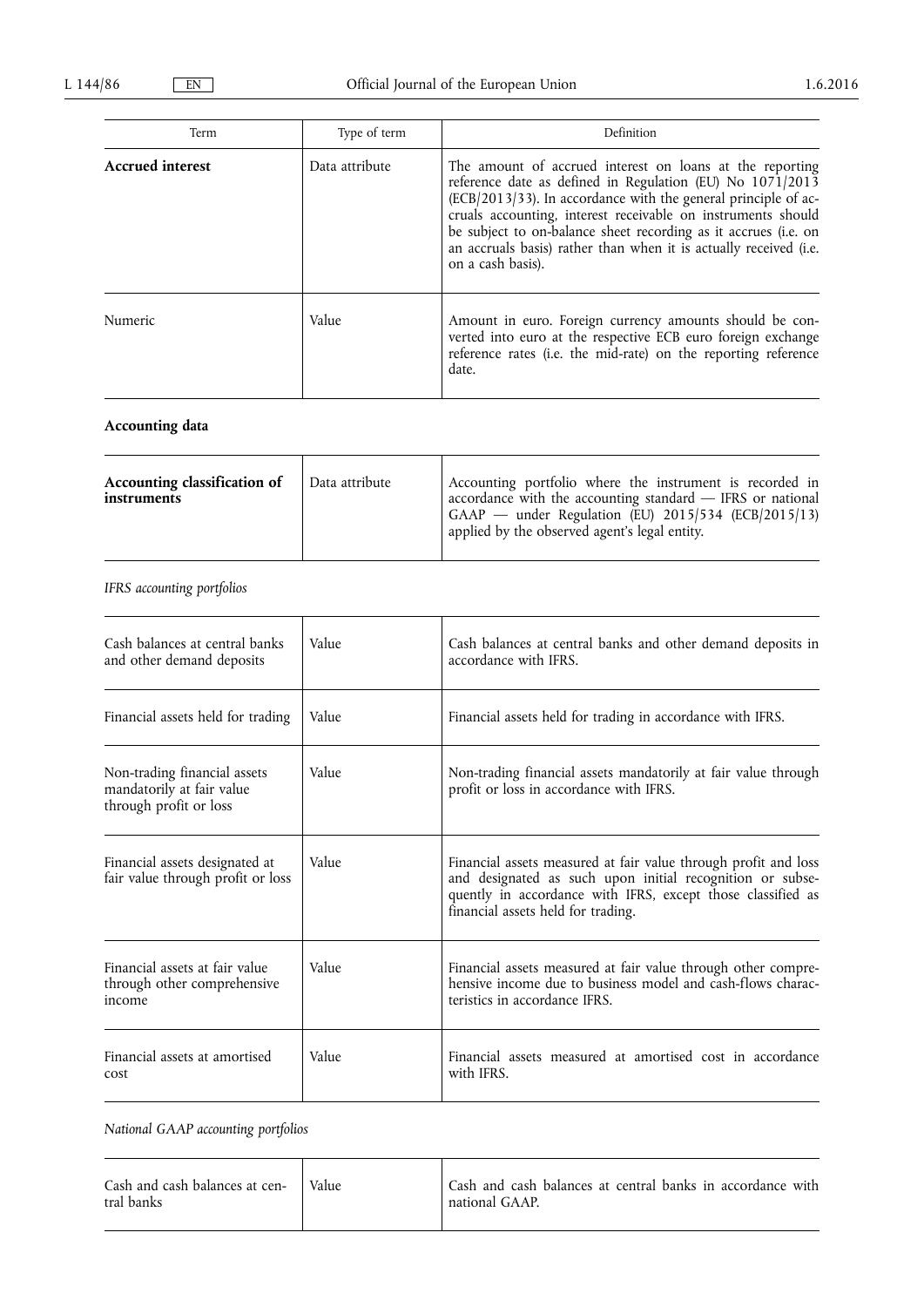| Term | Type of term | Definition |
|---|---|---|
| **Accrued interest** | Data attribute | The amount of accrued interest on loans at the reporting reference date as defined in Regulation (EU) No 1071/2013 (ECB/2013/33). In accordance with the general principle of accruals accounting, interest receivable on instruments should be subject to on-balance sheet recording as it accrues (i.e. on an accruals basis) rather than when it is actually received (i.e. on a cash basis). |
| Numeric | Value | Amount in euro. Foreign currency amounts should be converted into euro at the respective ECB euro foreign exchange reference rates (i.e. the mid-rate) on the reporting reference date. |

**Accounting data**

| | | |
|---|---|---|
| **Accounting classification of instruments** | Data attribute | Accounting portfolio where the instrument is recorded in accordance with the accounting standard — IFRS or national GAAP — under Regulation (EU) 2015/534 (ECB/2015/13) applied by the observed agent's legal entity. |

*IFRS accounting portfolios*

| | | |
|---|---|---|
| Cash balances at central banks and other demand deposits | Value | Cash balances at central banks and other demand deposits in accordance with IFRS. |
| Financial assets held for trading | Value | Financial assets held for trading in accordance with IFRS. |
| Non-trading financial assets mandatorily at fair value through profit or loss | Value | Non-trading financial assets mandatorily at fair value through profit or loss in accordance with IFRS. |
| Financial assets designated at fair value through profit or loss | Value | Financial assets measured at fair value through profit and loss and designated as such upon initial recognition or subsequently in accordance with IFRS, except those classified as financial assets held for trading. |
| Financial assets at fair value through other comprehensive income | Value | Financial assets measured at fair value through other comprehensive income due to business model and cash-flows characteristics in accordance IFRS. |
| Financial assets at amortised cost | Value | Financial assets measured at amortised cost in accordance with IFRS. |

*National GAAP accounting portfolios*

| | | |
|---|---|---|
| Cash and cash balances at central banks | Value | Cash and cash balances at central banks in accordance with national GAAP. |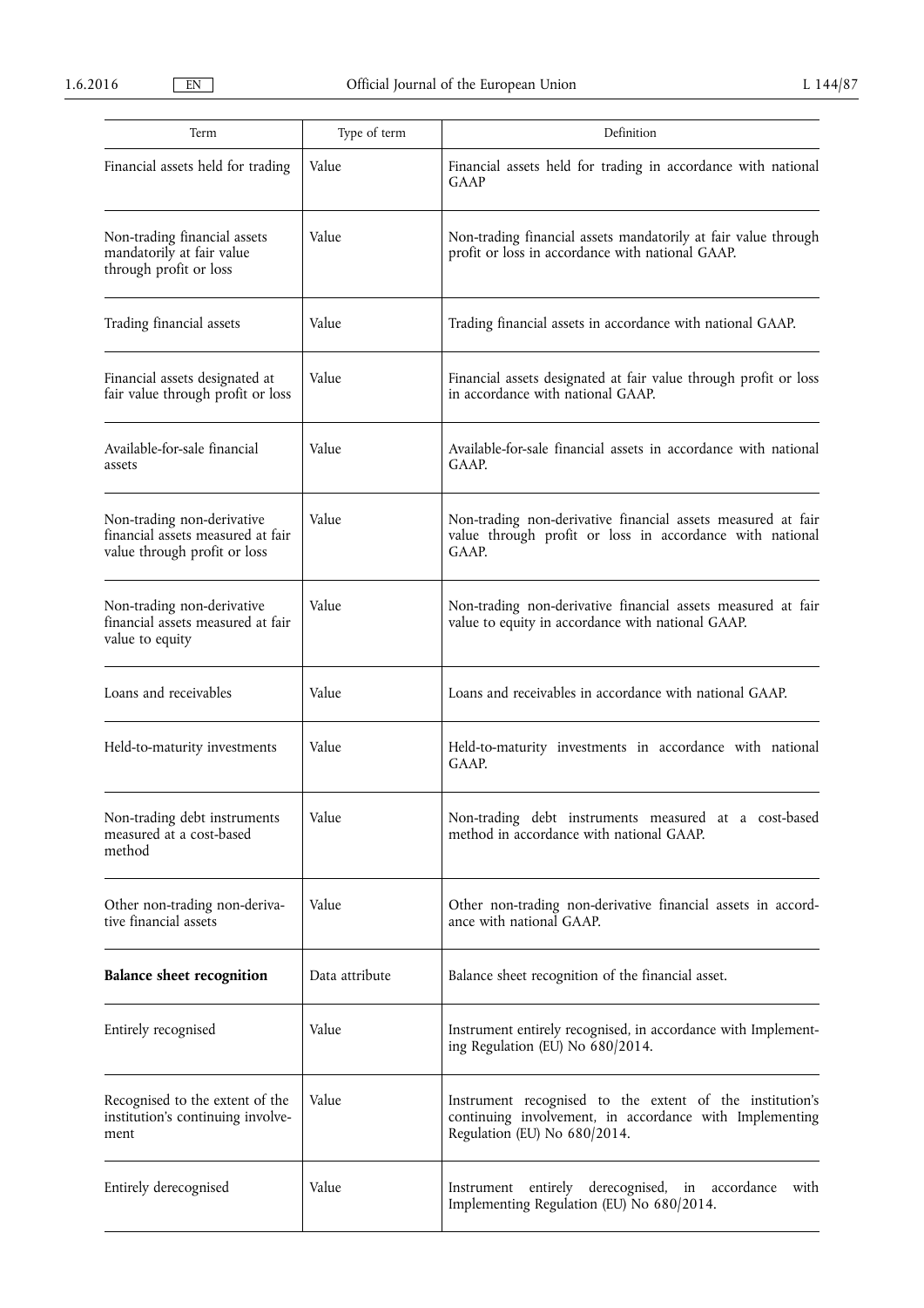| Term | Type of term | Definition |
| --- | --- | --- |
| Financial assets held for trading | Value | Financial assets held for trading in accordance with national GAAP |
| Non-trading financial assets mandatorily at fair value through profit or loss | Value | Non-trading financial assets mandatorily at fair value through profit or loss in accordance with national GAAP. |
| Trading financial assets | Value | Trading financial assets in accordance with national GAAP. |
| Financial assets designated at fair value through profit or loss | Value | Financial assets designated at fair value through profit or loss in accordance with national GAAP. |
| Available-for-sale financial assets | Value | Available-for-sale financial assets in accordance with national GAAP. |
| Non-trading non-derivative financial assets measured at fair value through profit or loss | Value | Non-trading non-derivative financial assets measured at fair value through profit or loss in accordance with national GAAP. |
| Non-trading non-derivative financial assets measured at fair value to equity | Value | Non-trading non-derivative financial assets measured at fair value to equity in accordance with national GAAP. |
| Loans and receivables | Value | Loans and receivables in accordance with national GAAP. |
| Held-to-maturity investments | Value | Held-to-maturity investments in accordance with national GAAP. |
| Non-trading debt instruments measured at a cost-based method | Value | Non-trading debt instruments measured at a cost-based method in accordance with national GAAP. |
| Other non-trading non-derivative financial assets | Value | Other non-trading non-derivative financial assets in accordance with national GAAP. |
| **Balance sheet recognition** | Data attribute | Balance sheet recognition of the financial asset. |
| Entirely recognised | Value | Instrument entirely recognised, in accordance with Implementing Regulation (EU) No 680/2014. |
| Recognised to the extent of the institution's continuing involvement | Value | Instrument recognised to the extent of the institution's continuing involvement, in accordance with Implementing Regulation (EU) No 680/2014. |
| Entirely derecognised | Value | Instrument entirely derecognised, in accordance with Implementing Regulation (EU) No 680/2014. |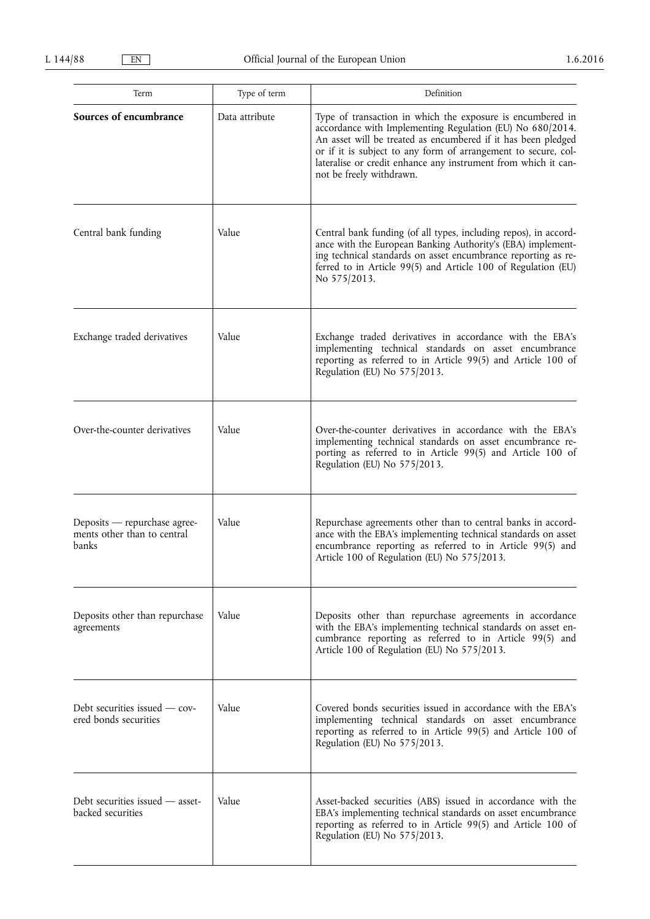| Term | Type of term | Definition |
|---|---|---|
| **Sources of encumbrance** | Data attribute | Type of transaction in which the exposure is encumbered in accordance with Implementing Regulation (EU) No 680/2014. An asset will be treated as encumbered if it has been pledged or if it is subject to any form of arrangement to secure, collateralise or credit enhance any instrument from which it cannot be freely withdrawn. |
| Central bank funding | Value | Central bank funding (of all types, including repos), in accordance with the European Banking Authority's (EBA) implementing technical standards on asset encumbrance reporting as referred to in Article 99(5) and Article 100 of Regulation (EU) No 575/2013. |
| Exchange traded derivatives | Value | Exchange traded derivatives in accordance with the EBA's implementing technical standards on asset encumbrance reporting as referred to in Article 99(5) and Article 100 of Regulation (EU) No 575/2013. |
| Over-the-counter derivatives | Value | Over-the-counter derivatives in accordance with the EBA's implementing technical standards on asset encumbrance reporting as referred to in Article 99(5) and Article 100 of Regulation (EU) No 575/2013. |
| Deposits — repurchase agreements other than to central banks | Value | Repurchase agreements other than to central banks in accordance with the EBA's implementing technical standards on asset encumbrance reporting as referred to in Article 99(5) and Article 100 of Regulation (EU) No 575/2013. |
| Deposits other than repurchase agreements | Value | Deposits other than repurchase agreements in accordance with the EBA's implementing technical standards on asset encumbrance reporting as referred to in Article 99(5) and Article 100 of Regulation (EU) No 575/2013. |
| Debt securities issued — covered bonds securities | Value | Covered bonds securities issued in accordance with the EBA's implementing technical standards on asset encumbrance reporting as referred to in Article 99(5) and Article 100 of Regulation (EU) No 575/2013. |
| Debt securities issued — asset-backed securities | Value | Asset-backed securities (ABS) issued in accordance with the EBA's implementing technical standards on asset encumbrance reporting as referred to in Article 99(5) and Article 100 of Regulation (EU) No 575/2013. |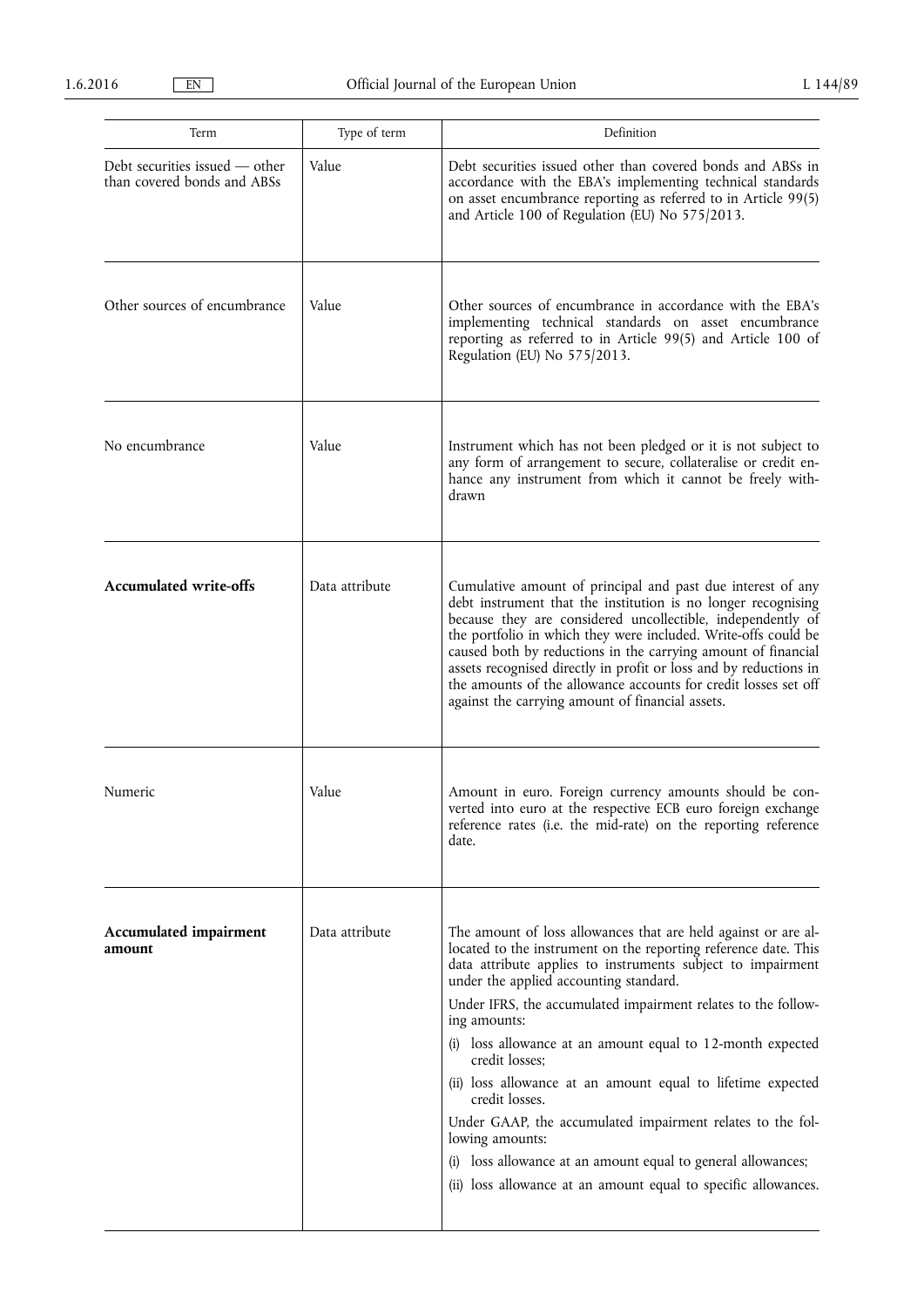| Term | Type of term | Definition |
|---|---|---|
| Debt securities issued — other than covered bonds and ABSs | Value | Debt securities issued other than covered bonds and ABSs in accordance with the EBA's implementing technical standards on asset encumbrance reporting as referred to in Article 99(5) and Article 100 of Regulation (EU) No 575/2013. |
| Other sources of encumbrance | Value | Other sources of encumbrance in accordance with the EBA's implementing technical standards on asset encumbrance reporting as referred to in Article 99(5) and Article 100 of Regulation (EU) No 575/2013. |
| No encumbrance | Value | Instrument which has not been pledged or it is not subject to any form of arrangement to secure, collateralise or credit enhance any instrument from which it cannot be freely withdrawn |
| **Accumulated write-offs** | Data attribute | Cumulative amount of principal and past due interest of any debt instrument that the institution is no longer recognising because they are considered uncollectible, independently of the portfolio in which they were included. Write-offs could be caused both by reductions in the carrying amount of financial assets recognised directly in profit or loss and by reductions in the amounts of the allowance accounts for credit losses set off against the carrying amount of financial assets. |
| Numeric | Value | Amount in euro. Foreign currency amounts should be converted into euro at the respective ECB euro foreign exchange reference rates (i.e. the mid-rate) on the reporting reference date. |
| **Accumulated impairment amount** | Data attribute | The amount of loss allowances that are held against or are allocated to the instrument on the reporting reference date. This data attribute applies to instruments subject to impairment under the applied accounting standard.<br><br>Under IFRS, the accumulated impairment relates to the following amounts:<br><br>(i) loss allowance at an amount equal to 12-month expected credit losses;<br><br>(ii) loss allowance at an amount equal to lifetime expected credit losses.<br><br>Under GAAP, the accumulated impairment relates to the following amounts:<br><br>(i) loss allowance at an amount equal to general allowances;<br><br>(ii) loss allowance at an amount equal to specific allowances. |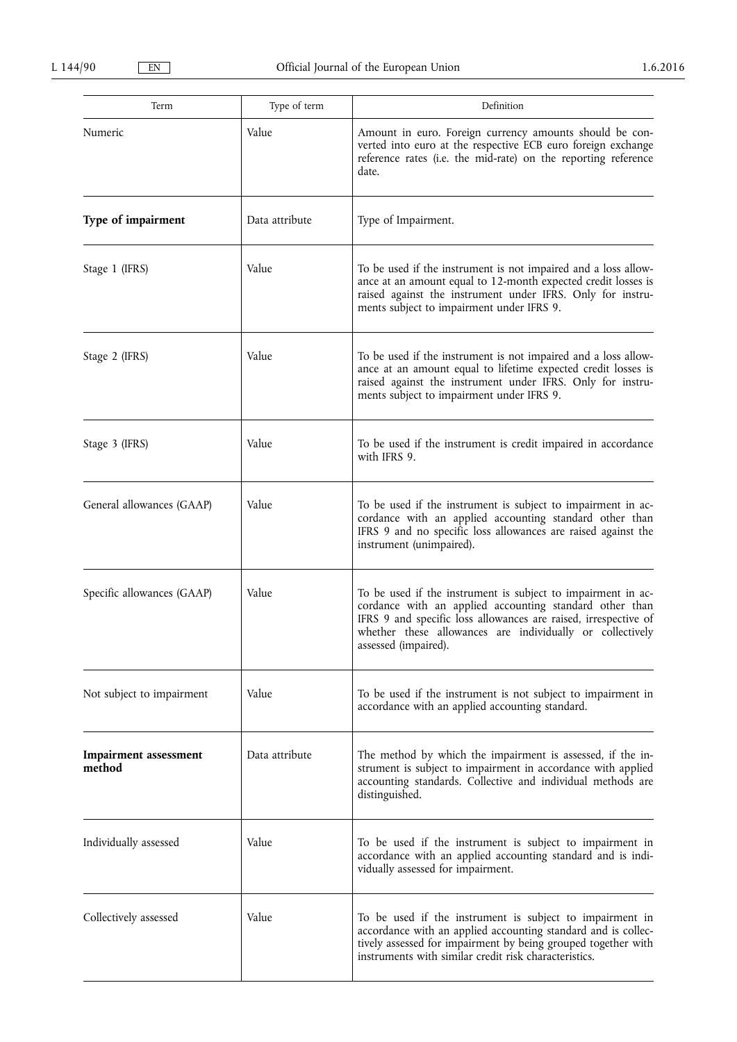| Term | Type of term | Definition |
|---|---|---|
| Numeric | Value | Amount in euro. Foreign currency amounts should be converted into euro at the respective ECB euro foreign exchange reference rates (i.e. the mid-rate) on the reporting reference date. |
| **Type of impairment** | Data attribute | Type of Impairment. |
| Stage 1 (IFRS) | Value | To be used if the instrument is not impaired and a loss allowance at an amount equal to 12-month expected credit losses is raised against the instrument under IFRS. Only for instruments subject to impairment under IFRS 9. |
| Stage 2 (IFRS) | Value | To be used if the instrument is not impaired and a loss allowance at an amount equal to lifetime expected credit losses is raised against the instrument under IFRS. Only for instruments subject to impairment under IFRS 9. |
| Stage 3 (IFRS) | Value | To be used if the instrument is credit impaired in accordance with IFRS 9. |
| General allowances (GAAP) | Value | To be used if the instrument is subject to impairment in accordance with an applied accounting standard other than IFRS 9 and no specific loss allowances are raised against the instrument (unimpaired). |
| Specific allowances (GAAP) | Value | To be used if the instrument is subject to impairment in accordance with an applied accounting standard other than IFRS 9 and specific loss allowances are raised, irrespective of whether these allowances are individually or collectively assessed (impaired). |
| Not subject to impairment | Value | To be used if the instrument is not subject to impairment in accordance with an applied accounting standard. |
| **Impairment assessment method** | Data attribute | The method by which the impairment is assessed, if the instrument is subject to impairment in accordance with applied accounting standards. Collective and individual methods are distinguished. |
| Individually assessed | Value | To be used if the instrument is subject to impairment in accordance with an applied accounting standard and is individually assessed for impairment. |
| Collectively assessed | Value | To be used if the instrument is subject to impairment in accordance with an applied accounting standard and is collectively assessed for impairment by being grouped together with instruments with similar credit risk characteristics. |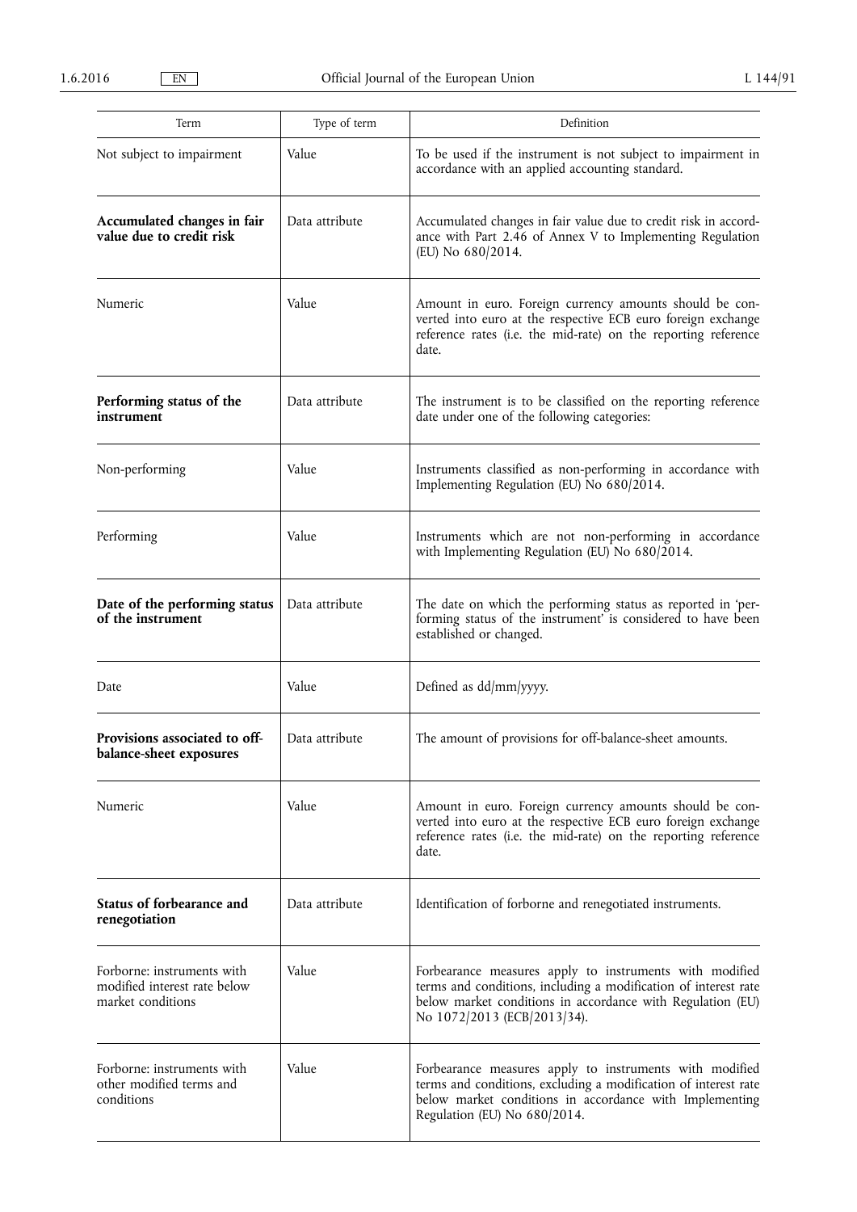| Term | Type of term | Definition |
|---|---|---|
| Not subject to impairment | Value | To be used if the instrument is not subject to impairment in accordance with an applied accounting standard. |
| **Accumulated changes in fair value due to credit risk** | Data attribute | Accumulated changes in fair value due to credit risk in accordance with Part 2.46 of Annex V to Implementing Regulation (EU) No 680/2014. |
| Numeric | Value | Amount in euro. Foreign currency amounts should be converted into euro at the respective ECB euro foreign exchange reference rates (i.e. the mid-rate) on the reporting reference date. |
| **Performing status of the instrument** | Data attribute | The instrument is to be classified on the reporting reference date under one of the following categories: |
| Non-performing | Value | Instruments classified as non-performing in accordance with Implementing Regulation (EU) No 680/2014. |
| Performing | Value | Instruments which are not non-performing in accordance with Implementing Regulation (EU) No 680/2014. |
| **Date of the performing status of the instrument** | Data attribute | The date on which the performing status as reported in 'performing status of the instrument' is considered to have been established or changed. |
| Date | Value | Defined as dd/mm/yyyy. |
| **Provisions associated to off-balance-sheet exposures** | Data attribute | The amount of provisions for off-balance-sheet amounts. |
| Numeric | Value | Amount in euro. Foreign currency amounts should be converted into euro at the respective ECB euro foreign exchange reference rates (i.e. the mid-rate) on the reporting reference date. |
| **Status of forbearance and renegotiation** | Data attribute | Identification of forborne and renegotiated instruments. |
| Forborne: instruments with modified interest rate below market conditions | Value | Forbearance measures apply to instruments with modified terms and conditions, including a modification of interest rate below market conditions in accordance with Regulation (EU) No 1072/2013 (ECB/2013/34). |
| Forborne: instruments with other modified terms and conditions | Value | Forbearance measures apply to instruments with modified terms and conditions, excluding a modification of interest rate below market conditions in accordance with Implementing Regulation (EU) No 680/2014. |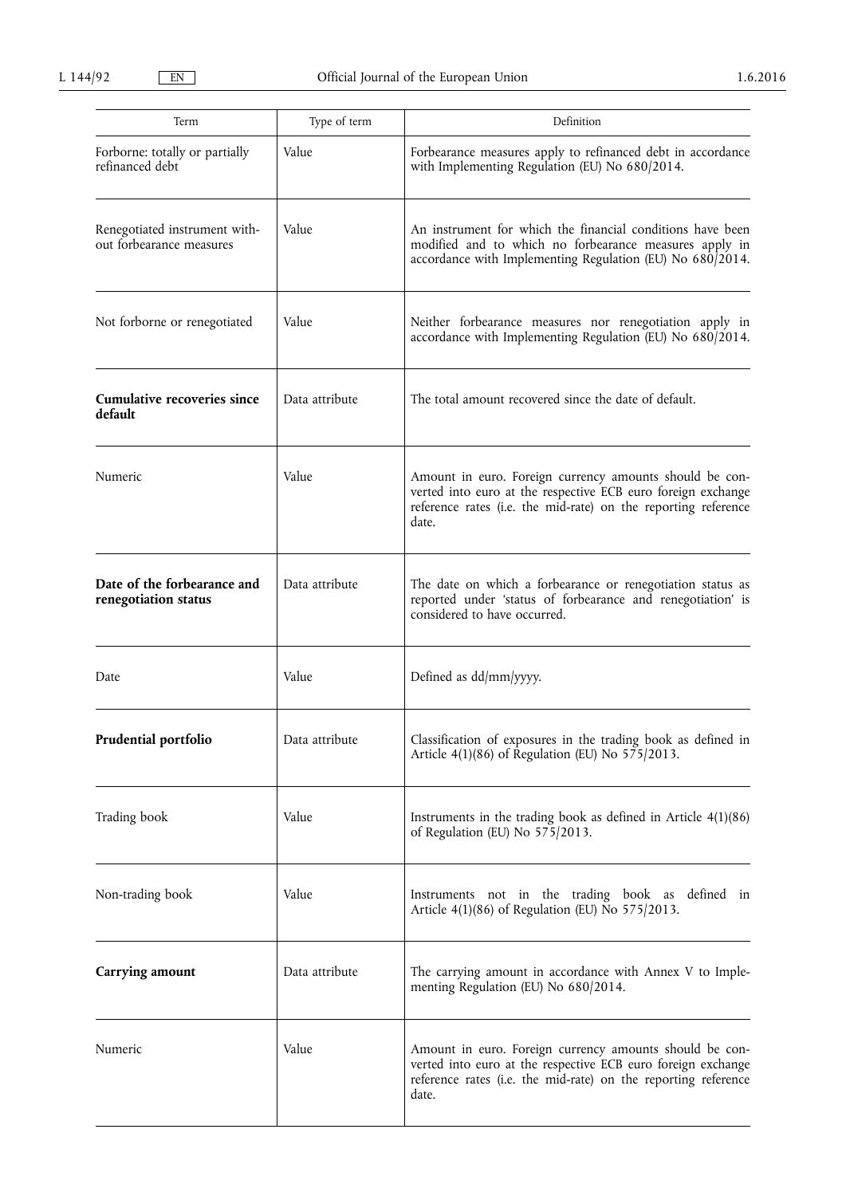| Term | Type of term | Definition |
|---|---|---|
| Forborne: totally or partially refinanced debt | Value | Forbearance measures apply to refinanced debt in accordance with Implementing Regulation (EU) No 680/2014. |
| Renegotiated instrument without forbearance measures | Value | An instrument for which the financial conditions have been modified and to which no forbearance measures apply in accordance with Implementing Regulation (EU) No 680/2014. |
| Not forborne or renegotiated | Value | Neither forbearance measures nor renegotiation apply in accordance with Implementing Regulation (EU) No 680/2014. |
| **Cumulative recoveries since default** | Data attribute | The total amount recovered since the date of default. |
| Numeric | Value | Amount in euro. Foreign currency amounts should be converted into euro at the respective ECB euro foreign exchange reference rates (i.e. the mid-rate) on the reporting reference date. |
| **Date of the forbearance and renegotiation status** | Data attribute | The date on which a forbearance or renegotiation status as reported under 'status of forbearance and renegotiation' is considered to have occurred. |
| Date | Value | Defined as dd/mm/yyyy. |
| **Prudential portfolio** | Data attribute | Classification of exposures in the trading book as defined in Article 4(1)(86) of Regulation (EU) No 575/2013. |
| Trading book | Value | Instruments in the trading book as defined in Article 4(1)(86) of Regulation (EU) No 575/2013. |
| Non-trading book | Value | Instruments not in the trading book as defined in Article 4(1)(86) of Regulation (EU) No 575/2013. |
| **Carrying amount** | Data attribute | The carrying amount in accordance with Annex V to Implementing Regulation (EU) No 680/2014. |
| Numeric | Value | Amount in euro. Foreign currency amounts should be converted into euro at the respective ECB euro foreign exchange reference rates (i.e. the mid-rate) on the reporting reference date. |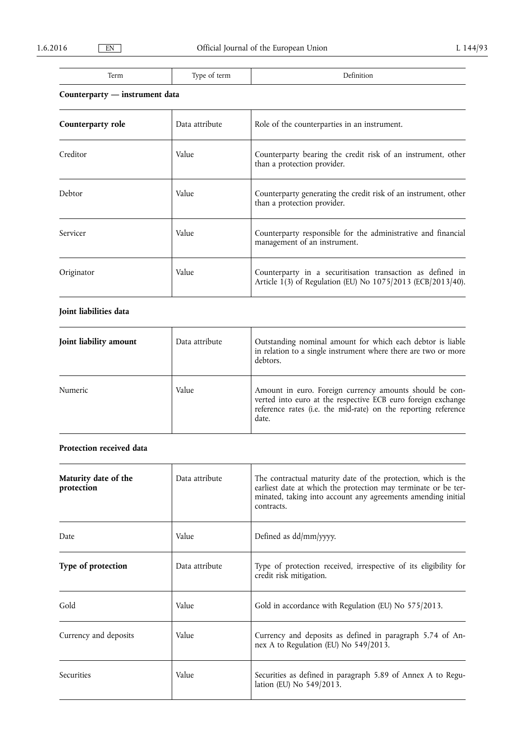| Term | Type of term | Definition |
|---|---|---|
| **Counterparty — instrument data** | | |
| **Counterparty role** | Data attribute | Role of the counterparties in an instrument. |
| Creditor | Value | Counterparty bearing the credit risk of an instrument, other than a protection provider. |
| Debtor | Value | Counterparty generating the credit risk of an instrument, other than a protection provider. |
| Servicer | Value | Counterparty responsible for the administrative and financial management of an instrument. |
| Originator | Value | Counterparty in a securitisation transaction as defined in Article 1(3) of Regulation (EU) No 1075/2013 (ECB/2013/40). |
| **Joint liabilities data** | | |
| **Joint liability amount** | Data attribute | Outstanding nominal amount for which each debtor is liable in relation to a single instrument where there are two or more debtors. |
| Numeric | Value | Amount in euro. Foreign currency amounts should be converted into euro at the respective ECB euro foreign exchange reference rates (i.e. the mid-rate) on the reporting reference date. |
| **Protection received data** | | |
| **Maturity date of the protection** | Data attribute | The contractual maturity date of the protection, which is the earliest date at which the protection may terminate or be terminated, taking into account any agreements amending initial contracts. |
| Date | Value | Defined as dd/mm/yyyy. |
| **Type of protection** | Data attribute | Type of protection received, irrespective of its eligibility for credit risk mitigation. |
| Gold | Value | Gold in accordance with Regulation (EU) No 575/2013. |
| Currency and deposits | Value | Currency and deposits as defined in paragraph 5.74 of Annex A to Regulation (EU) No 549/2013. |
| Securities | Value | Securities as defined in paragraph 5.89 of Annex A to Regulation (EU) No 549/2013. |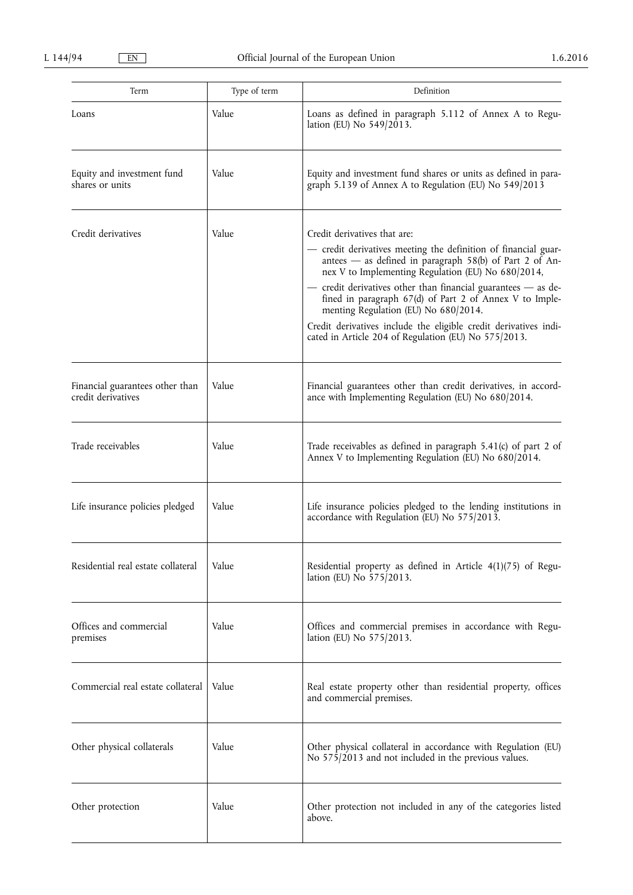| Term | Type of term | Definition |
|---|---|---|
| Loans | Value | Loans as defined in paragraph 5.112 of Annex A to Regulation (EU) No 549/2013. |
| Equity and investment fund shares or units | Value | Equity and investment fund shares or units as defined in paragraph 5.139 of Annex A to Regulation (EU) No 549/2013 |
| Credit derivatives | Value | Credit derivatives that are:<br>— credit derivatives meeting the definition of financial guarantees — as defined in paragraph 58(b) of Part 2 of Annex V to Implementing Regulation (EU) No 680/2014,<br>— credit derivatives other than financial guarantees — as defined in paragraph 67(d) of Part 2 of Annex V to Implementing Regulation (EU) No 680/2014.<br>Credit derivatives include the eligible credit derivatives indicated in Article 204 of Regulation (EU) No 575/2013. |
| Financial guarantees other than credit derivatives | Value | Financial guarantees other than credit derivatives, in accordance with Implementing Regulation (EU) No 680/2014. |
| Trade receivables | Value | Trade receivables as defined in paragraph 5.41(c) of part 2 of Annex V to Implementing Regulation (EU) No 680/2014. |
| Life insurance policies pledged | Value | Life insurance policies pledged to the lending institutions in accordance with Regulation (EU) No 575/2013. |
| Residential real estate collateral | Value | Residential property as defined in Article 4(1)(75) of Regulation (EU) No 575/2013. |
| Offices and commercial premises | Value | Offices and commercial premises in accordance with Regulation (EU) No 575/2013. |
| Commercial real estate collateral | Value | Real estate property other than residential property, offices and commercial premises. |
| Other physical collaterals | Value | Other physical collateral in accordance with Regulation (EU) No 575/2013 and not included in the previous values. |
| Other protection | Value | Other protection not included in any of the categories listed above. |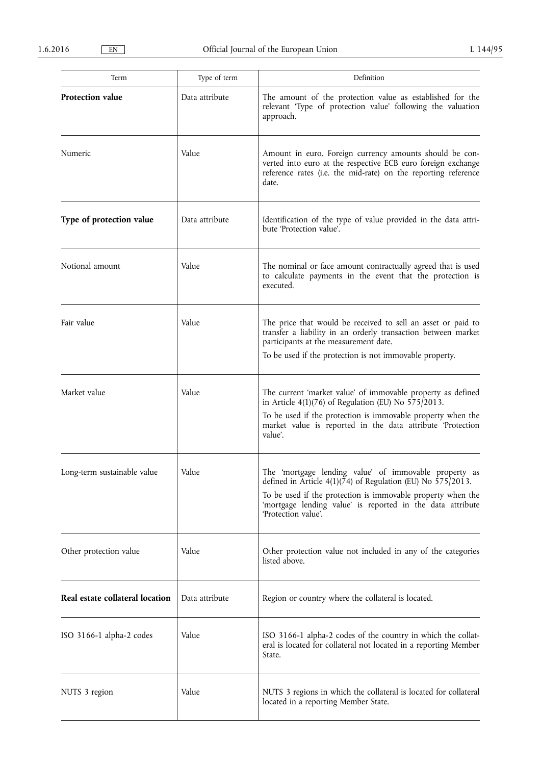| Term | Type of term | Definition |
|---|---|---|
| **Protection value** | Data attribute | The amount of the protection value as established for the relevant 'Type of protection value' following the valuation approach. |
| Numeric | Value | Amount in euro. Foreign currency amounts should be converted into euro at the respective ECB euro foreign exchange reference rates (i.e. the mid-rate) on the reporting reference date. |
| **Type of protection value** | Data attribute | Identification of the type of value provided in the data attribute 'Protection value'. |
| Notional amount | Value | The nominal or face amount contractually agreed that is used to calculate payments in the event that the protection is executed. |
| Fair value | Value | The price that would be received to sell an asset or paid to transfer a liability in an orderly transaction between market participants at the measurement date.<br>To be used if the protection is not immovable property. |
| Market value | Value | The current 'market value' of immovable property as defined in Article 4(1)(76) of Regulation (EU) No 575/2013.<br>To be used if the protection is immovable property when the market value is reported in the data attribute 'Protection value'. |
| Long-term sustainable value | Value | The 'mortgage lending value' of immovable property as defined in Article 4(1)(74) of Regulation (EU) No 575/2013.<br>To be used if the protection is immovable property when the 'mortgage lending value' is reported in the data attribute 'Protection value'. |
| Other protection value | Value | Other protection value not included in any of the categories listed above. |
| **Real estate collateral location** | Data attribute | Region or country where the collateral is located. |
| ISO 3166-1 alpha-2 codes | Value | ISO 3166-1 alpha-2 codes of the country in which the collateral is located for collateral not located in a reporting Member State. |
| NUTS 3 region | Value | NUTS 3 regions in which the collateral is located for collateral located in a reporting Member State. |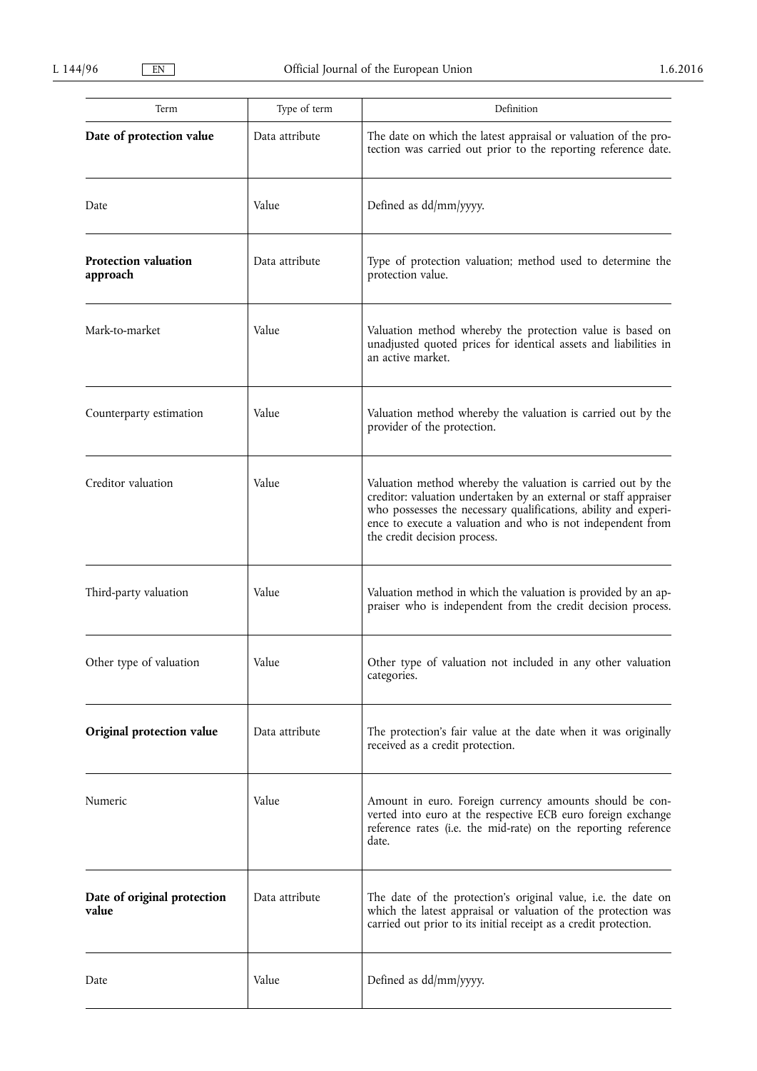| Term | Type of term | Definition |
| --- | --- | --- |
| **Date of protection value** | Data attribute | The date on which the latest appraisal or valuation of the protection was carried out prior to the reporting reference date. |
| Date | Value | Defined as dd/mm/yyyy. |
| **Protection valuation approach** | Data attribute | Type of protection valuation; method used to determine the protection value. |
| Mark-to-market | Value | Valuation method whereby the protection value is based on unadjusted quoted prices for identical assets and liabilities in an active market. |
| Counterparty estimation | Value | Valuation method whereby the valuation is carried out by the provider of the protection. |
| Creditor valuation | Value | Valuation method whereby the valuation is carried out by the creditor: valuation undertaken by an external or staff appraiser who possesses the necessary qualifications, ability and experience to execute a valuation and who is not independent from the credit decision process. |
| Third-party valuation | Value | Valuation method in which the valuation is provided by an appraiser who is independent from the credit decision process. |
| Other type of valuation | Value | Other type of valuation not included in any other valuation categories. |
| **Original protection value** | Data attribute | The protection's fair value at the date when it was originally received as a credit protection. |
| Numeric | Value | Amount in euro. Foreign currency amounts should be converted into euro at the respective ECB euro foreign exchange reference rates (i.e. the mid-rate) on the reporting reference date. |
| **Date of original protection value** | Data attribute | The date of the protection's original value, i.e. the date on which the latest appraisal or valuation of the protection was carried out prior to its initial receipt as a credit protection. |
| Date | Value | Defined as dd/mm/yyyy. |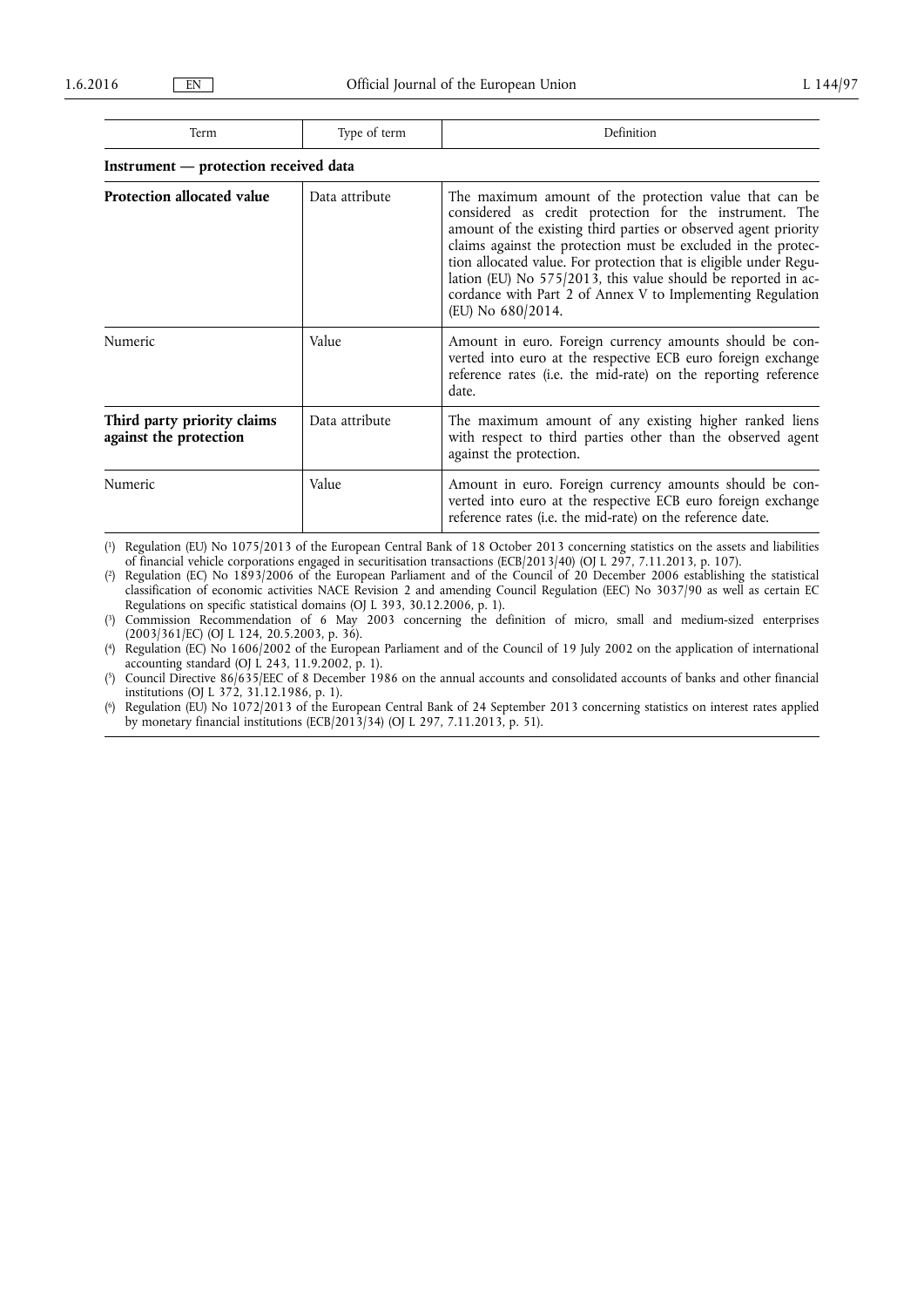| Term | Type of term | Definition |
|---|---|---|
| **Instrument — protection received data** | | |
| **Protection allocated value** | Data attribute | The maximum amount of the protection value that can be considered as credit protection for the instrument. The amount of the existing third parties or observed agent priority claims against the protection must be excluded in the protection allocated value. For protection that is eligible under Regulation (EU) No 575/2013, this value should be reported in accordance with Part 2 of Annex V to Implementing Regulation (EU) No 680/2014. |
| Numeric | Value | Amount in euro. Foreign currency amounts should be converted into euro at the respective ECB euro foreign exchange reference rates (i.e. the mid-rate) on the reporting reference date. |
| **Third party priority claims against the protection** | Data attribute | The maximum amount of any existing higher ranked liens with respect to third parties other than the observed agent against the protection. |
| Numeric | Value | Amount in euro. Foreign currency amounts should be converted into euro at the respective ECB euro foreign exchange reference rates (i.e. the mid-rate) on the reference date. |

(1) Regulation (EU) No 1075/2013 of the European Central Bank of 18 October 2013 concerning statistics on the assets and liabilities of financial vehicle corporations engaged in securitisation transactions (ECB/2013/40) (OJ L 297, 7.11.2013, p. 107).

(2) Regulation (EC) No 1893/2006 of the European Parliament and of the Council of 20 December 2006 establishing the statistical classification of economic activities NACE Revision 2 and amending Council Regulation (EEC) No 3037/90 as well as certain EC Regulations on specific statistical domains (OJ L 393, 30.12.2006, p. 1).

(3) Commission Recommendation of 6 May 2003 concerning the definition of micro, small and medium-sized enterprises (2003/361/EC) (OJ L 124, 20.5.2003, p. 36).

(4) Regulation (EC) No 1606/2002 of the European Parliament and of the Council of 19 July 2002 on the application of international accounting standard (OJ L 243, 11.9.2002, p. 1).

(5) Council Directive 86/635/EEC of 8 December 1986 on the annual accounts and consolidated accounts of banks and other financial institutions (OJ L 372, 31.12.1986, p. 1).

(6) Regulation (EU) No 1072/2013 of the European Central Bank of 24 September 2013 concerning statistics on interest rates applied by monetary financial institutions (ECB/2013/34) (OJ L 297, 7.11.2013, p. 51).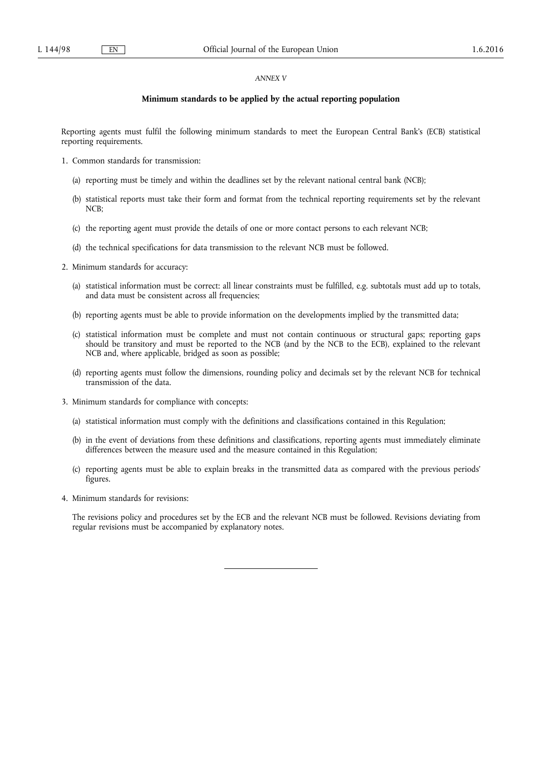*ANNEX V*

## Minimum standards to be applied by the actual reporting population

Reporting agents must fulfil the following minimum standards to meet the European Central Bank's (ECB) statistical reporting requirements.

1. Common standards for transmission:

   (a) reporting must be timely and within the deadlines set by the relevant national central bank (NCB);

   (b) statistical reports must take their form and format from the technical reporting requirements set by the relevant NCB;

   (c) the reporting agent must provide the details of one or more contact persons to each relevant NCB;

   (d) the technical specifications for data transmission to the relevant NCB must be followed.

2. Minimum standards for accuracy:

   (a) statistical information must be correct: all linear constraints must be fulfilled, e.g. subtotals must add up to totals, and data must be consistent across all frequencies;

   (b) reporting agents must be able to provide information on the developments implied by the transmitted data;

   (c) statistical information must be complete and must not contain continuous or structural gaps; reporting gaps should be transitory and must be reported to the NCB (and by the NCB to the ECB), explained to the relevant NCB and, where applicable, bridged as soon as possible;

   (d) reporting agents must follow the dimensions, rounding policy and decimals set by the relevant NCB for technical transmission of the data.

3. Minimum standards for compliance with concepts:

   (a) statistical information must comply with the definitions and classifications contained in this Regulation;

   (b) in the event of deviations from these definitions and classifications, reporting agents must immediately eliminate differences between the measure used and the measure contained in this Regulation;

   (c) reporting agents must be able to explain breaks in the transmitted data as compared with the previous periods' figures.

4. Minimum standards for revisions:

   The revisions policy and procedures set by the ECB and the relevant NCB must be followed. Revisions deviating from regular revisions must be accompanied by explanatory notes.